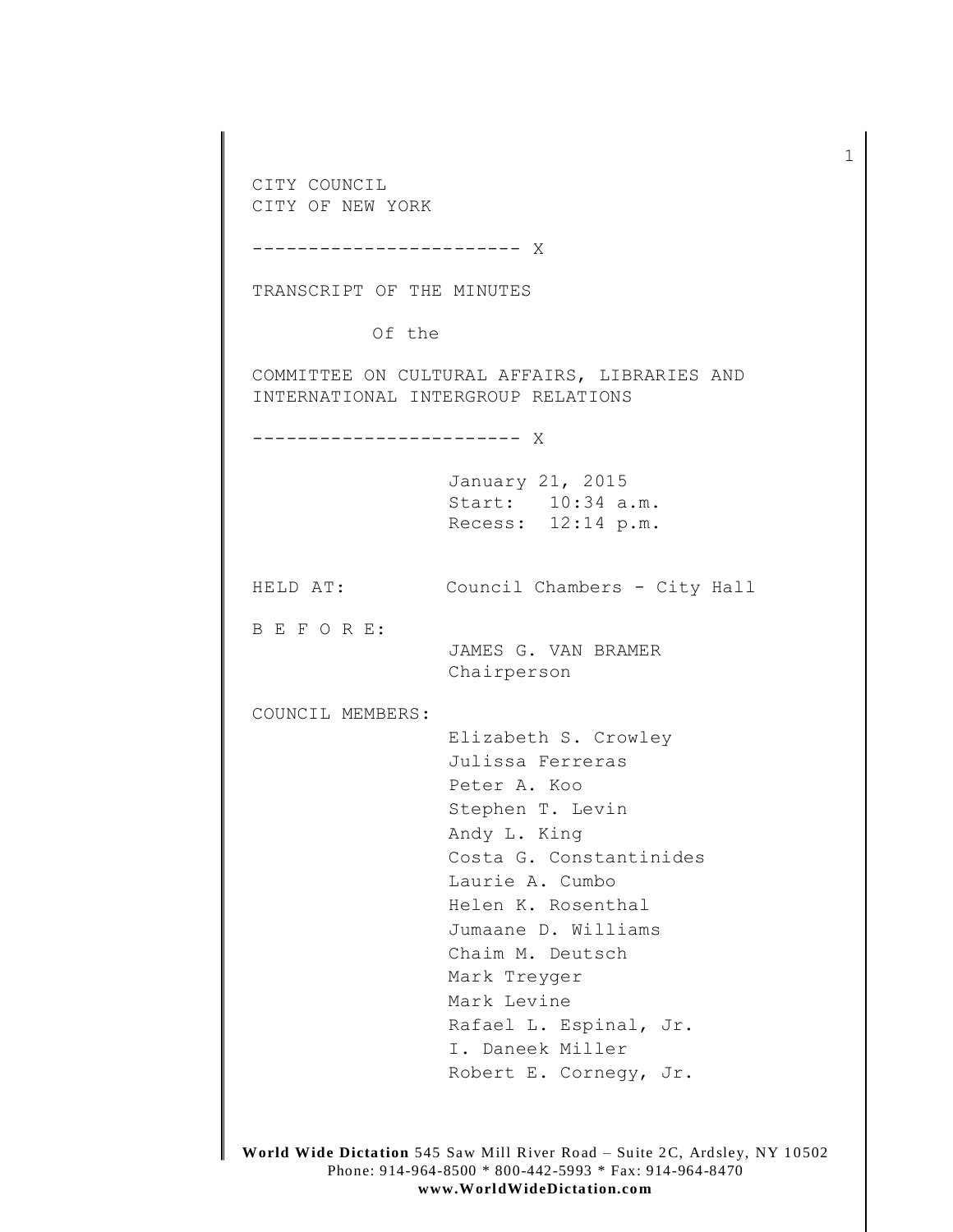CITY COUNCIL
CITY OF NEW YORK

------------------------ X

TRANSCRIPT OF THE MINUTES

Of the

COMMITTEE ON CULTURAL AFFAIRS, LIBRARIES AND INTERNATIONAL INTERGROUP RELATIONS

------------------------ X

January 21, 2015
Start: 10:34 a.m.
Recess: 12:14 p.m.

HELD AT: Council Chambers - City Hall

B E F O R E:

JAMES G. VAN BRAMER
Chairperson

COUNCIL MEMBERS:

Elizabeth S. Crowley
Julissa Ferreras
Peter A. Koo
Stephen T. Levin
Andy L. King
Costa G. Constantinides
Laurie A. Cumbo
Helen K. Rosenthal
Jumaane D. Williams
Chaim M. Deutsch
Mark Treyger
Mark Levine
Rafael L. Espinal, Jr.
I. Daneek Miller
Robert E. Cornegy, Jr.

**World Wide Dictation** 545 Saw Mill River Road – Suite 2C, Ardsley, NY 10502
Phone: 914-964-8500 * 800-442-5993 * Fax: 914-964-8470
**www.WorldWideDictation.com**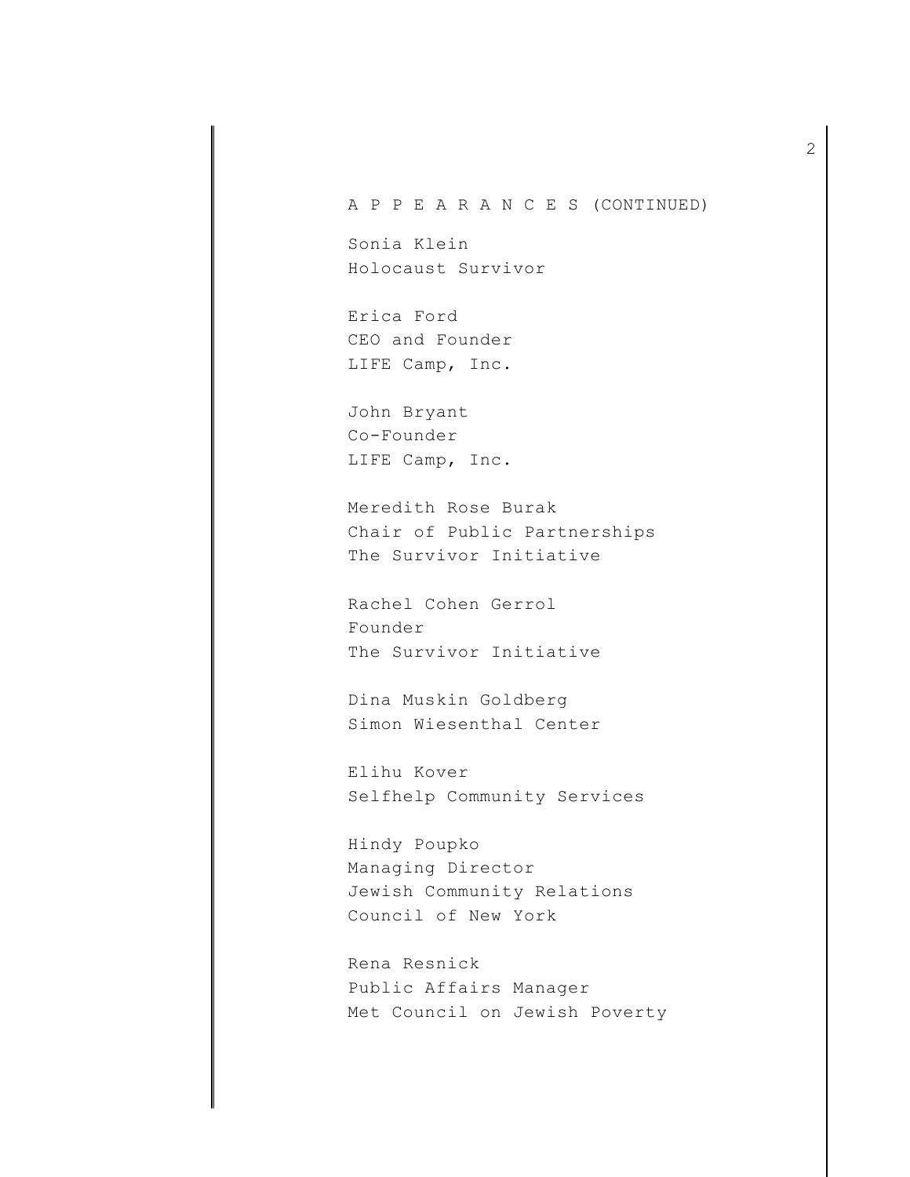A P P E A R A N C E S (CONTINUED)

Sonia Klein
Holocaust Survivor

Erica Ford
CEO and Founder
LIFE Camp, Inc.

John Bryant
Co-Founder
LIFE Camp, Inc.

Meredith Rose Burak
Chair of Public Partnerships
The Survivor Initiative

Rachel Cohen Gerrol
Founder
The Survivor Initiative

Dina Muskin Goldberg
Simon Wiesenthal Center

Elihu Kover
Selfhelp Community Services

Hindy Poupko
Managing Director
Jewish Community Relations
Council of New York

Rena Resnick
Public Affairs Manager
Met Council on Jewish Poverty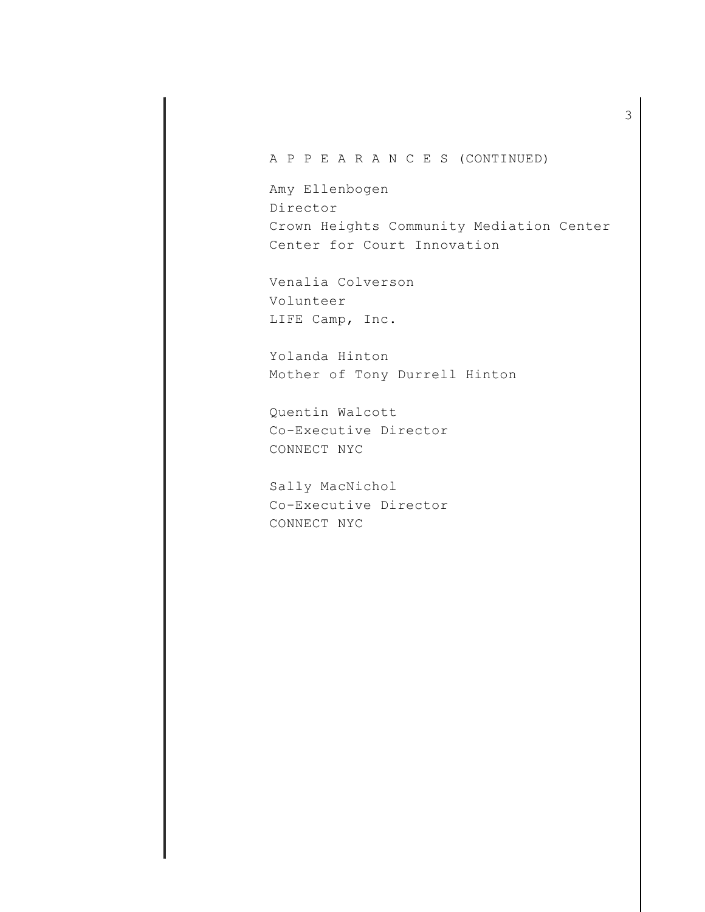A P P E A R A N C E S (CONTINUED)

Amy Ellenbogen
Director
Crown Heights Community Mediation Center
Center for Court Innovation

Venalia Colverson
Volunteer
LIFE Camp, Inc.

Yolanda Hinton
Mother of Tony Durrell Hinton

Quentin Walcott
Co-Executive Director
CONNECT NYC

Sally MacNichol
Co-Executive Director
CONNECT NYC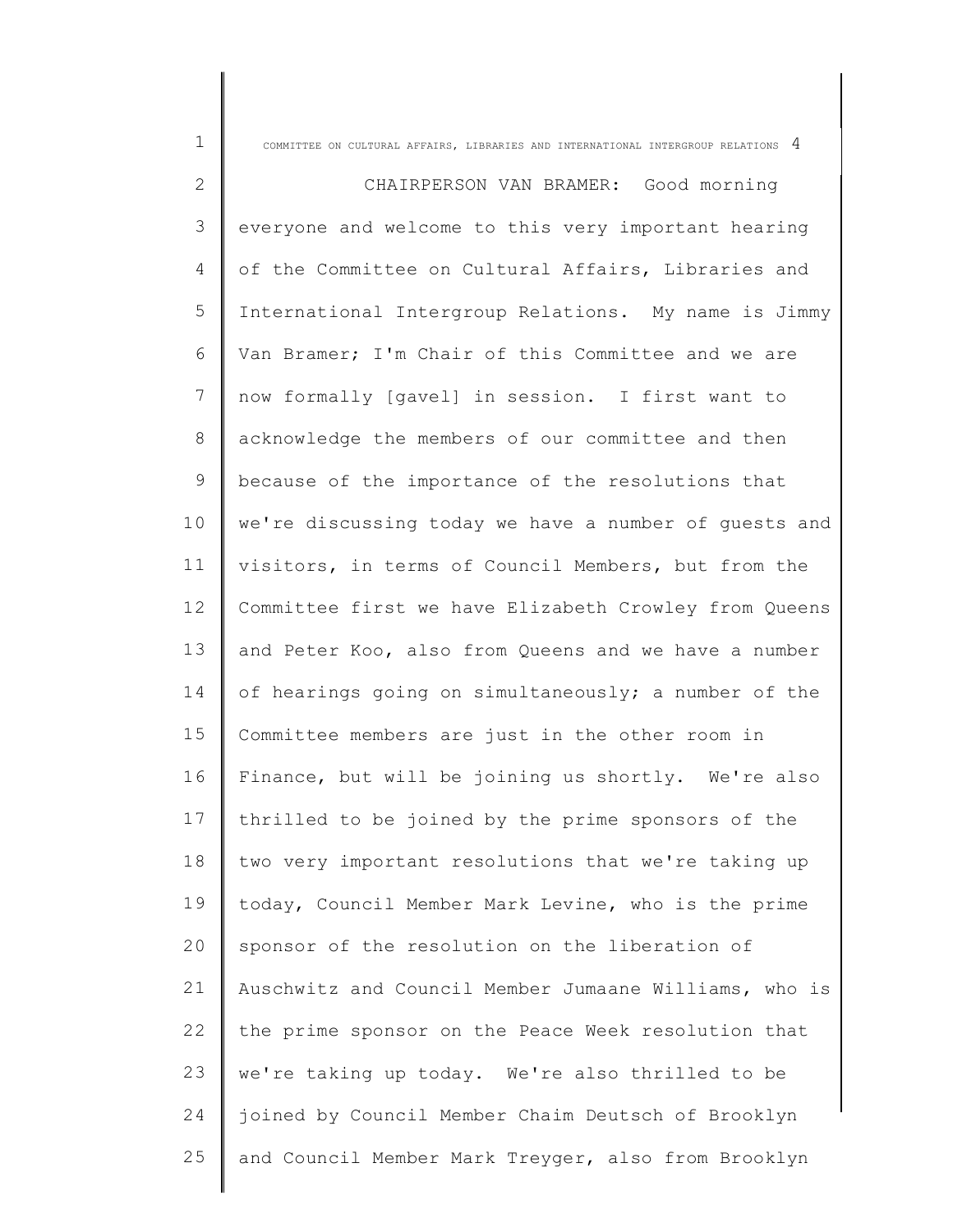CHAIRPERSON VAN BRAMER: Good morning everyone and welcome to this very important hearing of the Committee on Cultural Affairs, Libraries and International Intergroup Relations. My name is Jimmy Van Bramer; I'm Chair of this Committee and we are now formally [gavel] in session. I first want to acknowledge the members of our committee and then because of the importance of the resolutions that we're discussing today we have a number of guests and visitors, in terms of Council Members, but from the Committee first we have Elizabeth Crowley from Queens and Peter Koo, also from Queens and we have a number of hearings going on simultaneously; a number of the Committee members are just in the other room in Finance, but will be joining us shortly. We're also thrilled to be joined by the prime sponsors of the two very important resolutions that we're taking up today, Council Member Mark Levine, who is the prime sponsor of the resolution on the liberation of Auschwitz and Council Member Jumaane Williams, who is the prime sponsor on the Peace Week resolution that we're taking up today. We're also thrilled to be joined by Council Member Chaim Deutsch of Brooklyn and Council Member Mark Treyger, also from Brooklyn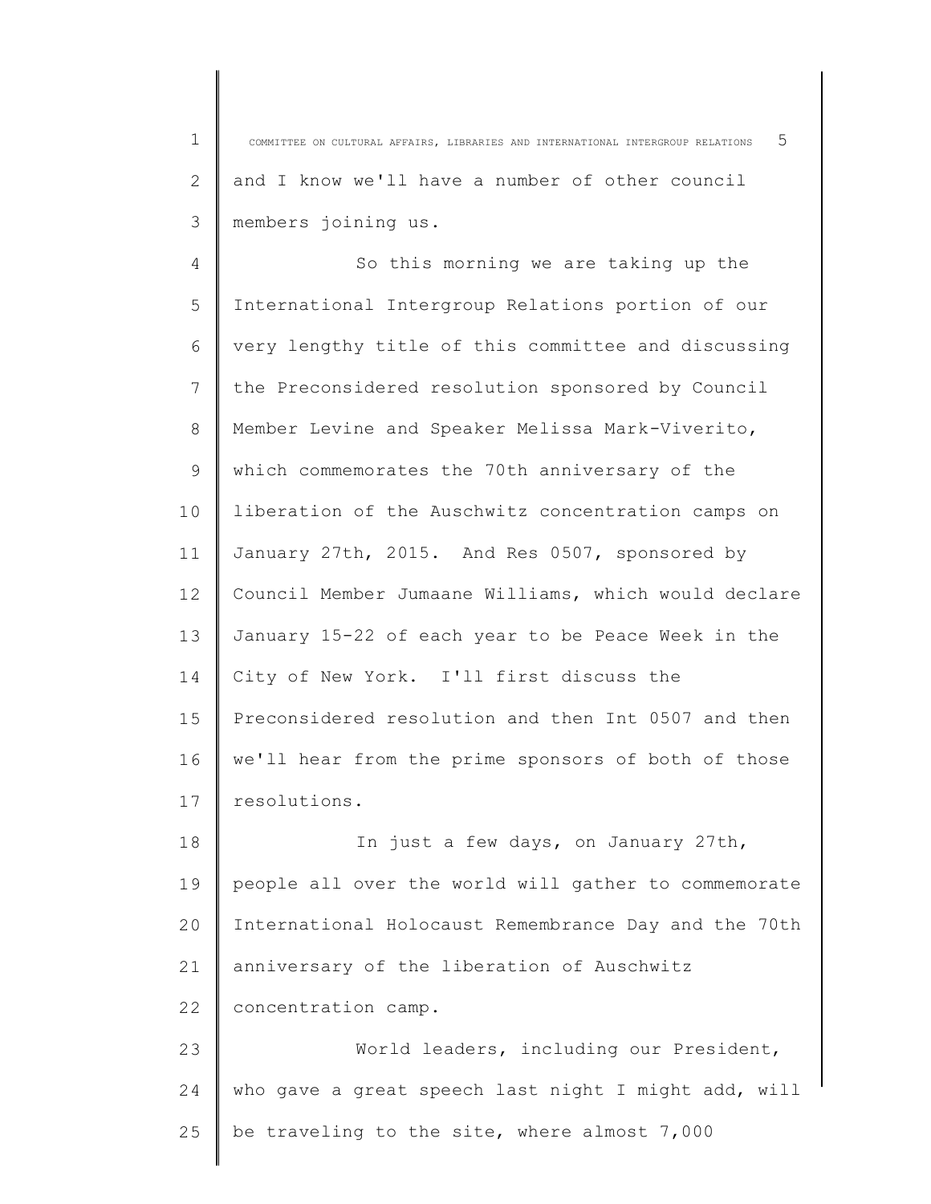and I know we'll have a number of other council members joining us.

So this morning we are taking up the International Intergroup Relations portion of our very lengthy title of this committee and discussing the Preconsidered resolution sponsored by Council Member Levine and Speaker Melissa Mark-Viverito, which commemorates the 70th anniversary of the liberation of the Auschwitz concentration camps on January 27th, 2015. And Res 0507, sponsored by Council Member Jumaane Williams, which would declare January 15-22 of each year to be Peace Week in the City of New York. I'll first discuss the Preconsidered resolution and then Int 0507 and then we'll hear from the prime sponsors of both of those resolutions.

In just a few days, on January 27th, people all over the world will gather to commemorate International Holocaust Remembrance Day and the 70th anniversary of the liberation of Auschwitz concentration camp.

World leaders, including our President, who gave a great speech last night I might add, will be traveling to the site, where almost 7,000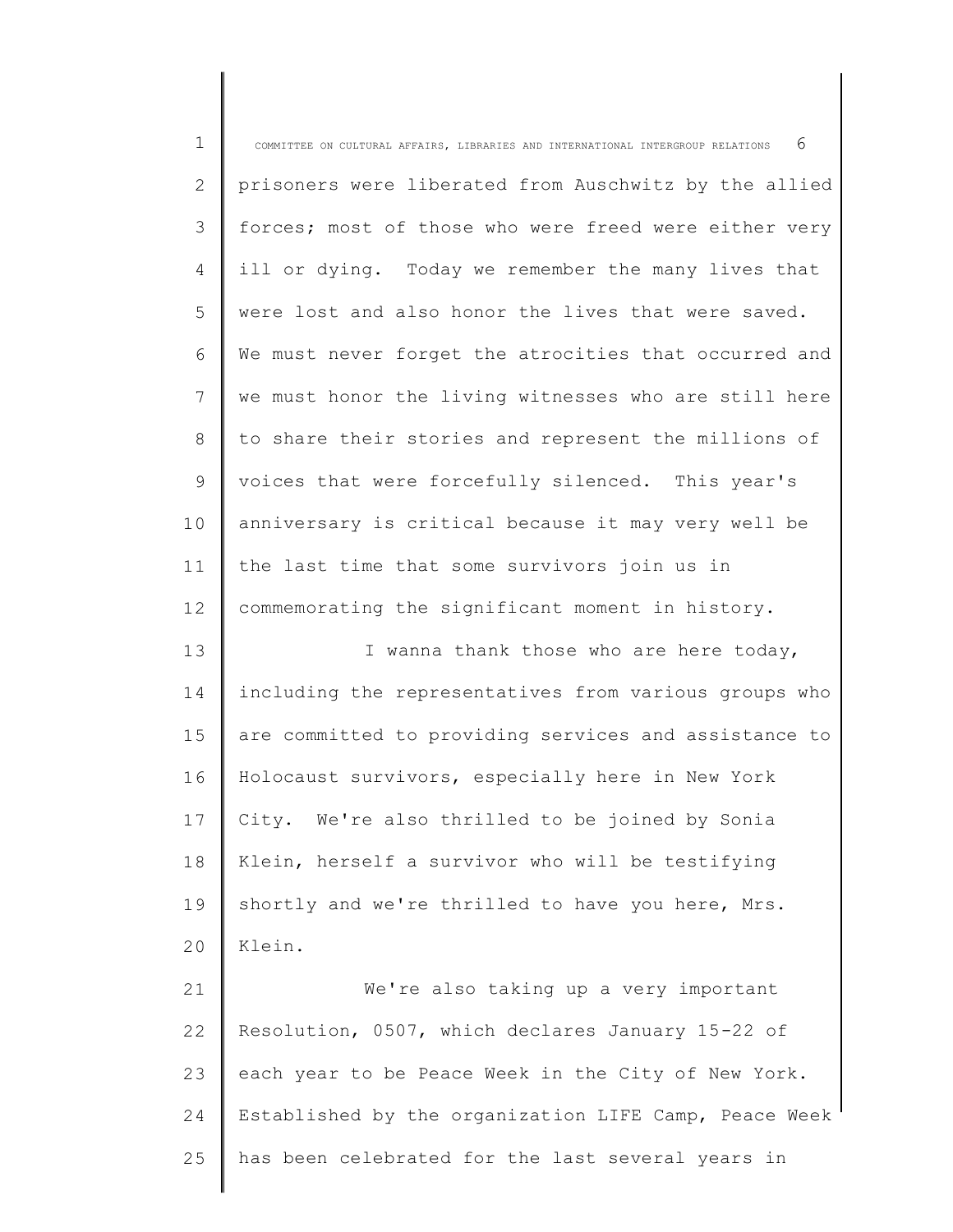prisoners were liberated from Auschwitz by the allied forces; most of those who were freed were either very ill or dying. Today we remember the many lives that were lost and also honor the lives that were saved. We must never forget the atrocities that occurred and we must honor the living witnesses who are still here to share their stories and represent the millions of voices that were forcefully silenced. This year's anniversary is critical because it may very well be the last time that some survivors join us in commemorating the significant moment in history.

I wanna thank those who are here today, including the representatives from various groups who are committed to providing services and assistance to Holocaust survivors, especially here in New York City. We're also thrilled to be joined by Sonia Klein, herself a survivor who will be testifying shortly and we're thrilled to have you here, Mrs. Klein.

We're also taking up a very important Resolution, 0507, which declares January 15-22 of each year to be Peace Week in the City of New York. Established by the organization LIFE Camp, Peace Week has been celebrated for the last several years in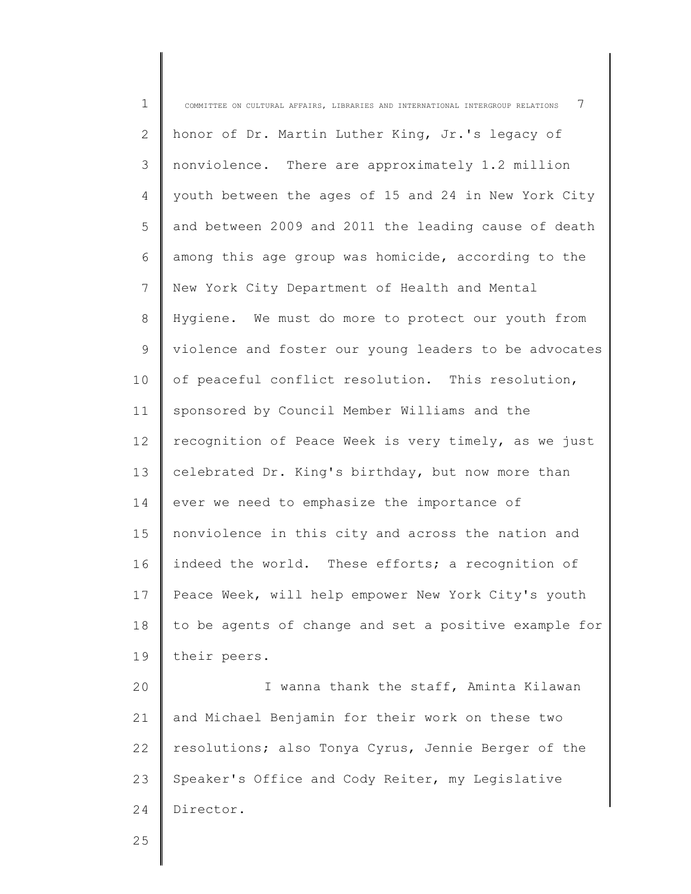honor of Dr. Martin Luther King, Jr.'s legacy of nonviolence. There are approximately 1.2 million youth between the ages of 15 and 24 in New York City and between 2009 and 2011 the leading cause of death among this age group was homicide, according to the New York City Department of Health and Mental Hygiene. We must do more to protect our youth from violence and foster our young leaders to be advocates of peaceful conflict resolution. This resolution, sponsored by Council Member Williams and the recognition of Peace Week is very timely, as we just celebrated Dr. King's birthday, but now more than ever we need to emphasize the importance of nonviolence in this city and across the nation and indeed the world. These efforts; a recognition of Peace Week, will help empower New York City's youth to be agents of change and set a positive example for their peers.

I wanna thank the staff, Aminta Kilawan and Michael Benjamin for their work on these two resolutions; also Tonya Cyrus, Jennie Berger of the Speaker's Office and Cody Reiter, my Legislative Director.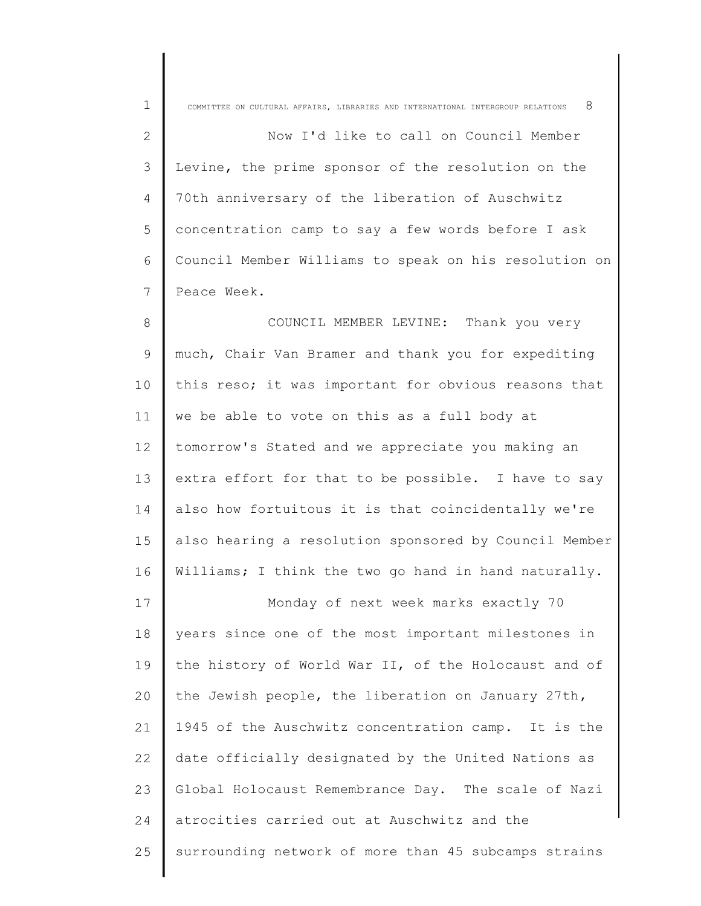Now I'd like to call on Council Member Levine, the prime sponsor of the resolution on the 70th anniversary of the liberation of Auschwitz concentration camp to say a few words before I ask Council Member Williams to speak on his resolution on Peace Week.

COUNCIL MEMBER LEVINE: Thank you very much, Chair Van Bramer and thank you for expediting this reso; it was important for obvious reasons that we be able to vote on this as a full body at tomorrow's Stated and we appreciate you making an extra effort for that to be possible. I have to say also how fortuitous it is that coincidentally we're also hearing a resolution sponsored by Council Member Williams; I think the two go hand in hand naturally.

Monday of next week marks exactly 70 years since one of the most important milestones in the history of World War II, of the Holocaust and of the Jewish people, the liberation on January 27th, 1945 of the Auschwitz concentration camp. It is the date officially designated by the United Nations as Global Holocaust Remembrance Day. The scale of Nazi atrocities carried out at Auschwitz and the surrounding network of more than 45 subcamps strains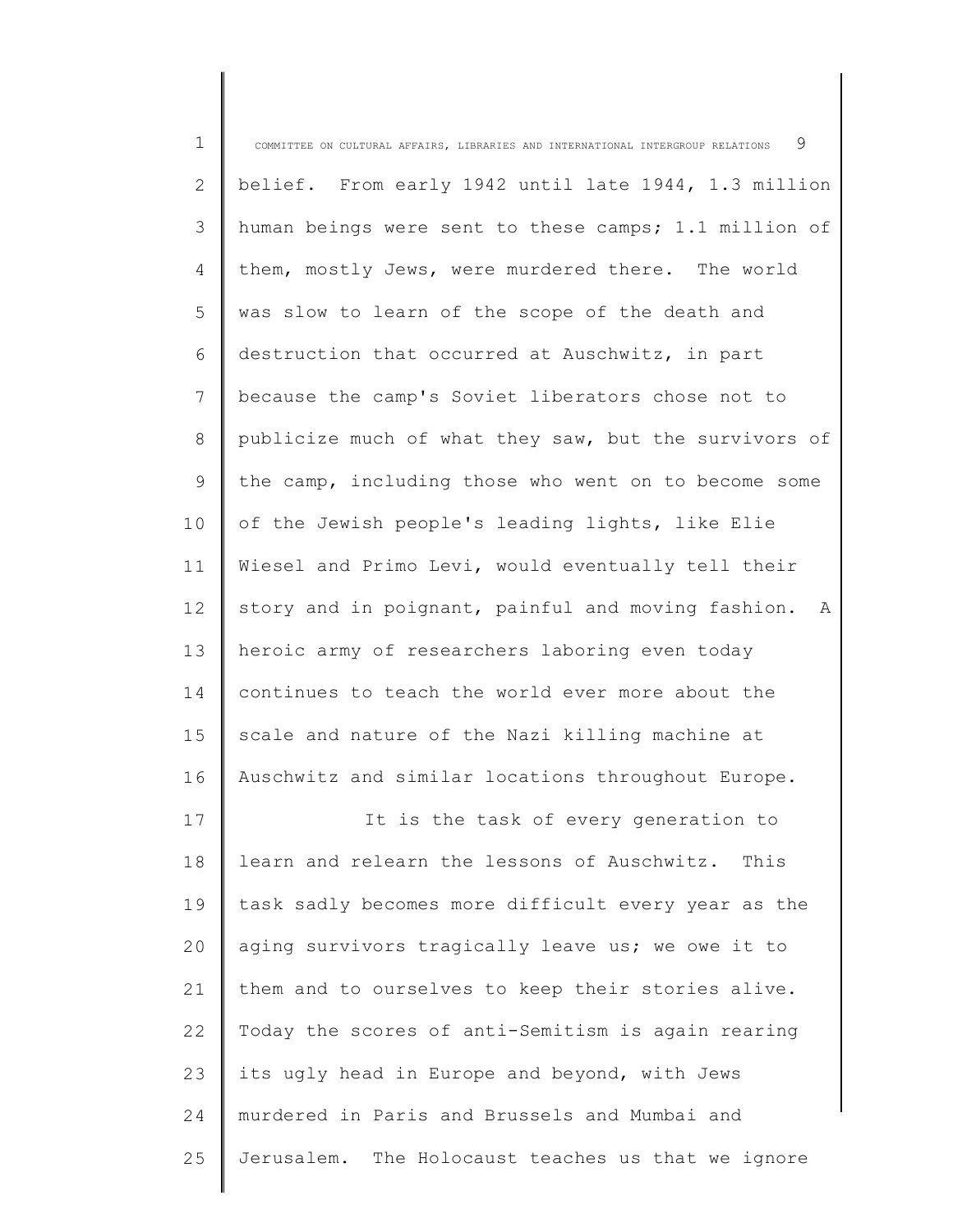belief. From early 1942 until late 1944, 1.3 million human beings were sent to these camps; 1.1 million of them, mostly Jews, were murdered there. The world was slow to learn of the scope of the death and destruction that occurred at Auschwitz, in part because the camp's Soviet liberators chose not to publicize much of what they saw, but the survivors of the camp, including those who went on to become some of the Jewish people's leading lights, like Elie Wiesel and Primo Levi, would eventually tell their story and in poignant, painful and moving fashion. A heroic army of researchers laboring even today continues to teach the world ever more about the scale and nature of the Nazi killing machine at Auschwitz and similar locations throughout Europe.

It is the task of every generation to learn and relearn the lessons of Auschwitz. This task sadly becomes more difficult every year as the aging survivors tragically leave us; we owe it to them and to ourselves to keep their stories alive. Today the scores of anti-Semitism is again rearing its ugly head in Europe and beyond, with Jews murdered in Paris and Brussels and Mumbai and Jerusalem. The Holocaust teaches us that we ignore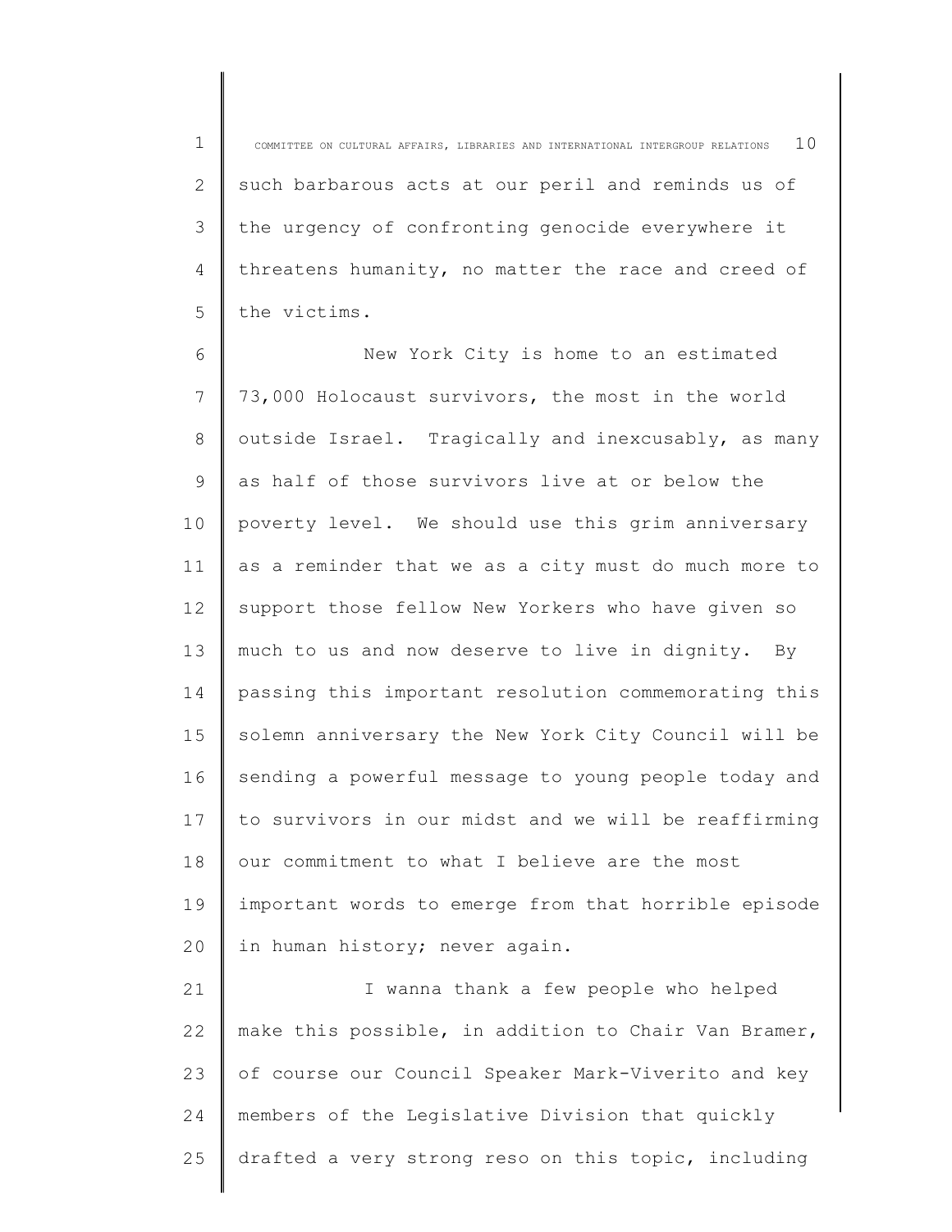such barbarous acts at our peril and reminds us of the urgency of confronting genocide everywhere it threatens humanity, no matter the race and creed of the victims.

New York City is home to an estimated 73,000 Holocaust survivors, the most in the world outside Israel. Tragically and inexcusably, as many as half of those survivors live at or below the poverty level. We should use this grim anniversary as a reminder that we as a city must do much more to support those fellow New Yorkers who have given so much to us and now deserve to live in dignity. By passing this important resolution commemorating this solemn anniversary the New York City Council will be sending a powerful message to young people today and to survivors in our midst and we will be reaffirming our commitment to what I believe are the most important words to emerge from that horrible episode in human history; never again.

I wanna thank a few people who helped make this possible, in addition to Chair Van Bramer, of course our Council Speaker Mark-Viverito and key members of the Legislative Division that quickly drafted a very strong reso on this topic, including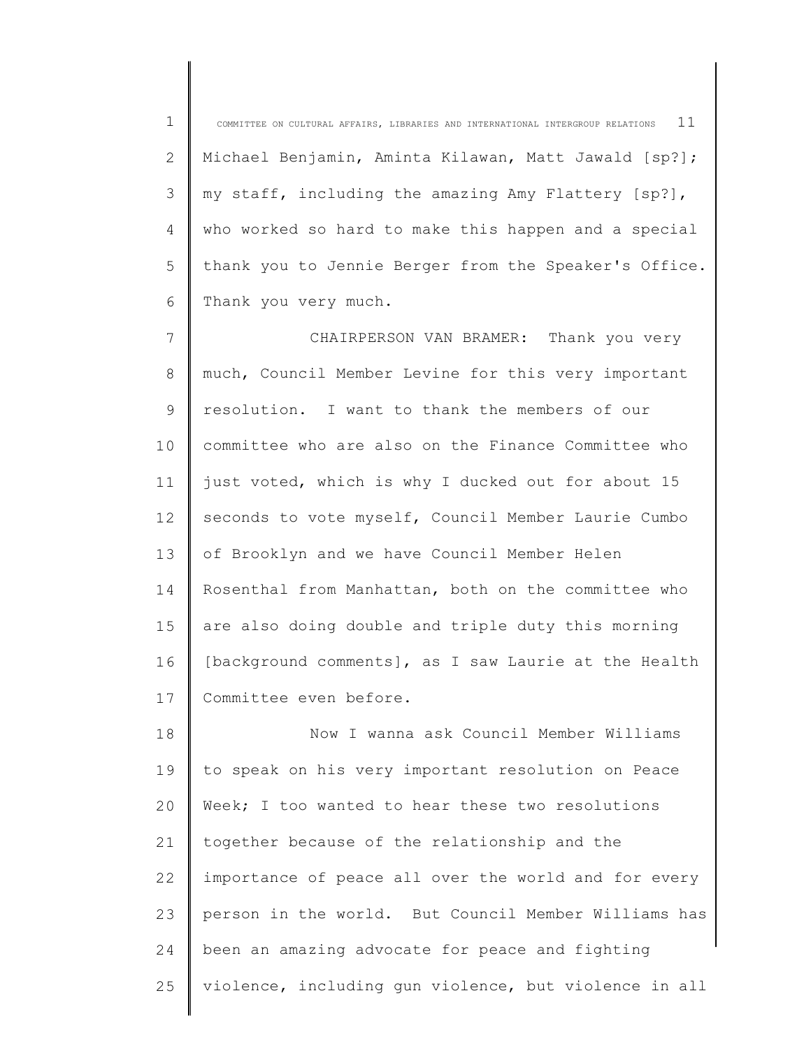Michael Benjamin, Aminta Kilawan, Matt Jawald [sp?]; my staff, including the amazing Amy Flattery [sp?], who worked so hard to make this happen and a special thank you to Jennie Berger from the Speaker's Office. Thank you very much.

CHAIRPERSON VAN BRAMER: Thank you very much, Council Member Levine for this very important resolution. I want to thank the members of our committee who are also on the Finance Committee who just voted, which is why I ducked out for about 15 seconds to vote myself, Council Member Laurie Cumbo of Brooklyn and we have Council Member Helen Rosenthal from Manhattan, both on the committee who are also doing double and triple duty this morning [background comments], as I saw Laurie at the Health Committee even before.

Now I wanna ask Council Member Williams to speak on his very important resolution on Peace Week; I too wanted to hear these two resolutions together because of the relationship and the importance of peace all over the world and for every person in the world. But Council Member Williams has been an amazing advocate for peace and fighting violence, including gun violence, but violence in all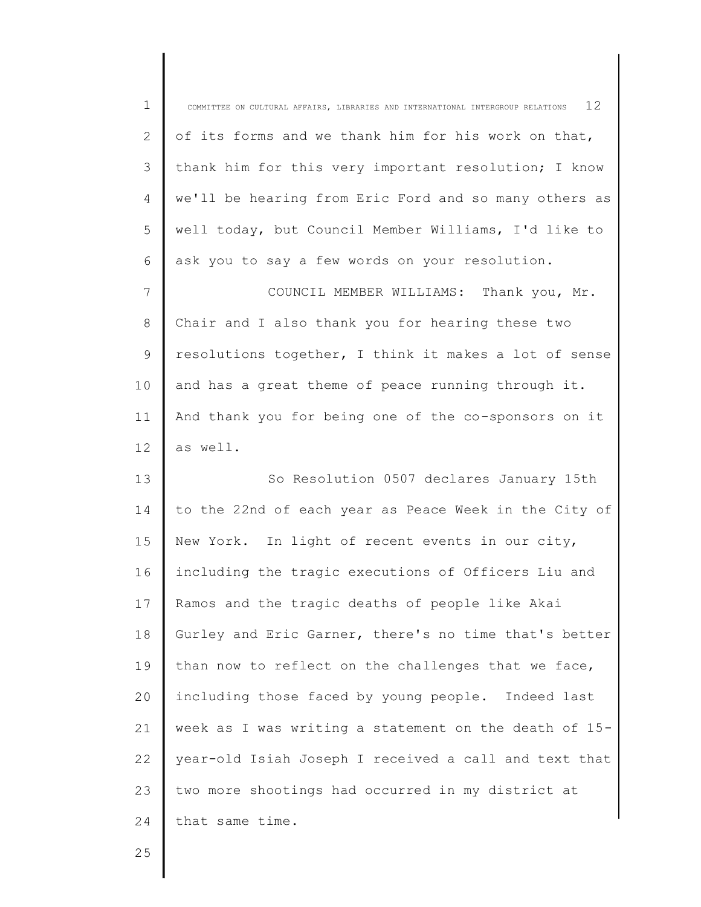of its forms and we thank him for his work on that, thank him for this very important resolution; I know we'll be hearing from Eric Ford and so many others as well today, but Council Member Williams, I'd like to ask you to say a few words on your resolution.

COUNCIL MEMBER WILLIAMS: Thank you, Mr. Chair and I also thank you for hearing these two resolutions together, I think it makes a lot of sense and has a great theme of peace running through it. And thank you for being one of the co-sponsors on it as well.

So Resolution 0507 declares January 15th to the 22nd of each year as Peace Week in the City of New York. In light of recent events in our city, including the tragic executions of Officers Liu and Ramos and the tragic deaths of people like Akai Gurley and Eric Garner, there's no time that's better than now to reflect on the challenges that we face, including those faced by young people. Indeed last week as I was writing a statement on the death of 15-year-old Isiah Joseph I received a call and text that two more shootings had occurred in my district at that same time.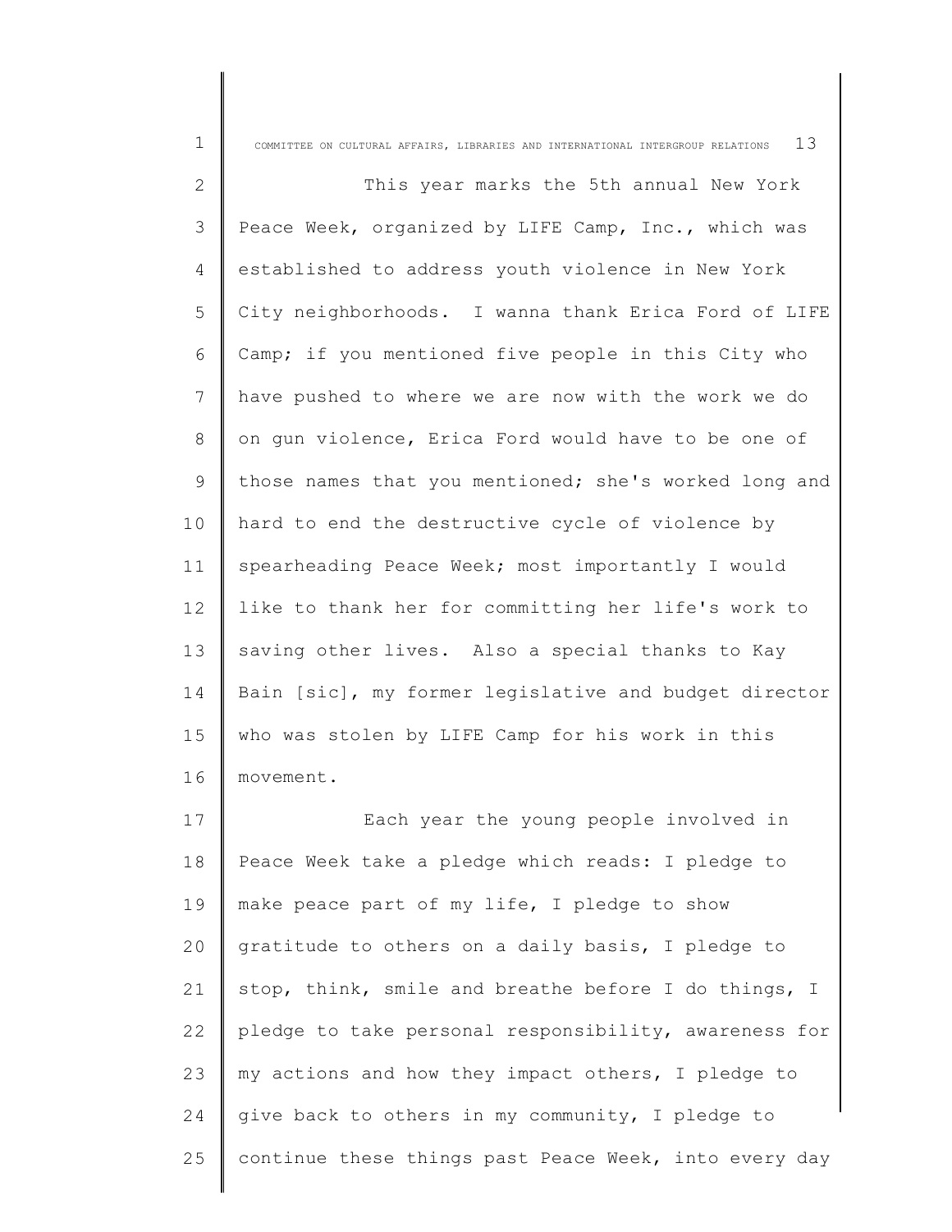This year marks the 5th annual New York Peace Week, organized by LIFE Camp, Inc., which was established to address youth violence in New York City neighborhoods. I wanna thank Erica Ford of LIFE Camp; if you mentioned five people in this City who have pushed to where we are now with the work we do on gun violence, Erica Ford would have to be one of those names that you mentioned; she's worked long and hard to end the destructive cycle of violence by spearheading Peace Week; most importantly I would like to thank her for committing her life's work to saving other lives. Also a special thanks to Kay Bain [sic], my former legislative and budget director who was stolen by LIFE Camp for his work in this movement.

Each year the young people involved in Peace Week take a pledge which reads: I pledge to make peace part of my life, I pledge to show gratitude to others on a daily basis, I pledge to stop, think, smile and breathe before I do things, I pledge to take personal responsibility, awareness for my actions and how they impact others, I pledge to give back to others in my community, I pledge to continue these things past Peace Week, into every day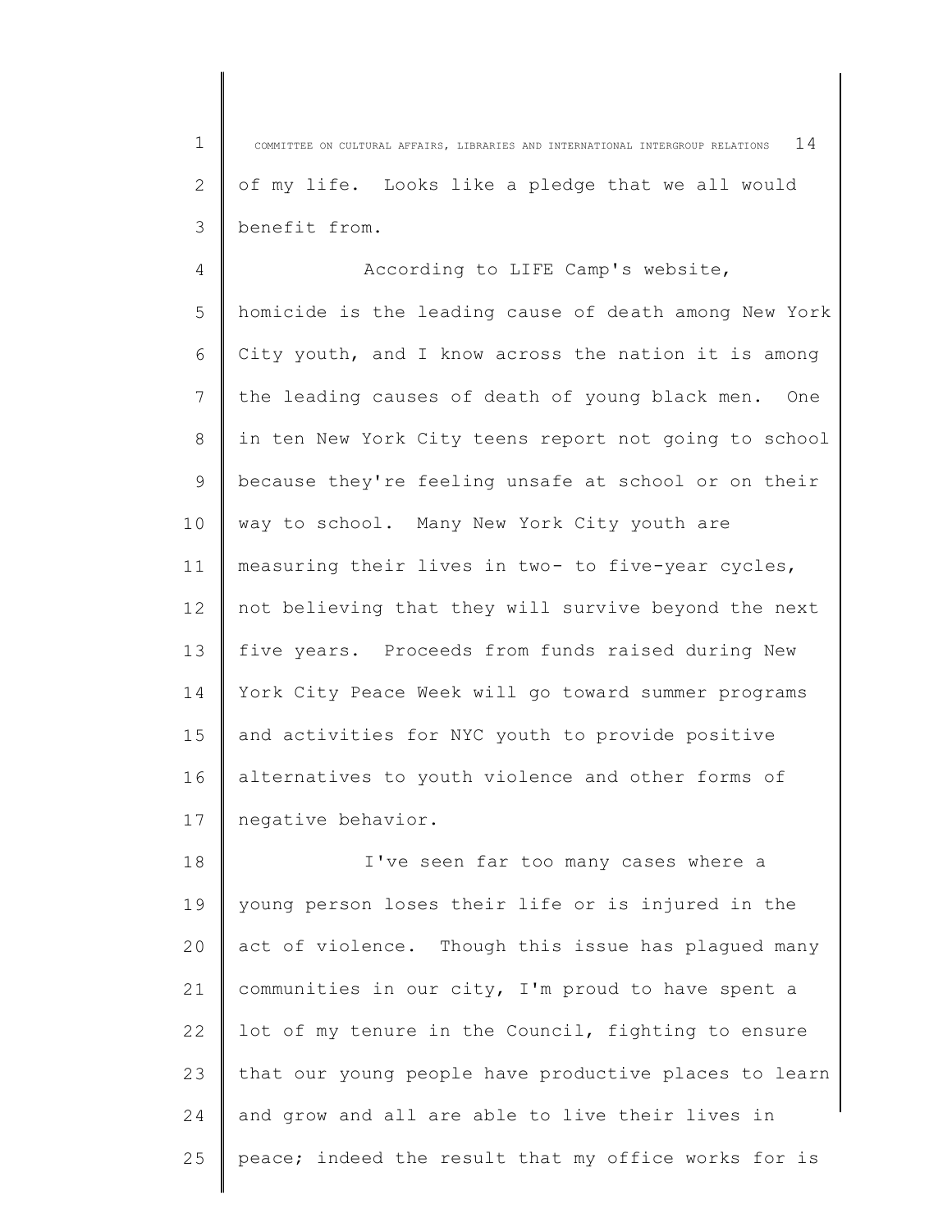of my life. Looks like a pledge that we all would benefit from.

According to LIFE Camp's website, homicide is the leading cause of death among New York City youth, and I know across the nation it is among the leading causes of death of young black men. One in ten New York City teens report not going to school because they're feeling unsafe at school or on their way to school. Many New York City youth are measuring their lives in two- to five-year cycles, not believing that they will survive beyond the next five years. Proceeds from funds raised during New York City Peace Week will go toward summer programs and activities for NYC youth to provide positive alternatives to youth violence and other forms of negative behavior.

I've seen far too many cases where a young person loses their life or is injured in the act of violence. Though this issue has plagued many communities in our city, I'm proud to have spent a lot of my tenure in the Council, fighting to ensure that our young people have productive places to learn and grow and all are able to live their lives in peace; indeed the result that my office works for is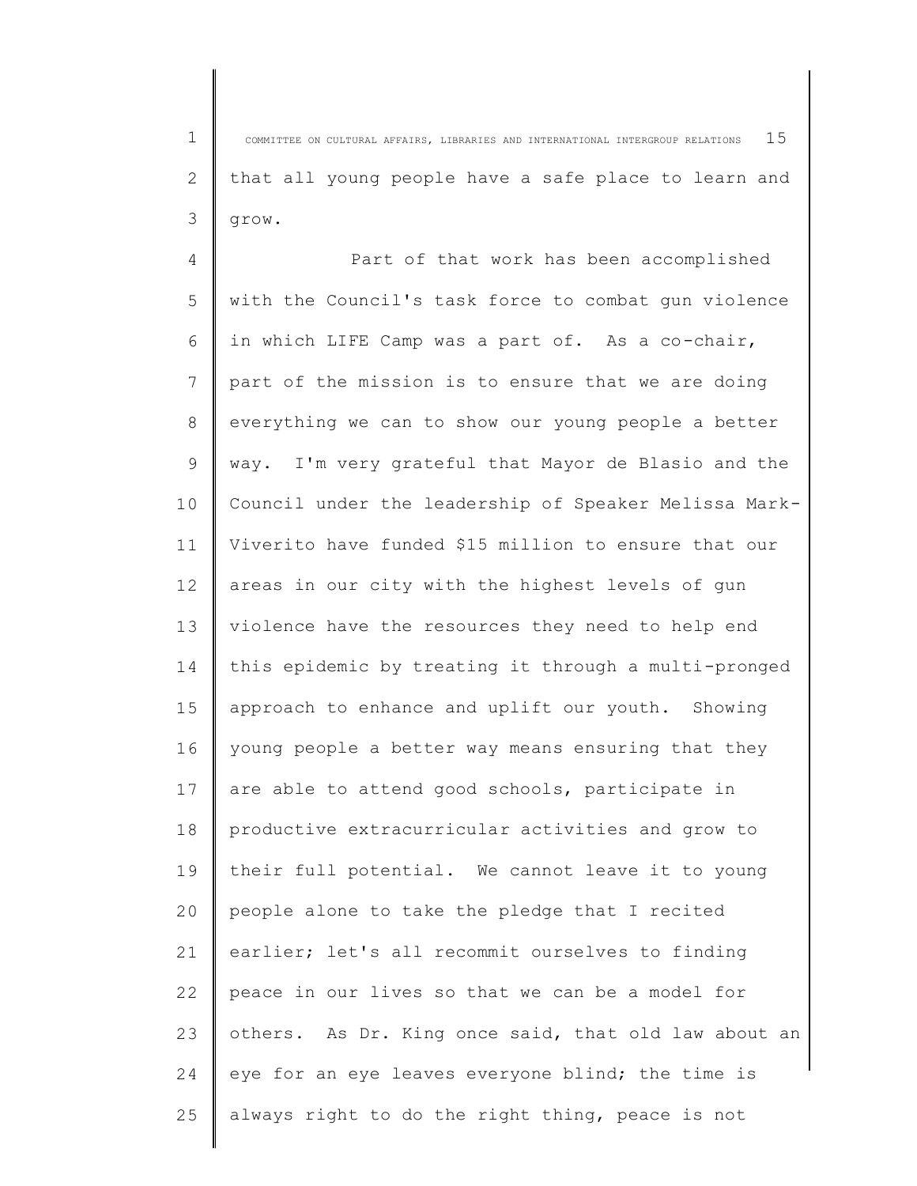that all young people have a safe place to learn and grow.

Part of that work has been accomplished with the Council's task force to combat gun violence in which LIFE Camp was a part of. As a co-chair, part of the mission is to ensure that we are doing everything we can to show our young people a better way. I'm very grateful that Mayor de Blasio and the Council under the leadership of Speaker Melissa Mark-Viverito have funded $15 million to ensure that our areas in our city with the highest levels of gun violence have the resources they need to help end this epidemic by treating it through a multi-pronged approach to enhance and uplift our youth. Showing young people a better way means ensuring that they are able to attend good schools, participate in productive extracurricular activities and grow to their full potential. We cannot leave it to young people alone to take the pledge that I recited earlier; let's all recommit ourselves to finding peace in our lives so that we can be a model for others. As Dr. King once said, that old law about an eye for an eye leaves everyone blind; the time is always right to do the right thing, peace is not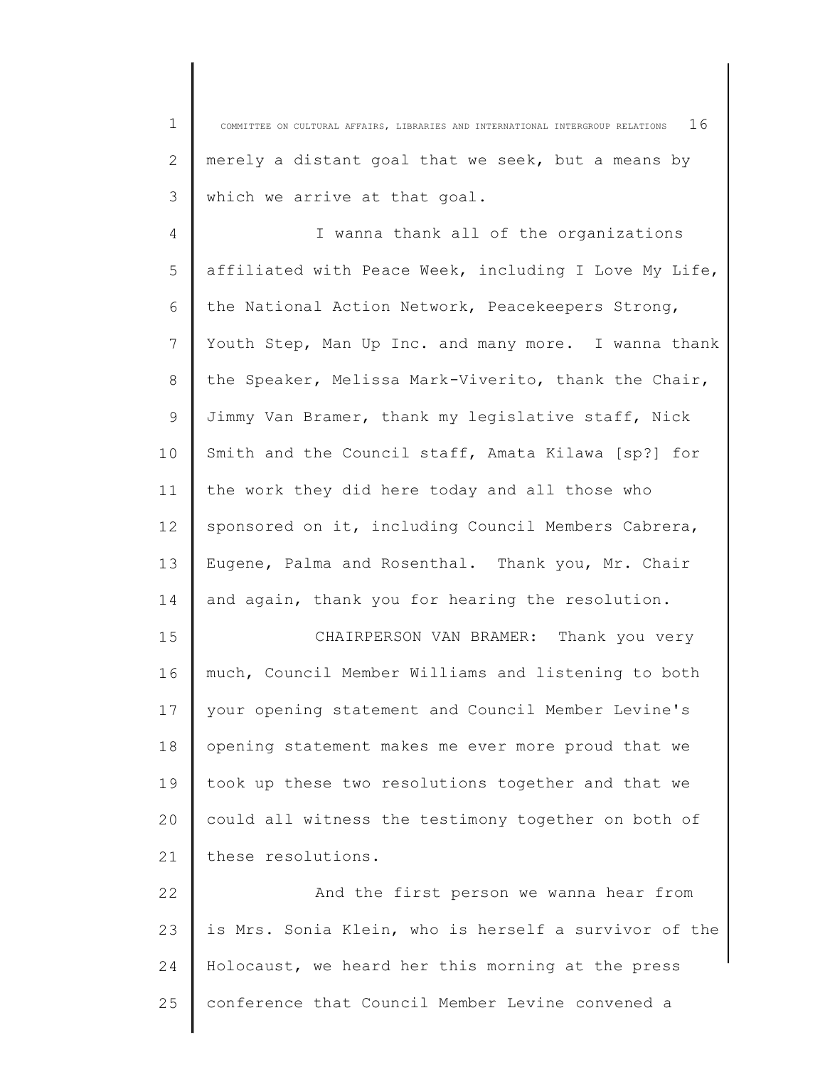merely a distant goal that we seek, but a means by which we arrive at that goal.

I wanna thank all of the organizations affiliated with Peace Week, including I Love My Life, the National Action Network, Peacekeepers Strong, Youth Step, Man Up Inc. and many more. I wanna thank the Speaker, Melissa Mark-Viverito, thank the Chair, Jimmy Van Bramer, thank my legislative staff, Nick Smith and the Council staff, Amata Kilawa [sp?] for the work they did here today and all those who sponsored on it, including Council Members Cabrera, Eugene, Palma and Rosenthal. Thank you, Mr. Chair and again, thank you for hearing the resolution.

CHAIRPERSON VAN BRAMER: Thank you very much, Council Member Williams and listening to both your opening statement and Council Member Levine's opening statement makes me ever more proud that we took up these two resolutions together and that we could all witness the testimony together on both of these resolutions.

And the first person we wanna hear from is Mrs. Sonia Klein, who is herself a survivor of the Holocaust, we heard her this morning at the press conference that Council Member Levine convened a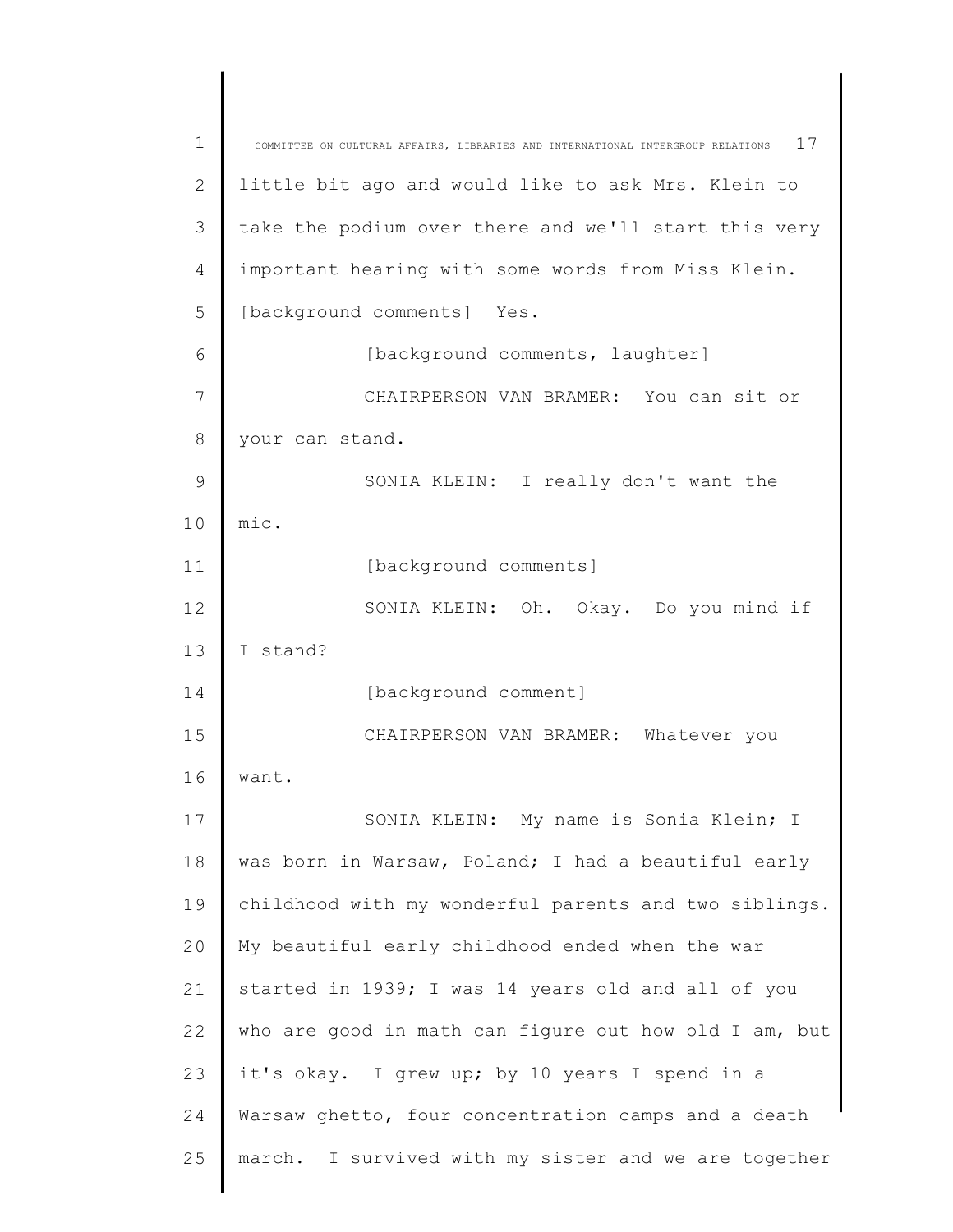little bit ago and would like to ask Mrs. Klein to take the podium over there and we'll start this very important hearing with some words from Miss Klein. [background comments] Yes.

[background comments, laughter]

CHAIRPERSON VAN BRAMER: You can sit or your can stand.

SONIA KLEIN: I really don't want the mic.

[background comments]

SONIA KLEIN: Oh. Okay. Do you mind if I stand?

[background comment]

CHAIRPERSON VAN BRAMER: Whatever you want.

SONIA KLEIN: My name is Sonia Klein; I was born in Warsaw, Poland; I had a beautiful early childhood with my wonderful parents and two siblings. My beautiful early childhood ended when the war started in 1939; I was 14 years old and all of you who are good in math can figure out how old I am, but it's okay. I grew up; by 10 years I spend in a Warsaw ghetto, four concentration camps and a death march. I survived with my sister and we are together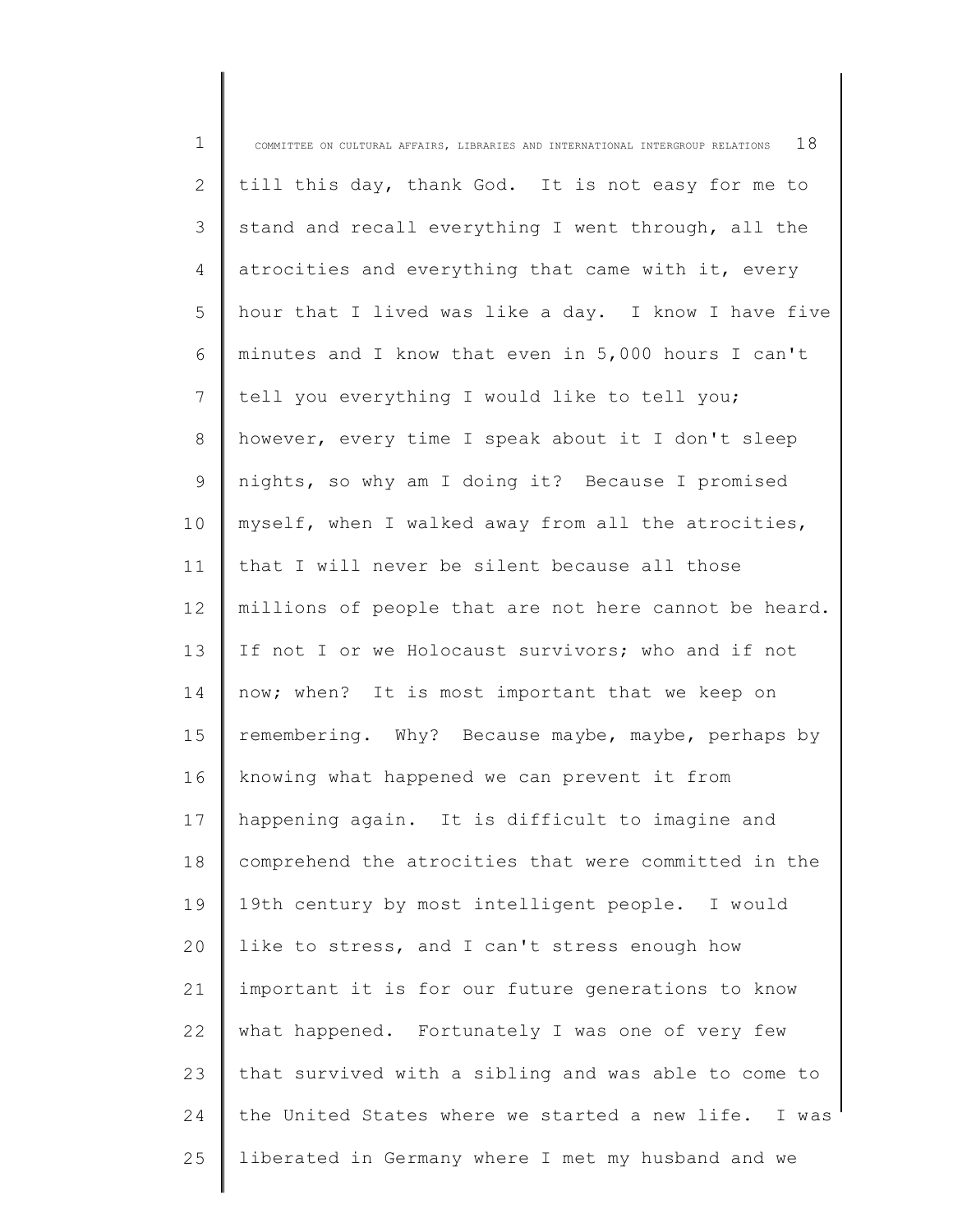till this day, thank God. It is not easy for me to stand and recall everything I went through, all the atrocities and everything that came with it, every hour that I lived was like a day. I know I have five minutes and I know that even in 5,000 hours I can't tell you everything I would like to tell you; however, every time I speak about it I don't sleep nights, so why am I doing it? Because I promised myself, when I walked away from all the atrocities, that I will never be silent because all those millions of people that are not here cannot be heard. If not I or we Holocaust survivors; who and if not now; when? It is most important that we keep on remembering. Why? Because maybe, maybe, perhaps by knowing what happened we can prevent it from happening again. It is difficult to imagine and comprehend the atrocities that were committed in the 19th century by most intelligent people. I would like to stress, and I can't stress enough how important it is for our future generations to know what happened. Fortunately I was one of very few that survived with a sibling and was able to come to the United States where we started a new life. I was liberated in Germany where I met my husband and we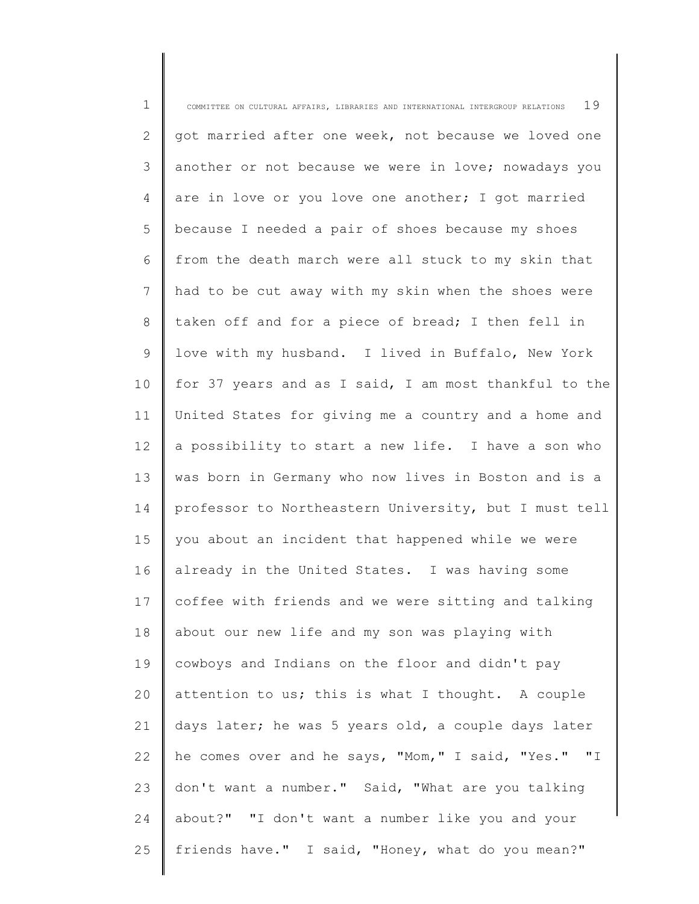got married after one week, not because we loved one another or not because we were in love; nowadays you are in love or you love one another; I got married because I needed a pair of shoes because my shoes from the death march were all stuck to my skin that had to be cut away with my skin when the shoes were taken off and for a piece of bread; I then fell in love with my husband. I lived in Buffalo, New York for 37 years and as I said, I am most thankful to the United States for giving me a country and a home and a possibility to start a new life. I have a son who was born in Germany who now lives in Boston and is a professor to Northeastern University, but I must tell you about an incident that happened while we were already in the United States. I was having some coffee with friends and we were sitting and talking about our new life and my son was playing with cowboys and Indians on the floor and didn't pay attention to us; this is what I thought. A couple days later; he was 5 years old, a couple days later he comes over and he says, "Mom," I said, "Yes." "I don't want a number." Said, "What are you talking about?" "I don't want a number like you and your friends have." I said, "Honey, what do you mean?"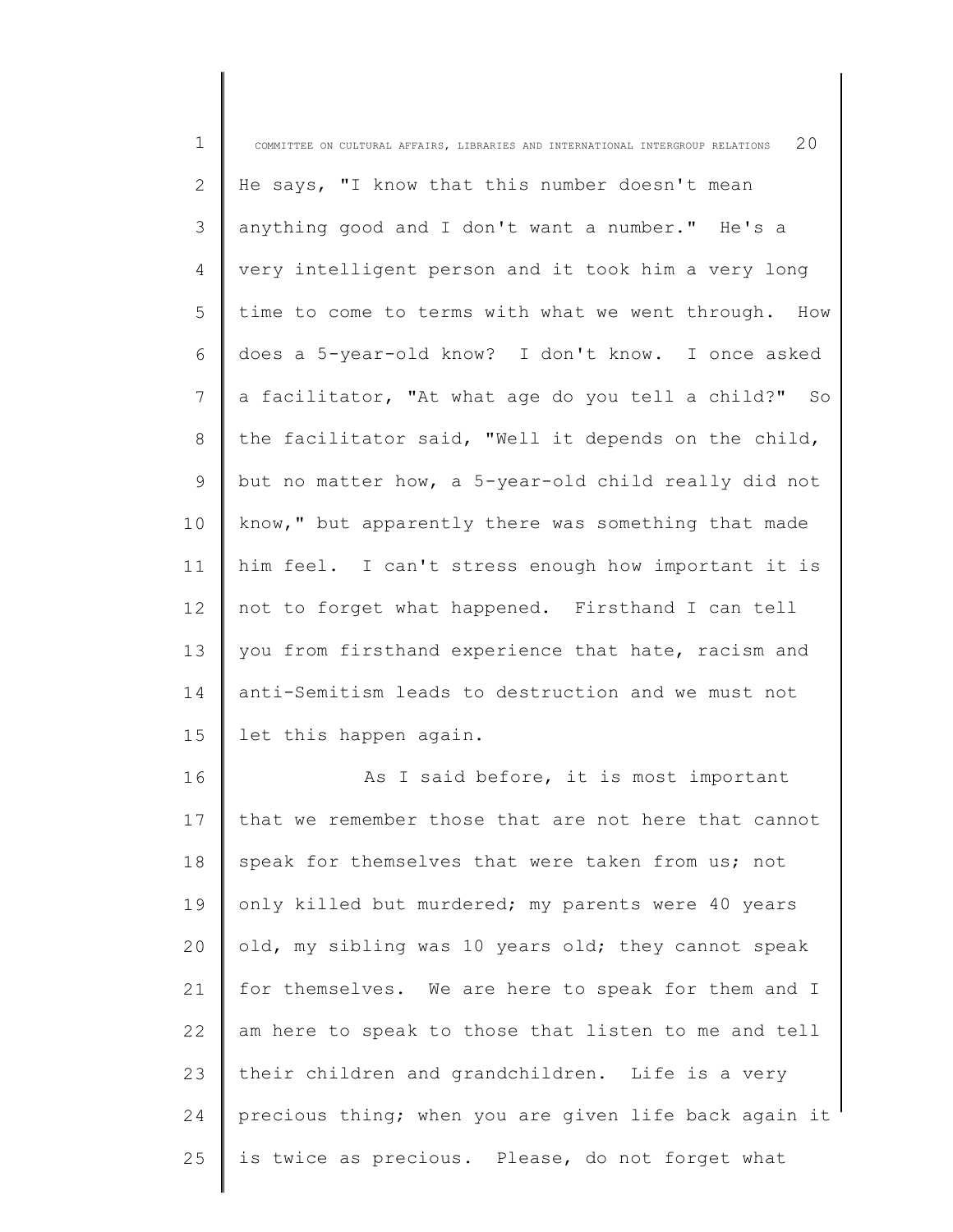He says, "I know that this number doesn't mean anything good and I don't want a number." He's a very intelligent person and it took him a very long time to come to terms with what we went through. How does a 5-year-old know? I don't know. I once asked a facilitator, "At what age do you tell a child?" So the facilitator said, "Well it depends on the child, but no matter how, a 5-year-old child really did not know," but apparently there was something that made him feel. I can't stress enough how important it is not to forget what happened. Firsthand I can tell you from firsthand experience that hate, racism and anti-Semitism leads to destruction and we must not let this happen again.

As I said before, it is most important that we remember those that are not here that cannot speak for themselves that were taken from us; not only killed but murdered; my parents were 40 years old, my sibling was 10 years old; they cannot speak for themselves. We are here to speak for them and I am here to speak to those that listen to me and tell their children and grandchildren. Life is a very precious thing; when you are given life back again it is twice as precious. Please, do not forget what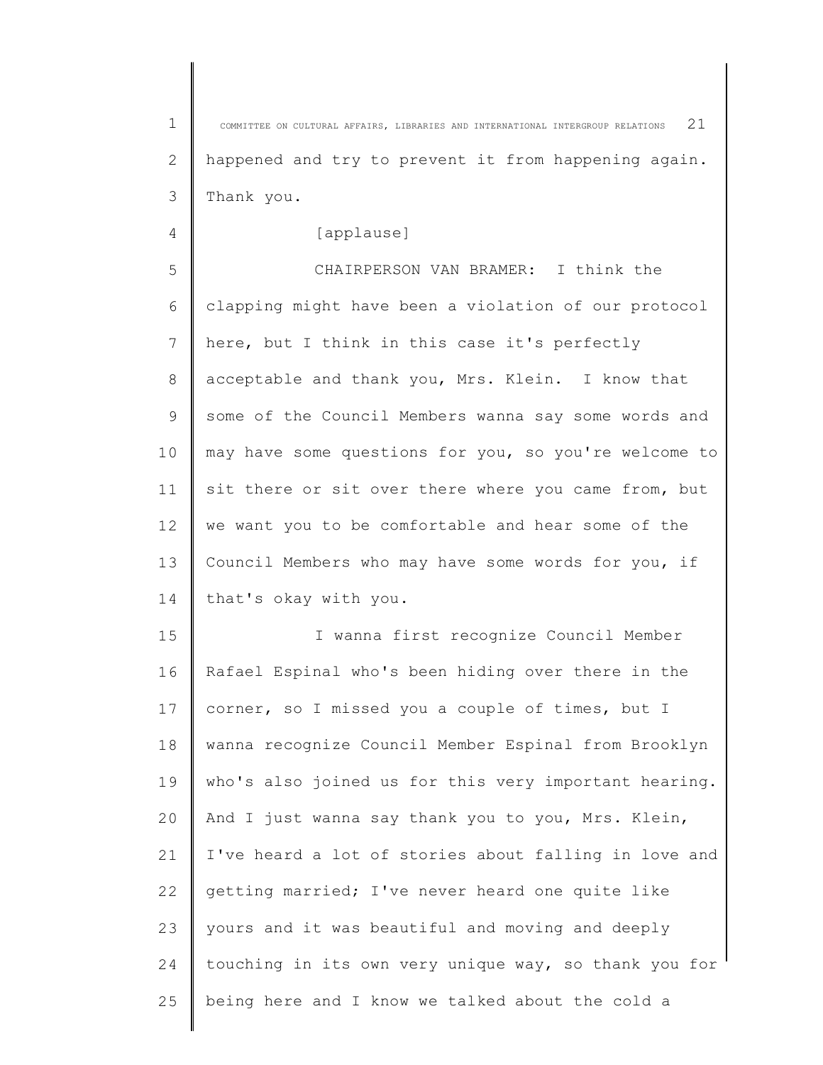happened and try to prevent it from happening again. Thank you.

[applause]

CHAIRPERSON VAN BRAMER: I think the clapping might have been a violation of our protocol here, but I think in this case it's perfectly acceptable and thank you, Mrs. Klein. I know that some of the Council Members wanna say some words and may have some questions for you, so you're welcome to sit there or sit over there where you came from, but we want you to be comfortable and hear some of the Council Members who may have some words for you, if that's okay with you.

I wanna first recognize Council Member Rafael Espinal who's been hiding over there in the corner, so I missed you a couple of times, but I wanna recognize Council Member Espinal from Brooklyn who's also joined us for this very important hearing. And I just wanna say thank you to you, Mrs. Klein, I've heard a lot of stories about falling in love and getting married; I've never heard one quite like yours and it was beautiful and moving and deeply touching in its own very unique way, so thank you for being here and I know we talked about the cold a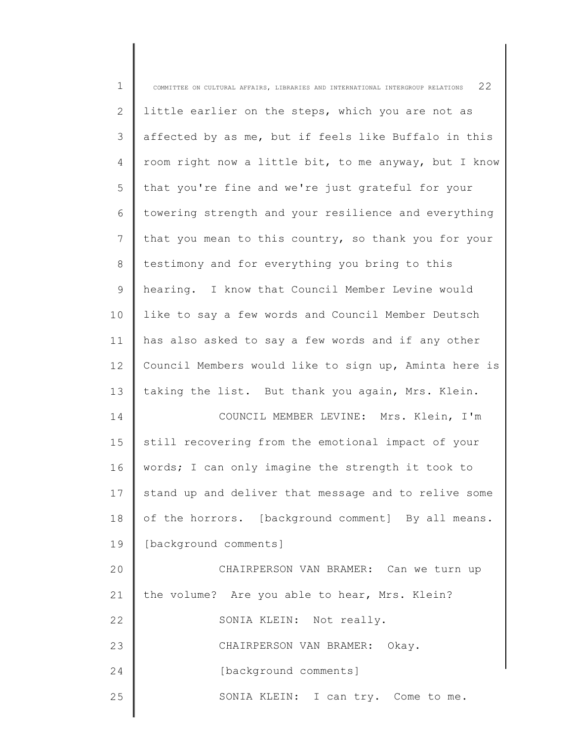little earlier on the steps, which you are not as affected by as me, but if feels like Buffalo in this room right now a little bit, to me anyway, but I know that you're fine and we're just grateful for your towering strength and your resilience and everything that you mean to this country, so thank you for your testimony and for everything you bring to this hearing. I know that Council Member Levine would like to say a few words and Council Member Deutsch has also asked to say a few words and if any other Council Members would like to sign up, Aminta here is taking the list. But thank you again, Mrs. Klein.

COUNCIL MEMBER LEVINE: Mrs. Klein, I'm still recovering from the emotional impact of your words; I can only imagine the strength it took to stand up and deliver that message and to relive some of the horrors. [background comment] By all means. [background comments]

CHAIRPERSON VAN BRAMER: Can we turn up the volume? Are you able to hear, Mrs. Klein?

SONIA KLEIN: Not really.

CHAIRPERSON VAN BRAMER: Okay.

[background comments]

SONIA KLEIN: I can try. Come to me.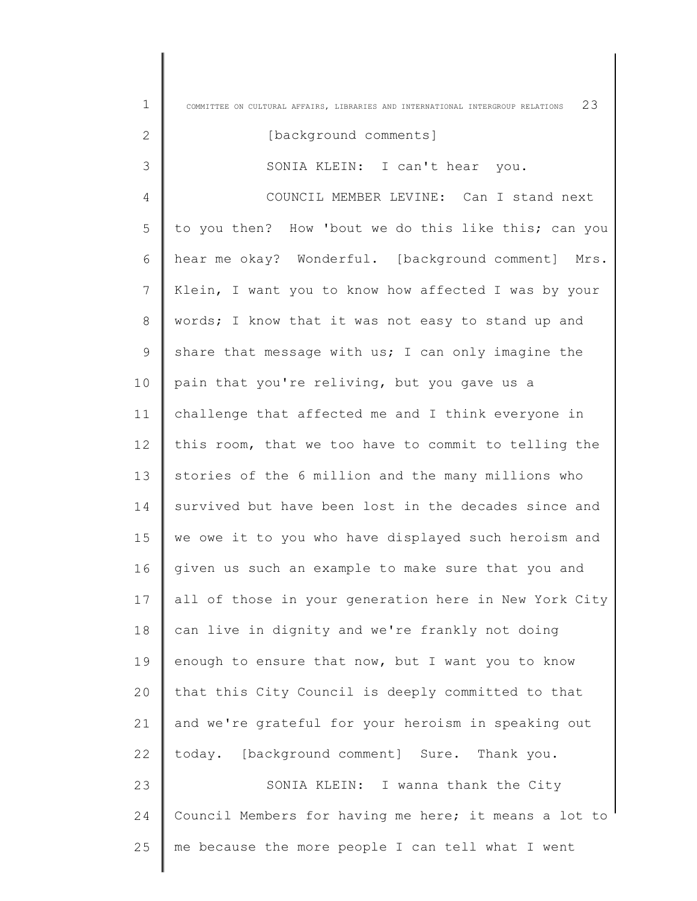[background comments]

SONIA KLEIN: I can't hear you.

COUNCIL MEMBER LEVINE: Can I stand next to you then? How 'bout we do this like this; can you hear me okay? Wonderful. [background comment] Mrs. Klein, I want you to know how affected I was by your words; I know that it was not easy to stand up and share that message with us; I can only imagine the pain that you're reliving, but you gave us a challenge that affected me and I think everyone in this room, that we too have to commit to telling the stories of the 6 million and the many millions who survived but have been lost in the decades since and we owe it to you who have displayed such heroism and given us such an example to make sure that you and all of those in your generation here in New York City can live in dignity and we're frankly not doing enough to ensure that now, but I want you to know that this City Council is deeply committed to that and we're grateful for your heroism in speaking out today. [background comment] Sure. Thank you.

SONIA KLEIN: I wanna thank the City Council Members for having me here; it means a lot to me because the more people I can tell what I went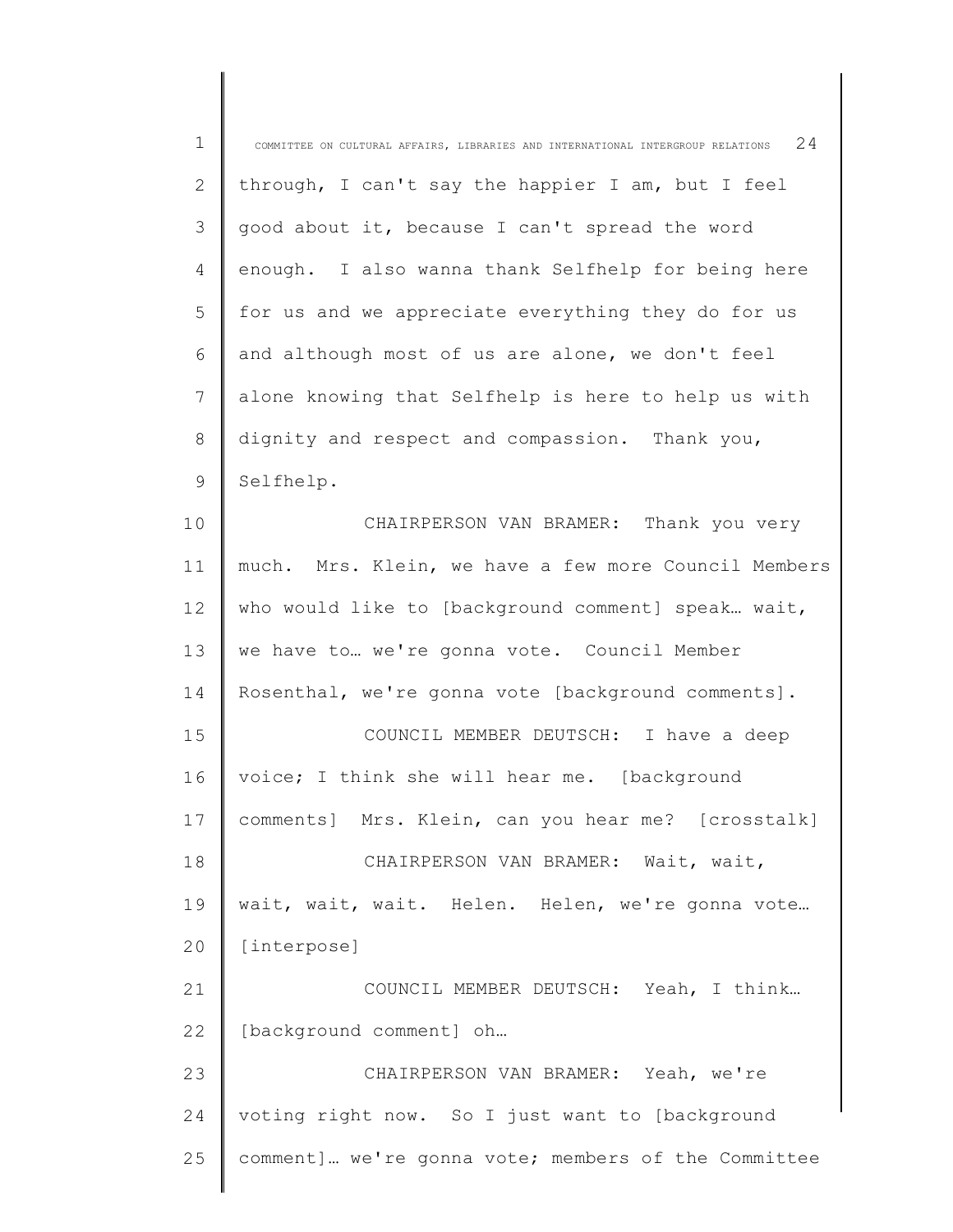through, I can't say the happier I am, but I feel good about it, because I can't spread the word enough. I also wanna thank Selfhelp for being here for us and we appreciate everything they do for us and although most of us are alone, we don't feel alone knowing that Selfhelp is here to help us with dignity and respect and compassion. Thank you, Selfhelp.

CHAIRPERSON VAN BRAMER: Thank you very much. Mrs. Klein, we have a few more Council Members who would like to [background comment] speak… wait, we have to… we're gonna vote. Council Member Rosenthal, we're gonna vote [background comments].

COUNCIL MEMBER DEUTSCH: I have a deep voice; I think she will hear me. [background comments] Mrs. Klein, can you hear me? [crosstalk]

CHAIRPERSON VAN BRAMER: Wait, wait, wait, wait, wait. Helen. Helen, we're gonna vote… [interpose]

COUNCIL MEMBER DEUTSCH: Yeah, I think… [background comment] oh…

CHAIRPERSON VAN BRAMER: Yeah, we're voting right now. So I just want to [background comment]… we're gonna vote; members of the Committee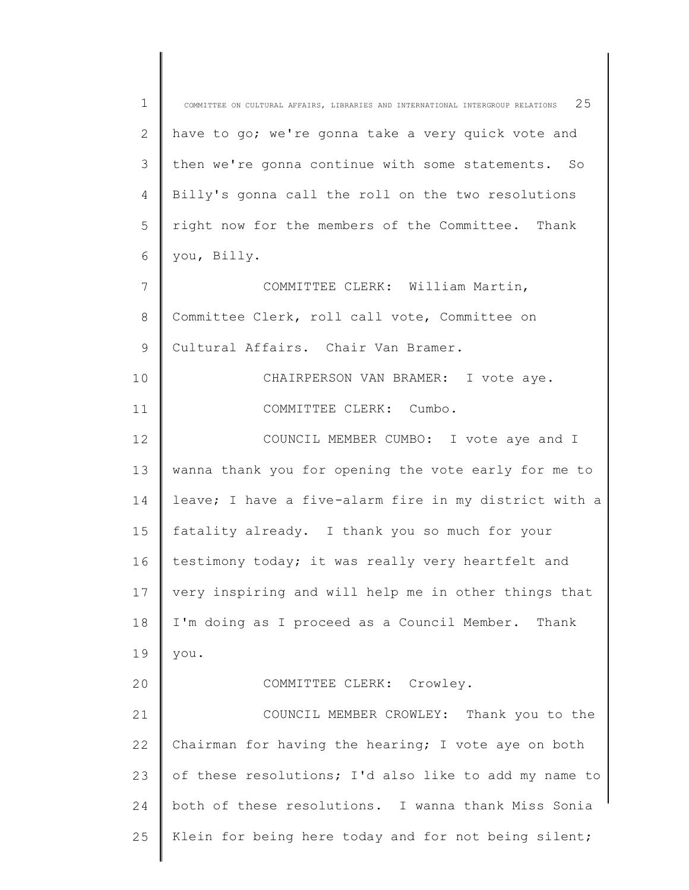have to go; we're gonna take a very quick vote and then we're gonna continue with some statements. So Billy's gonna call the roll on the two resolutions right now for the members of the Committee. Thank you, Billy.

COMMITTEE CLERK: William Martin, Committee Clerk, roll call vote, Committee on Cultural Affairs. Chair Van Bramer.

CHAIRPERSON VAN BRAMER: I vote aye.

COMMITTEE CLERK: Cumbo.

COUNCIL MEMBER CUMBO: I vote aye and I wanna thank you for opening the vote early for me to leave; I have a five-alarm fire in my district with a fatality already. I thank you so much for your testimony today; it was really very heartfelt and very inspiring and will help me in other things that I'm doing as I proceed as a Council Member. Thank you.

COMMITTEE CLERK: Crowley.

COUNCIL MEMBER CROWLEY: Thank you to the Chairman for having the hearing; I vote aye on both of these resolutions; I'd also like to add my name to both of these resolutions. I wanna thank Miss Sonia Klein for being here today and for not being silent;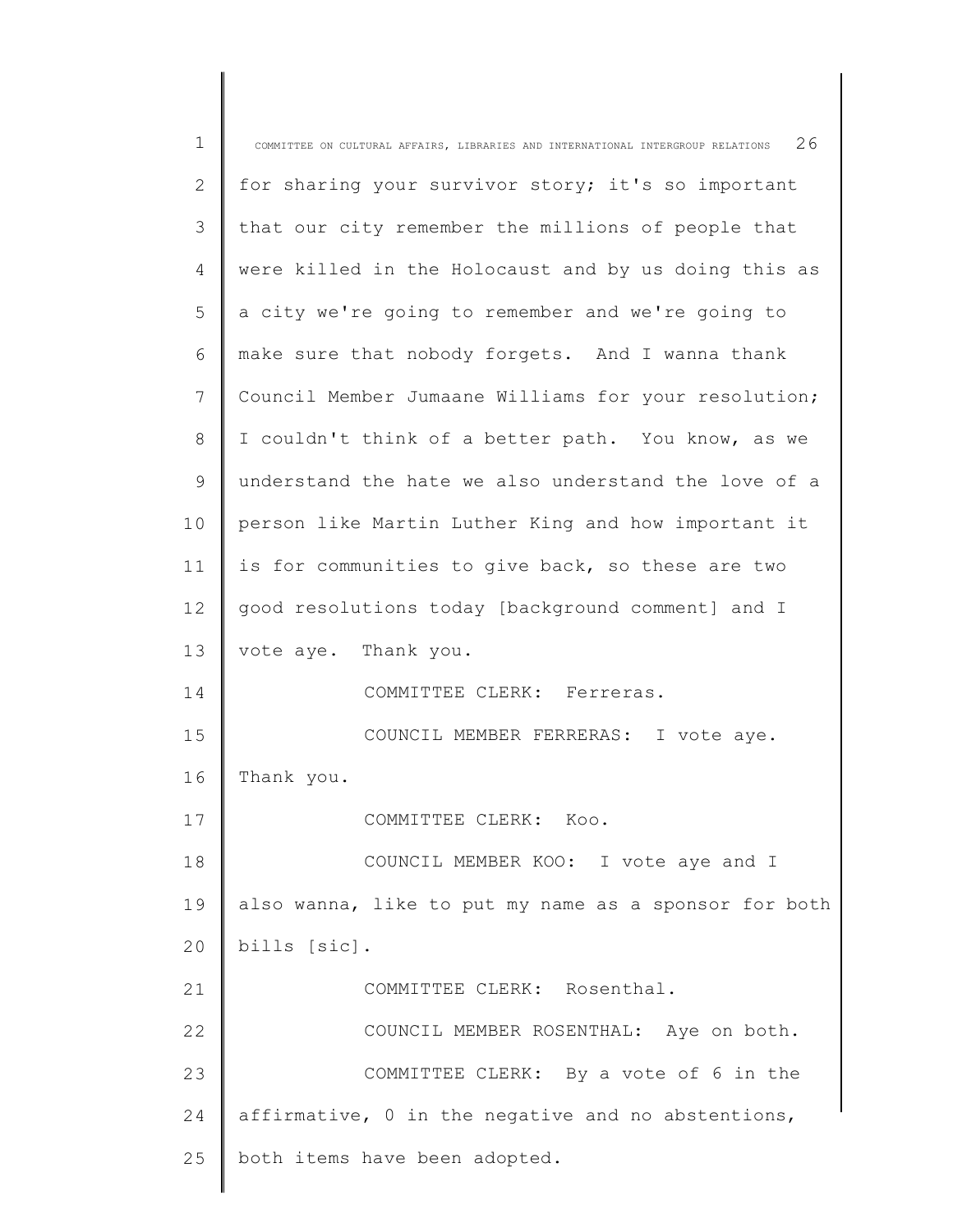for sharing your survivor story; it's so important that our city remember the millions of people that were killed in the Holocaust and by us doing this as a city we're going to remember and we're going to make sure that nobody forgets. And I wanna thank Council Member Jumaane Williams for your resolution; I couldn't think of a better path. You know, as we understand the hate we also understand the love of a person like Martin Luther King and how important it is for communities to give back, so these are two good resolutions today [background comment] and I vote aye. Thank you.

COMMITTEE CLERK: Ferreras.

COUNCIL MEMBER FERRERAS: I vote aye. Thank you.

COMMITTEE CLERK: Koo.

COUNCIL MEMBER KOO: I vote aye and I also wanna, like to put my name as a sponsor for both bills [sic].

COMMITTEE CLERK: Rosenthal.

COUNCIL MEMBER ROSENTHAL: Aye on both.

COMMITTEE CLERK: By a vote of 6 in the affirmative, 0 in the negative and no abstentions, both items have been adopted.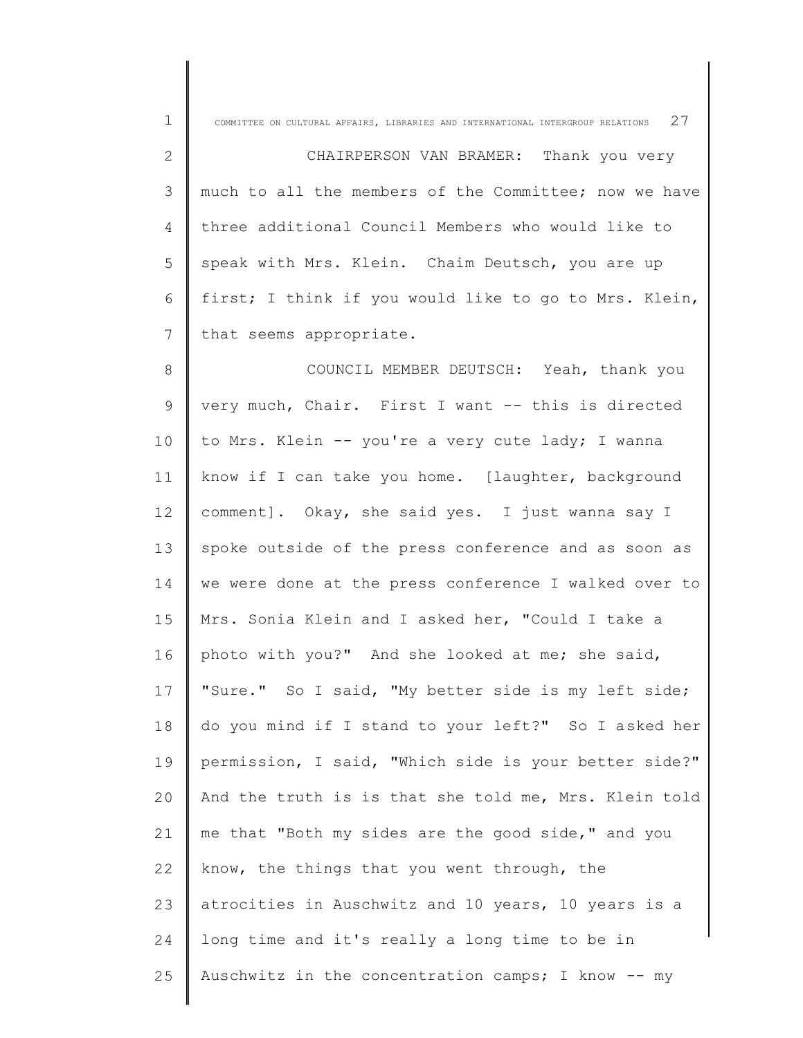CHAIRPERSON VAN BRAMER: Thank you very much to all the members of the Committee; now we have three additional Council Members who would like to speak with Mrs. Klein. Chaim Deutsch, you are up first; I think if you would like to go to Mrs. Klein, that seems appropriate.

COUNCIL MEMBER DEUTSCH: Yeah, thank you very much, Chair. First I want -- this is directed to Mrs. Klein -- you're a very cute lady; I wanna know if I can take you home. [laughter, background comment]. Okay, she said yes. I just wanna say I spoke outside of the press conference and as soon as we were done at the press conference I walked over to Mrs. Sonia Klein and I asked her, "Could I take a photo with you?" And she looked at me; she said, "Sure." So I said, "My better side is my left side; do you mind if I stand to your left?" So I asked her permission, I said, "Which side is your better side?" And the truth is is that she told me, Mrs. Klein told me that "Both my sides are the good side," and you know, the things that you went through, the atrocities in Auschwitz and 10 years, 10 years is a long time and it's really a long time to be in Auschwitz in the concentration camps; I know -- my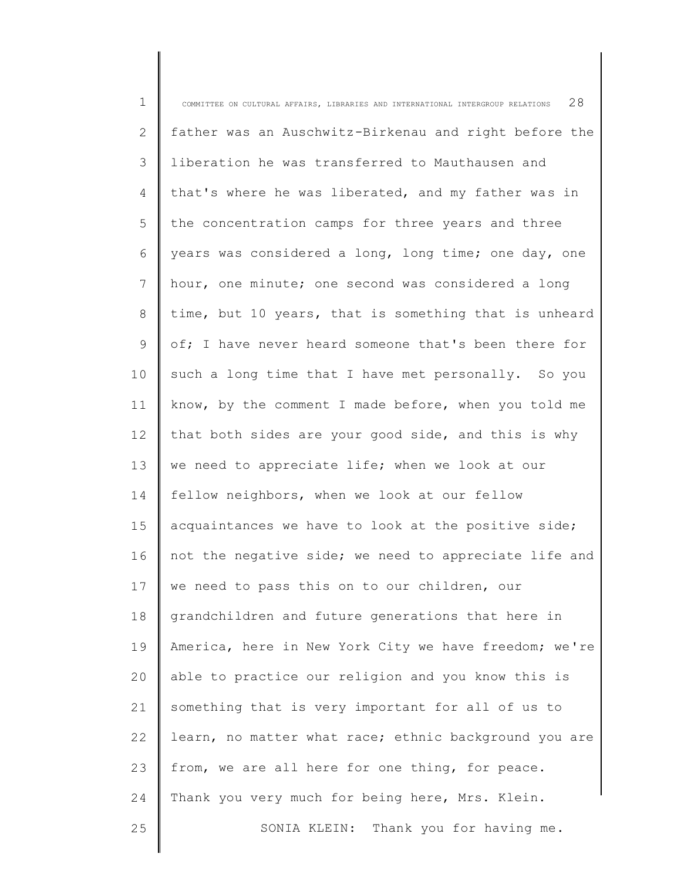father was an Auschwitz-Birkenau and right before the liberation he was transferred to Mauthausen and that's where he was liberated, and my father was in the concentration camps for three years and three years was considered a long, long time; one day, one hour, one minute; one second was considered a long time, but 10 years, that is something that is unheard of; I have never heard someone that's been there for such a long time that I have met personally. So you know, by the comment I made before, when you told me that both sides are your good side, and this is why we need to appreciate life; when we look at our fellow neighbors, when we look at our fellow acquaintances we have to look at the positive side; not the negative side; we need to appreciate life and we need to pass this on to our children, our grandchildren and future generations that here in America, here in New York City we have freedom; we're able to practice our religion and you know this is something that is very important for all of us to learn, no matter what race; ethnic background you are from, we are all here for one thing, for peace. Thank you very much for being here, Mrs. Klein.

SONIA KLEIN: Thank you for having me.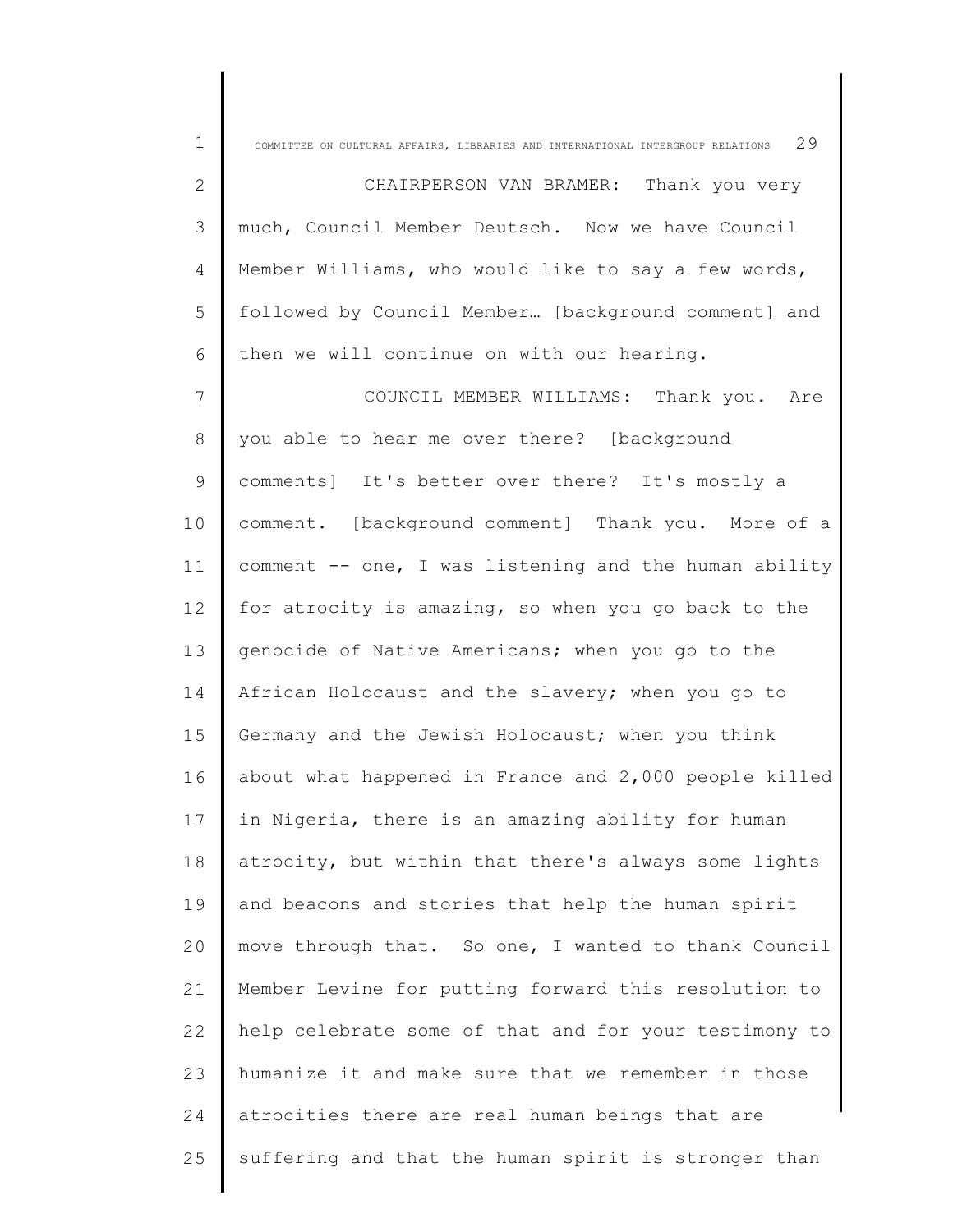CHAIRPERSON VAN BRAMER: Thank you very much, Council Member Deutsch. Now we have Council Member Williams, who would like to say a few words, followed by Council Member… [background comment] and then we will continue on with our hearing.

COUNCIL MEMBER WILLIAMS: Thank you. Are you able to hear me over there? [background comments] It's better over there? It's mostly a comment. [background comment] Thank you. More of a comment -- one, I was listening and the human ability for atrocity is amazing, so when you go back to the genocide of Native Americans; when you go to the African Holocaust and the slavery; when you go to Germany and the Jewish Holocaust; when you think about what happened in France and 2,000 people killed in Nigeria, there is an amazing ability for human atrocity, but within that there's always some lights and beacons and stories that help the human spirit move through that. So one, I wanted to thank Council Member Levine for putting forward this resolution to help celebrate some of that and for your testimony to humanize it and make sure that we remember in those atrocities there are real human beings that are suffering and that the human spirit is stronger than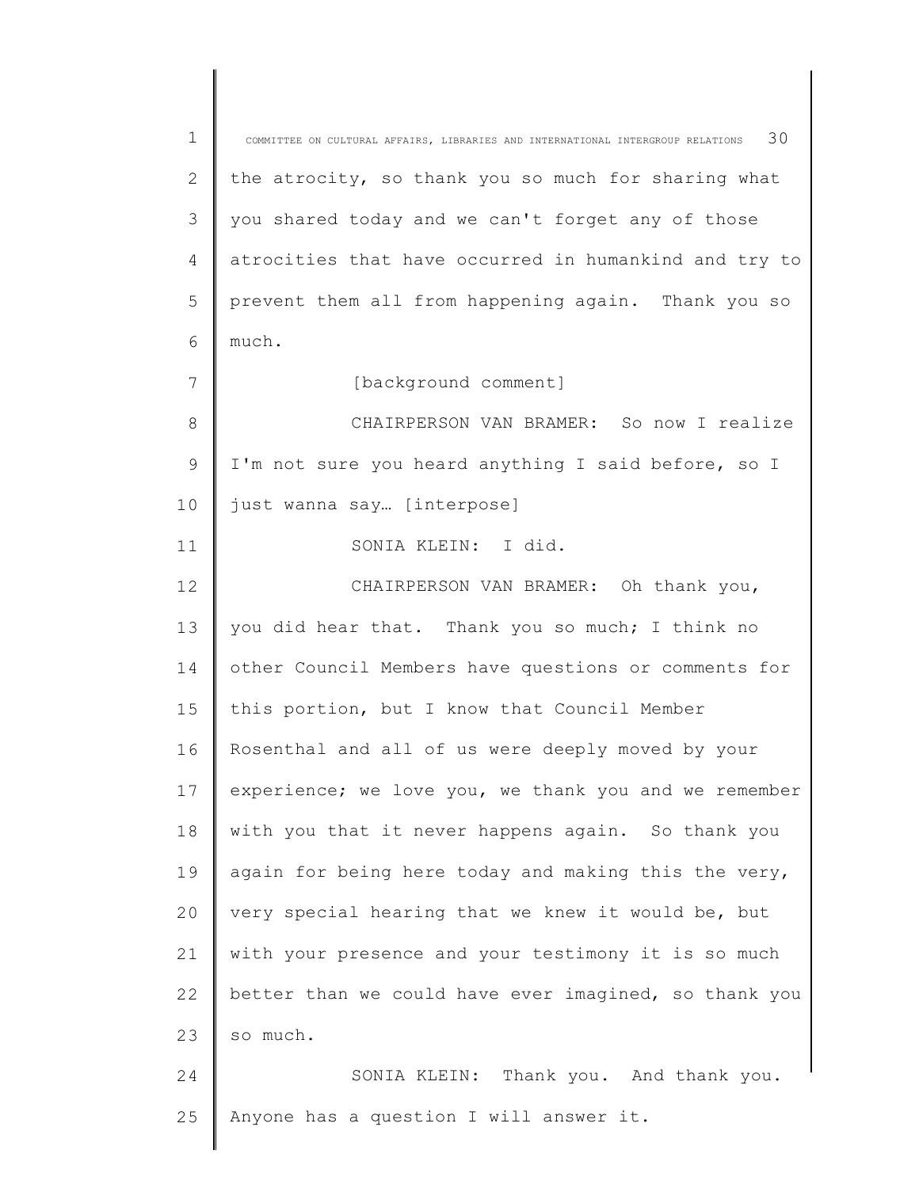the atrocity, so thank you so much for sharing what you shared today and we can't forget any of those atrocities that have occurred in humankind and try to prevent them all from happening again. Thank you so much.

[background comment]

CHAIRPERSON VAN BRAMER: So now I realize I'm not sure you heard anything I said before, so I just wanna say… [interpose]

SONIA KLEIN: I did.

CHAIRPERSON VAN BRAMER: Oh thank you, you did hear that. Thank you so much; I think no other Council Members have questions or comments for this portion, but I know that Council Member Rosenthal and all of us were deeply moved by your experience; we love you, we thank you and we remember with you that it never happens again. So thank you again for being here today and making this the very, very special hearing that we knew it would be, but with your presence and your testimony it is so much better than we could have ever imagined, so thank you so much.

SONIA KLEIN: Thank you. And thank you. Anyone has a question I will answer it.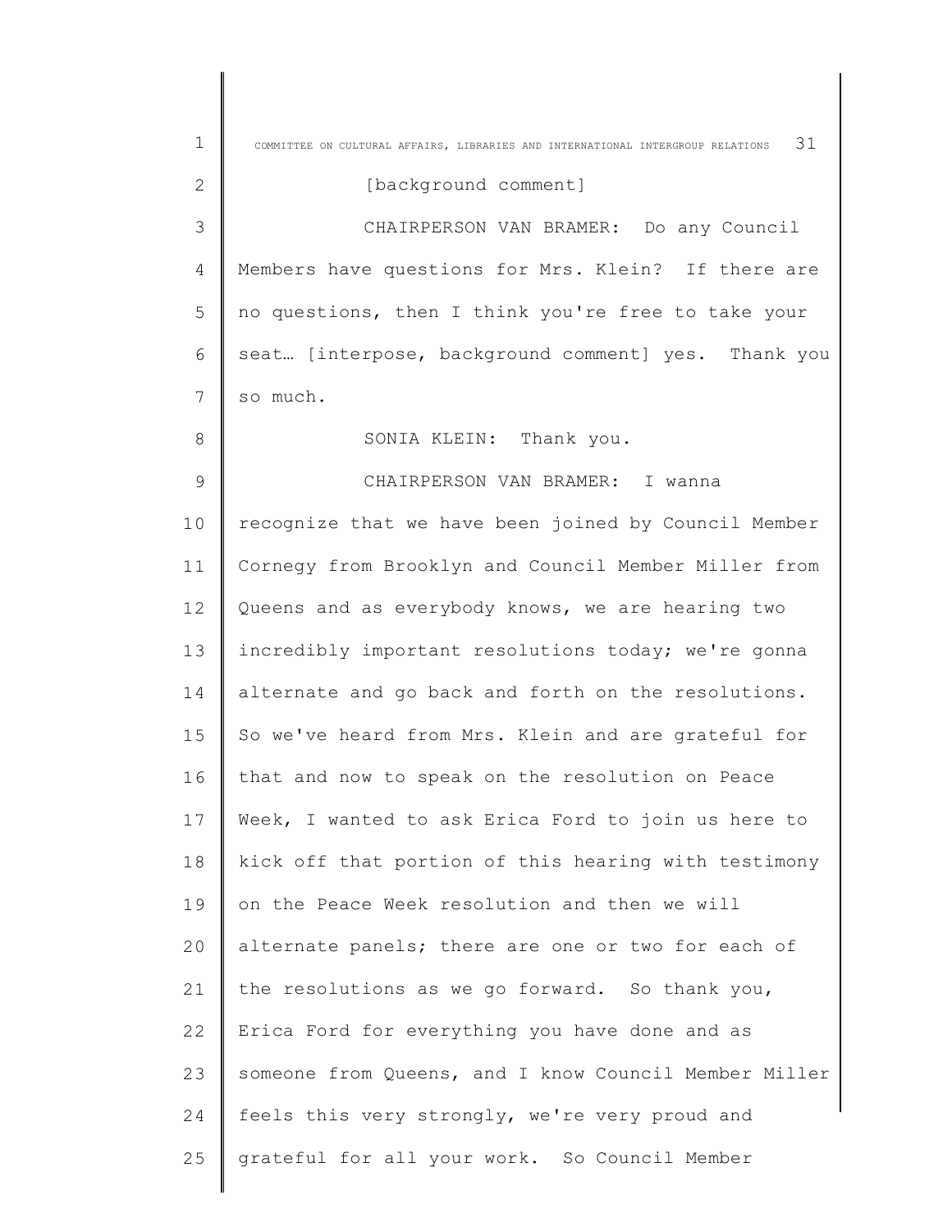[background comment]

CHAIRPERSON VAN BRAMER: Do any Council Members have questions for Mrs. Klein? If there are no questions, then I think you're free to take your seat… [interpose, background comment] yes. Thank you so much.

SONIA KLEIN: Thank you.

CHAIRPERSON VAN BRAMER: I wanna recognize that we have been joined by Council Member Cornegy from Brooklyn and Council Member Miller from Queens and as everybody knows, we are hearing two incredibly important resolutions today; we're gonna alternate and go back and forth on the resolutions. So we've heard from Mrs. Klein and are grateful for that and now to speak on the resolution on Peace Week, I wanted to ask Erica Ford to join us here to kick off that portion of this hearing with testimony on the Peace Week resolution and then we will alternate panels; there are one or two for each of the resolutions as we go forward. So thank you, Erica Ford for everything you have done and as someone from Queens, and I know Council Member Miller feels this very strongly, we're very proud and grateful for all your work. So Council Member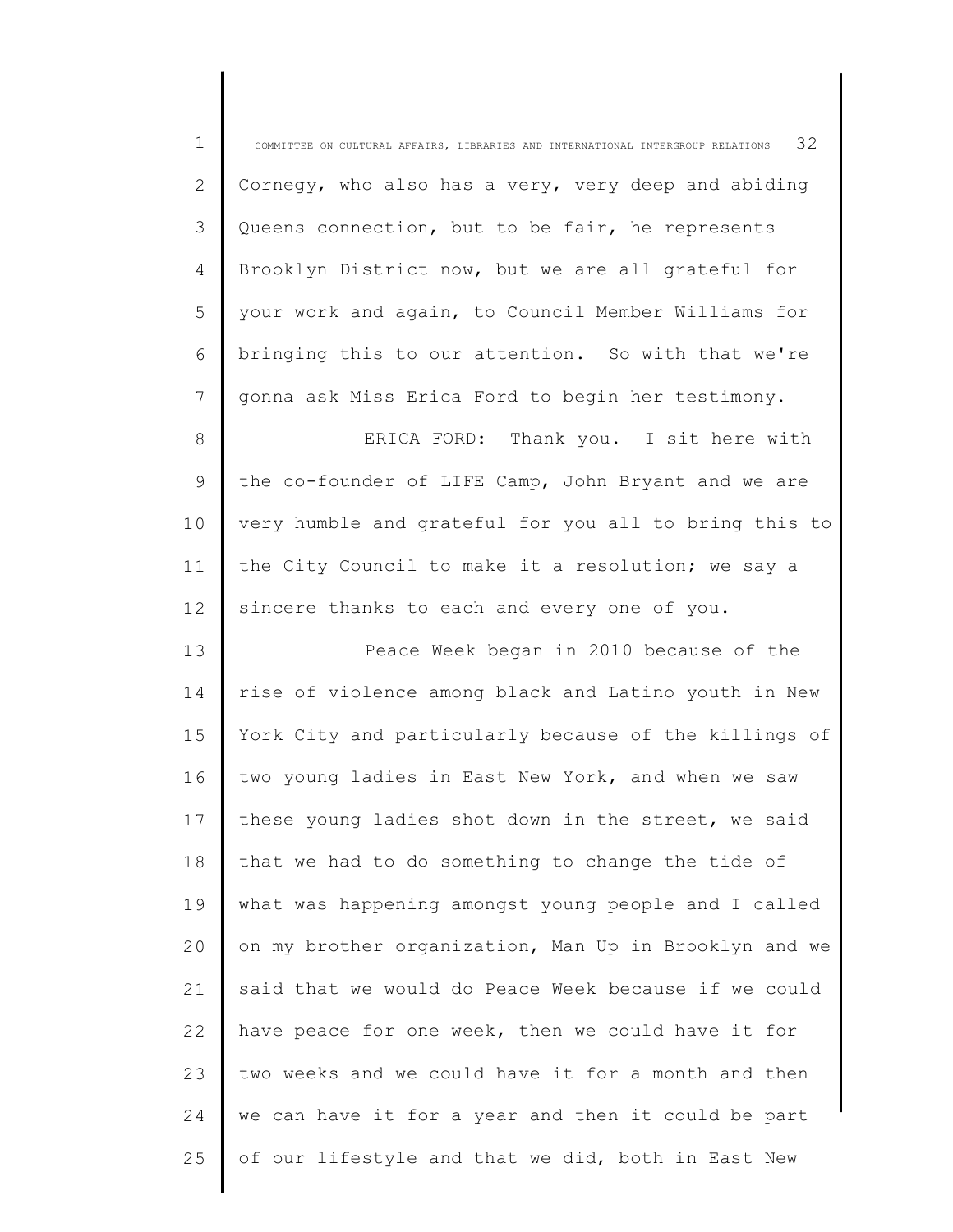Cornegy, who also has a very, very deep and abiding Queens connection, but to be fair, he represents Brooklyn District now, but we are all grateful for your work and again, to Council Member Williams for bringing this to our attention. So with that we're gonna ask Miss Erica Ford to begin her testimony.

ERICA FORD: Thank you. I sit here with the co-founder of LIFE Camp, John Bryant and we are very humble and grateful for you all to bring this to the City Council to make it a resolution; we say a sincere thanks to each and every one of you.

Peace Week began in 2010 because of the rise of violence among black and Latino youth in New York City and particularly because of the killings of two young ladies in East New York, and when we saw these young ladies shot down in the street, we said that we had to do something to change the tide of what was happening amongst young people and I called on my brother organization, Man Up in Brooklyn and we said that we would do Peace Week because if we could have peace for one week, then we could have it for two weeks and we could have it for a month and then we can have it for a year and then it could be part of our lifestyle and that we did, both in East New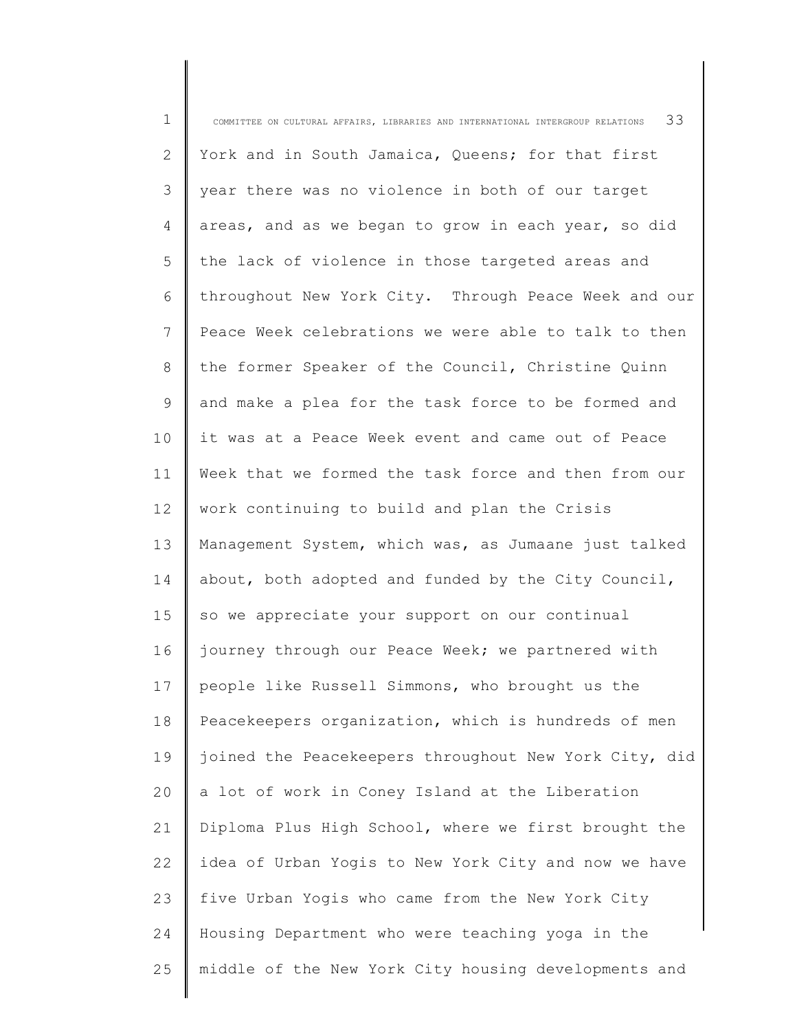York and in South Jamaica, Queens; for that first year there was no violence in both of our target areas, and as we began to grow in each year, so did the lack of violence in those targeted areas and throughout New York City. Through Peace Week and our Peace Week celebrations we were able to talk to then the former Speaker of the Council, Christine Quinn and make a plea for the task force to be formed and it was at a Peace Week event and came out of Peace Week that we formed the task force and then from our work continuing to build and plan the Crisis Management System, which was, as Jumaane just talked about, both adopted and funded by the City Council, so we appreciate your support on our continual journey through our Peace Week; we partnered with people like Russell Simmons, who brought us the Peacekeepers organization, which is hundreds of men joined the Peacekeepers throughout New York City, did a lot of work in Coney Island at the Liberation Diploma Plus High School, where we first brought the idea of Urban Yogis to New York City and now we have five Urban Yogis who came from the New York City Housing Department who were teaching yoga in the middle of the New York City housing developments and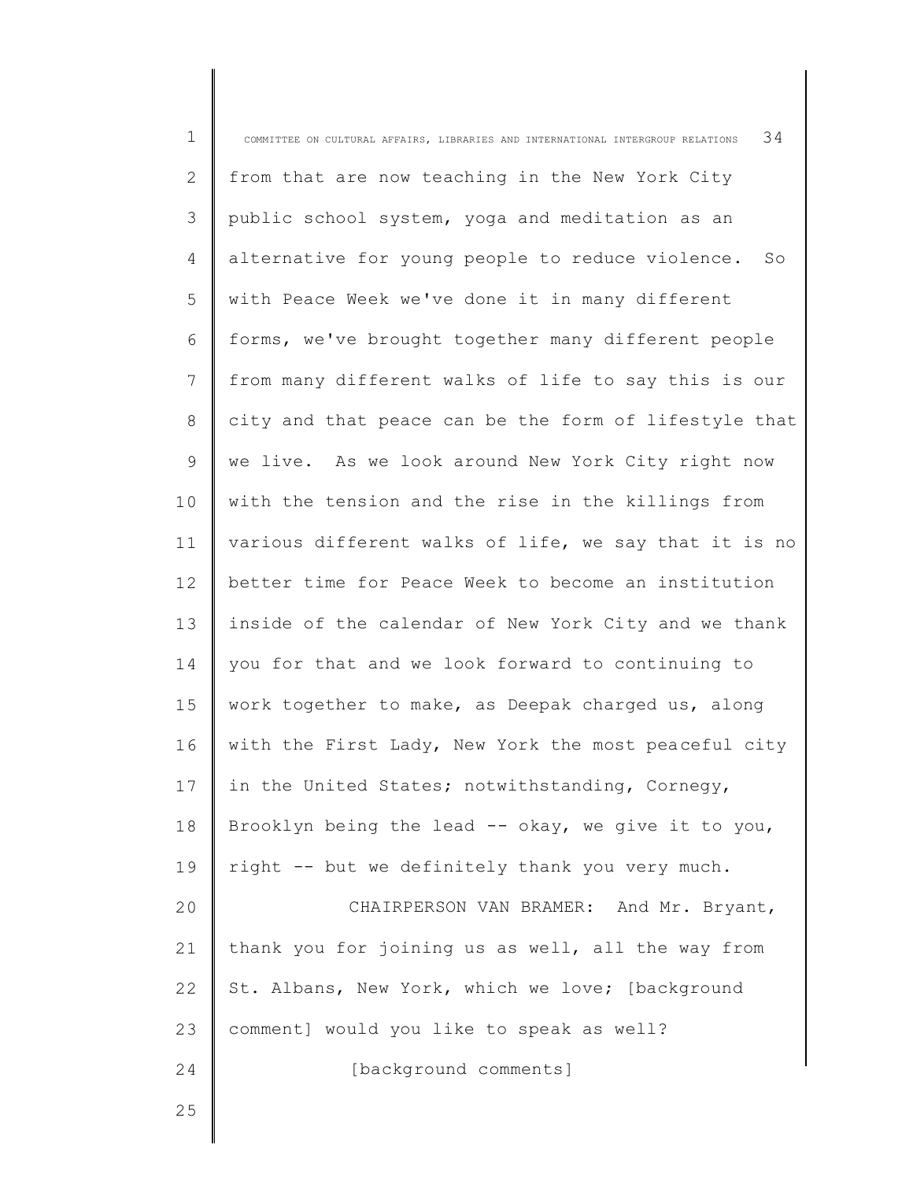from that are now teaching in the New York City public school system, yoga and meditation as an alternative for young people to reduce violence. So with Peace Week we've done it in many different forms, we've brought together many different people from many different walks of life to say this is our city and that peace can be the form of lifestyle that we live. As we look around New York City right now with the tension and the rise in the killings from various different walks of life, we say that it is no better time for Peace Week to become an institution inside of the calendar of New York City and we thank you for that and we look forward to continuing to work together to make, as Deepak charged us, along with the First Lady, New York the most peaceful city in the United States; notwithstanding, Cornegy, Brooklyn being the lead -- okay, we give it to you, right -- but we definitely thank you very much.

CHAIRPERSON VAN BRAMER: And Mr. Bryant, thank you for joining us as well, all the way from St. Albans, New York, which we love; [background comment] would you like to speak as well?

[background comments]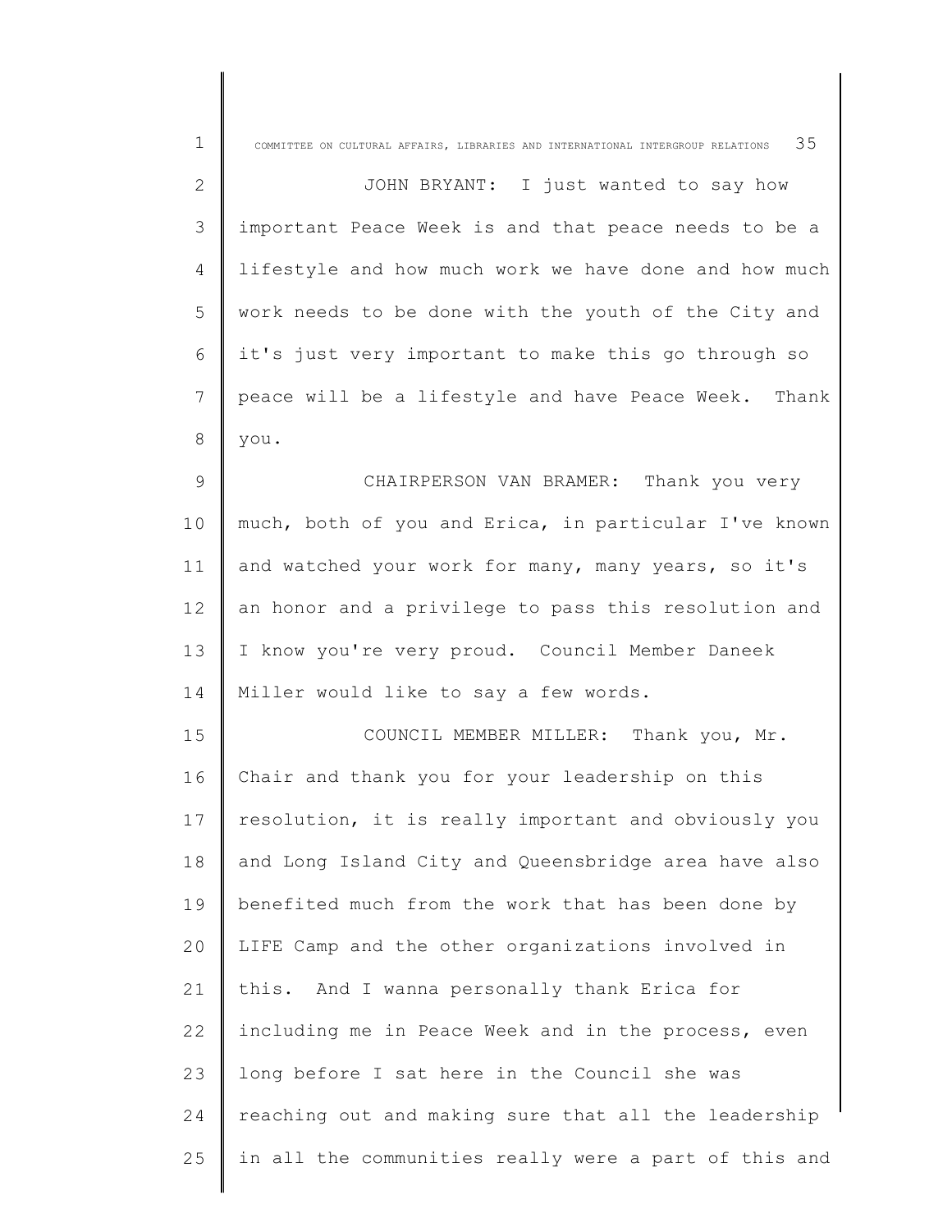JOHN BRYANT: I just wanted to say how important Peace Week is and that peace needs to be a lifestyle and how much work we have done and how much work needs to be done with the youth of the City and it's just very important to make this go through so peace will be a lifestyle and have Peace Week. Thank you.

CHAIRPERSON VAN BRAMER: Thank you very much, both of you and Erica, in particular I've known and watched your work for many, many years, so it's an honor and a privilege to pass this resolution and I know you're very proud. Council Member Daneek Miller would like to say a few words.

COUNCIL MEMBER MILLER: Thank you, Mr. Chair and thank you for your leadership on this resolution, it is really important and obviously you and Long Island City and Queensbridge area have also benefited much from the work that has been done by LIFE Camp and the other organizations involved in this. And I wanna personally thank Erica for including me in Peace Week and in the process, even long before I sat here in the Council she was reaching out and making sure that all the leadership in all the communities really were a part of this and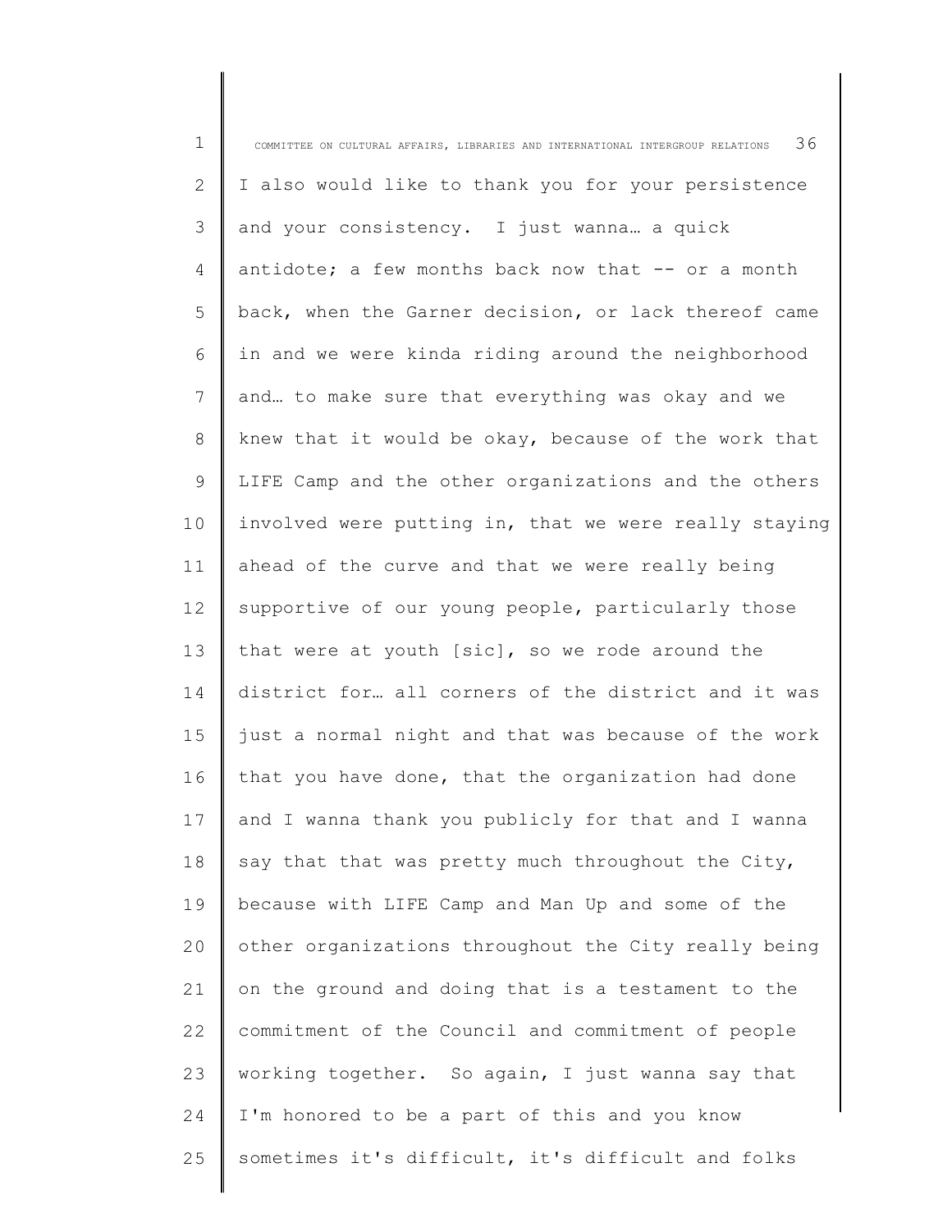I also would like to thank you for your persistence and your consistency. I just wanna… a quick antidote; a few months back now that -- or a month back, when the Garner decision, or lack thereof came in and we were kinda riding around the neighborhood and… to make sure that everything was okay and we knew that it would be okay, because of the work that LIFE Camp and the other organizations and the others involved were putting in, that we were really staying ahead of the curve and that we were really being supportive of our young people, particularly those that were at youth [sic], so we rode around the district for… all corners of the district and it was just a normal night and that was because of the work that you have done, that the organization had done and I wanna thank you publicly for that and I wanna say that that was pretty much throughout the City, because with LIFE Camp and Man Up and some of the other organizations throughout the City really being on the ground and doing that is a testament to the commitment of the Council and commitment of people working together. So again, I just wanna say that I'm honored to be a part of this and you know sometimes it's difficult, it's difficult and folks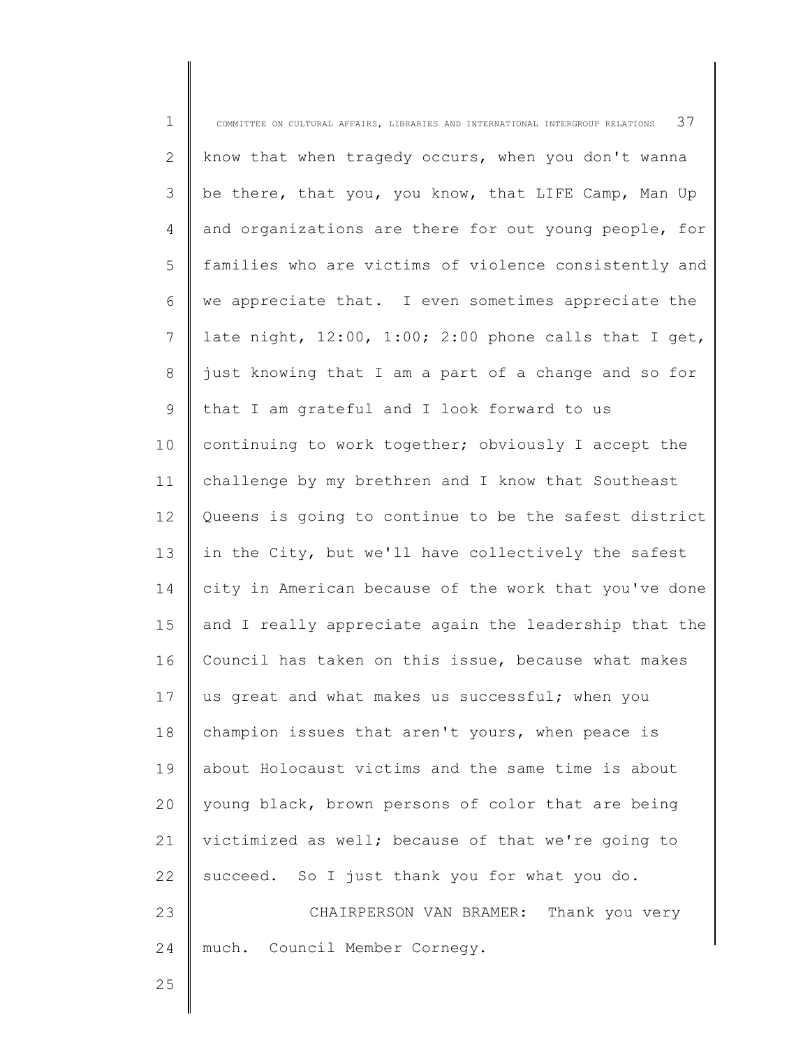know that when tragedy occurs, when you don't wanna be there, that you, you know, that LIFE Camp, Man Up and organizations are there for out young people, for families who are victims of violence consistently and we appreciate that. I even sometimes appreciate the late night, 12:00, 1:00; 2:00 phone calls that I get, just knowing that I am a part of a change and so for that I am grateful and I look forward to us continuing to work together; obviously I accept the challenge by my brethren and I know that Southeast Queens is going to continue to be the safest district in the City, but we'll have collectively the safest city in American because of the work that you've done and I really appreciate again the leadership that the Council has taken on this issue, because what makes us great and what makes us successful; when you champion issues that aren't yours, when peace is about Holocaust victims and the same time is about young black, brown persons of color that are being victimized as well; because of that we're going to succeed. So I just thank you for what you do.

CHAIRPERSON VAN BRAMER: Thank you very much. Council Member Cornegy.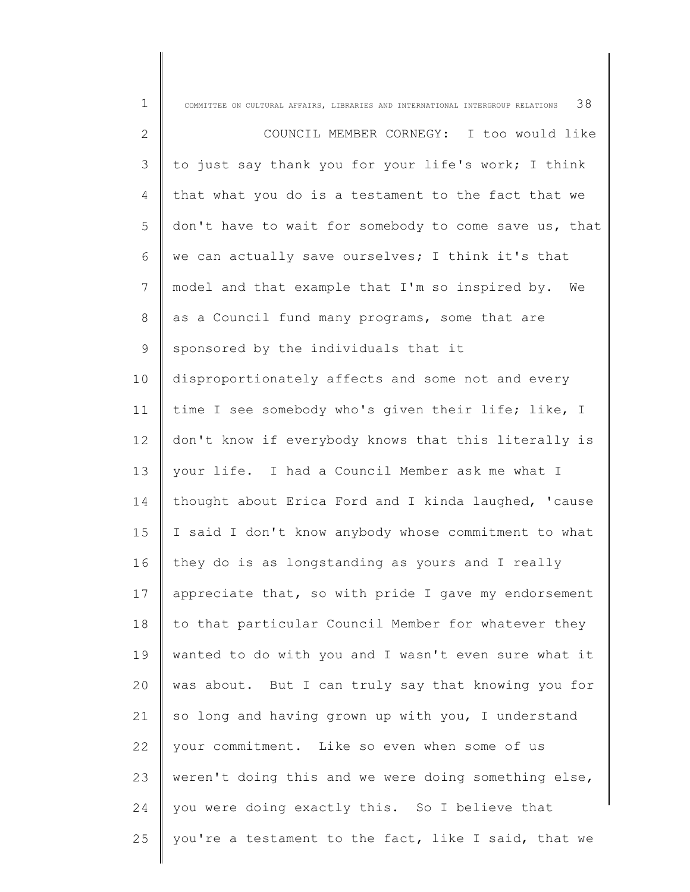COUNCIL MEMBER CORNEGY: I too would like to just say thank you for your life's work; I think that what you do is a testament to the fact that we don't have to wait for somebody to come save us, that we can actually save ourselves; I think it's that model and that example that I'm so inspired by. We as a Council fund many programs, some that are sponsored by the individuals that it disproportionately affects and some not and every time I see somebody who's given their life; like, I don't know if everybody knows that this literally is your life. I had a Council Member ask me what I thought about Erica Ford and I kinda laughed, 'cause I said I don't know anybody whose commitment to what they do is as longstanding as yours and I really appreciate that, so with pride I gave my endorsement to that particular Council Member for whatever they wanted to do with you and I wasn't even sure what it was about. But I can truly say that knowing you for so long and having grown up with you, I understand your commitment. Like so even when some of us weren't doing this and we were doing something else, you were doing exactly this. So I believe that you're a testament to the fact, like I said, that we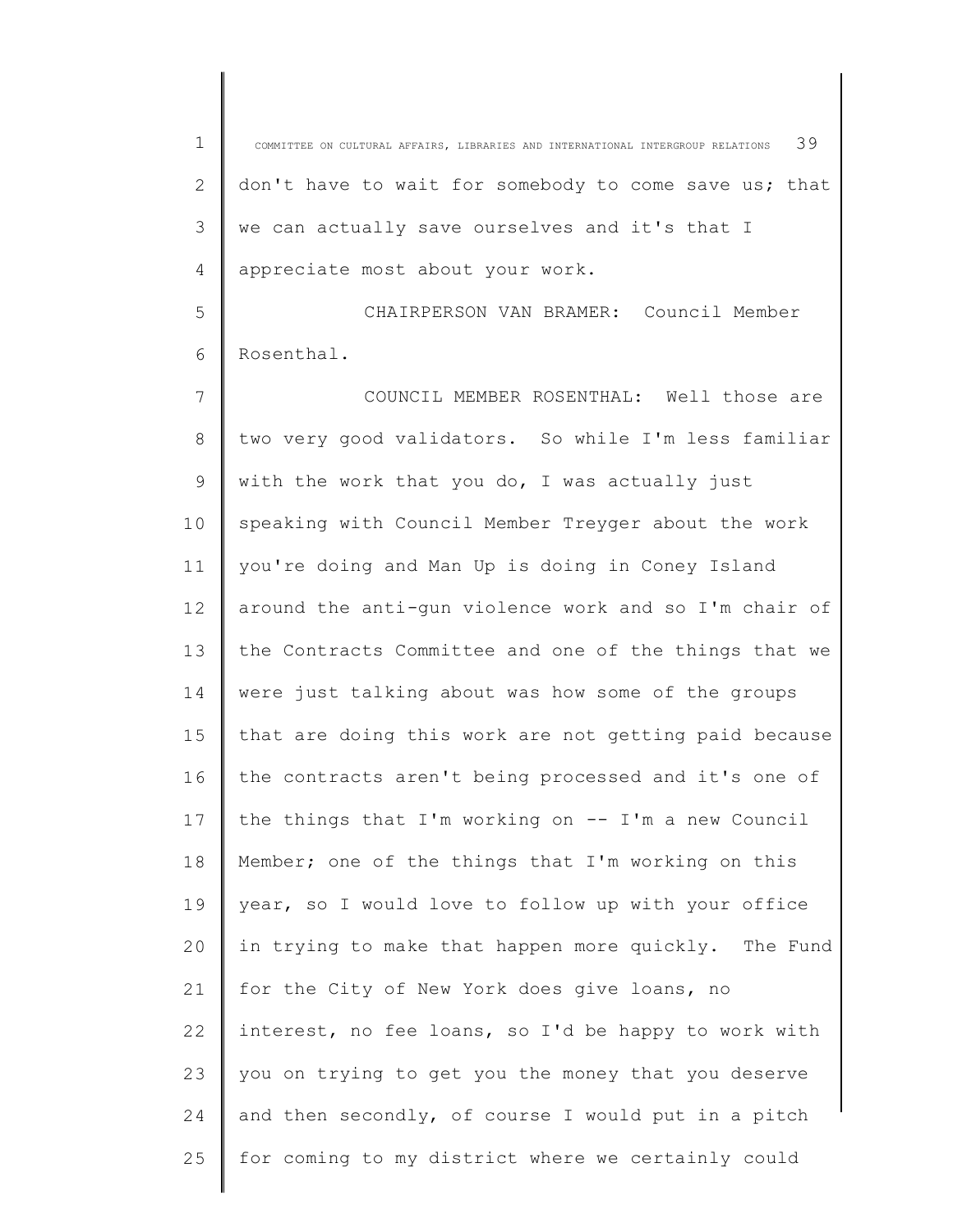don't have to wait for somebody to come save us; that we can actually save ourselves and it's that I appreciate most about your work.

CHAIRPERSON VAN BRAMER: Council Member Rosenthal.

COUNCIL MEMBER ROSENTHAL: Well those are two very good validators. So while I'm less familiar with the work that you do, I was actually just speaking with Council Member Treyger about the work you're doing and Man Up is doing in Coney Island around the anti-gun violence work and so I'm chair of the Contracts Committee and one of the things that we were just talking about was how some of the groups that are doing this work are not getting paid because the contracts aren't being processed and it's one of the things that I'm working on -- I'm a new Council Member; one of the things that I'm working on this year, so I would love to follow up with your office in trying to make that happen more quickly. The Fund for the City of New York does give loans, no interest, no fee loans, so I'd be happy to work with you on trying to get you the money that you deserve and then secondly, of course I would put in a pitch for coming to my district where we certainly could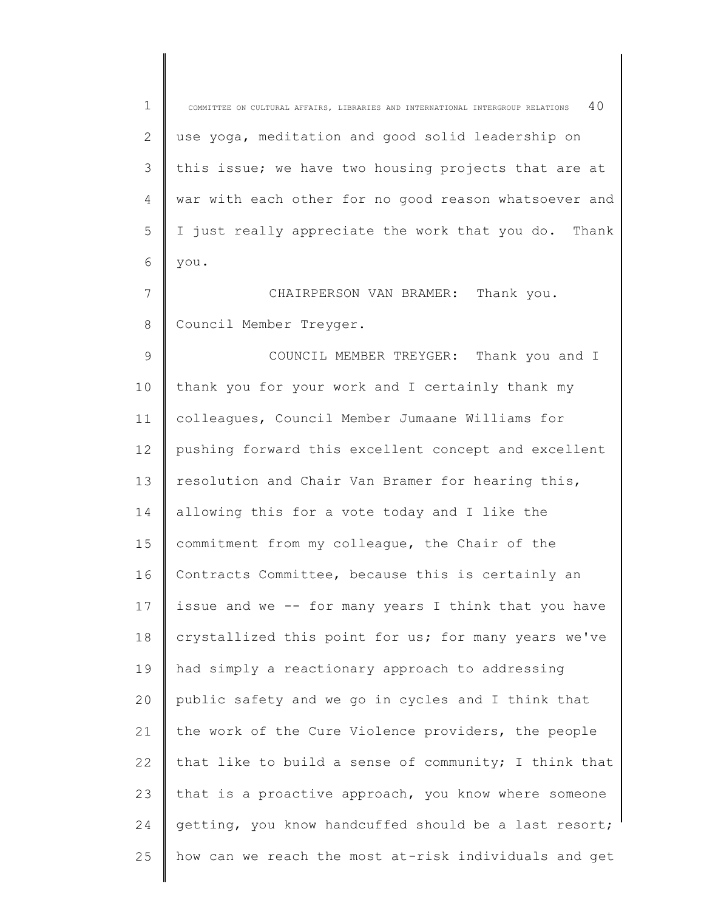use yoga, meditation and good solid leadership on this issue; we have two housing projects that are at war with each other for no good reason whatsoever and I just really appreciate the work that you do. Thank you.

CHAIRPERSON VAN BRAMER: Thank you. Council Member Treyger.

COUNCIL MEMBER TREYGER: Thank you and I thank you for your work and I certainly thank my colleagues, Council Member Jumaane Williams for pushing forward this excellent concept and excellent resolution and Chair Van Bramer for hearing this, allowing this for a vote today and I like the commitment from my colleague, the Chair of the Contracts Committee, because this is certainly an issue and we -- for many years I think that you have crystallized this point for us; for many years we've had simply a reactionary approach to addressing public safety and we go in cycles and I think that the work of the Cure Violence providers, the people that like to build a sense of community; I think that that is a proactive approach, you know where someone getting, you know handcuffed should be a last resort; how can we reach the most at-risk individuals and get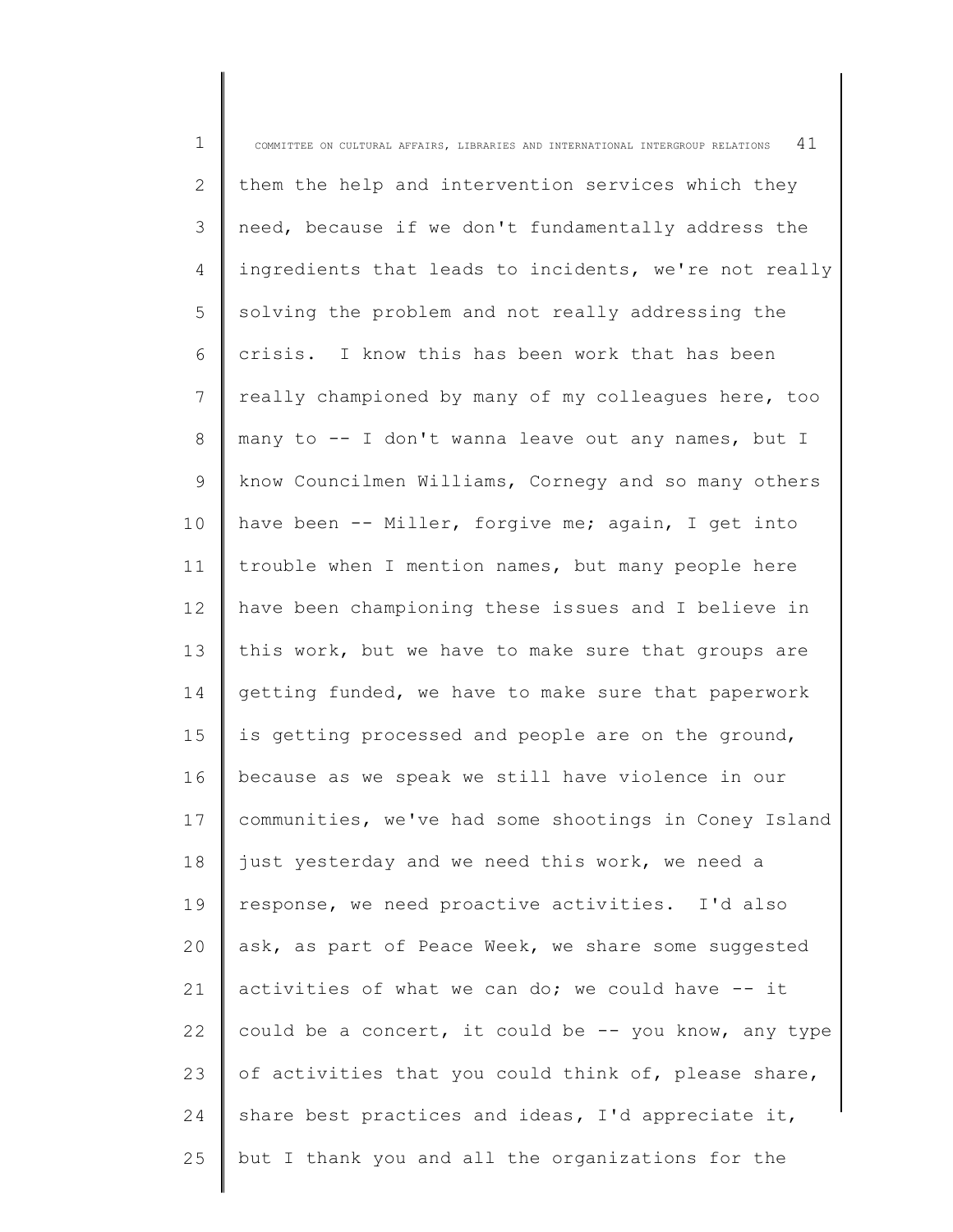them the help and intervention services which they need, because if we don't fundamentally address the ingredients that leads to incidents, we're not really solving the problem and not really addressing the crisis. I know this has been work that has been really championed by many of my colleagues here, too many to -- I don't wanna leave out any names, but I know Councilmen Williams, Cornegy and so many others have been -- Miller, forgive me; again, I get into trouble when I mention names, but many people here have been championing these issues and I believe in this work, but we have to make sure that groups are getting funded, we have to make sure that paperwork is getting processed and people are on the ground, because as we speak we still have violence in our communities, we've had some shootings in Coney Island just yesterday and we need this work, we need a response, we need proactive activities. I'd also ask, as part of Peace Week, we share some suggested activities of what we can do; we could have -- it could be a concert, it could be -- you know, any type of activities that you could think of, please share, share best practices and ideas, I'd appreciate it, but I thank you and all the organizations for the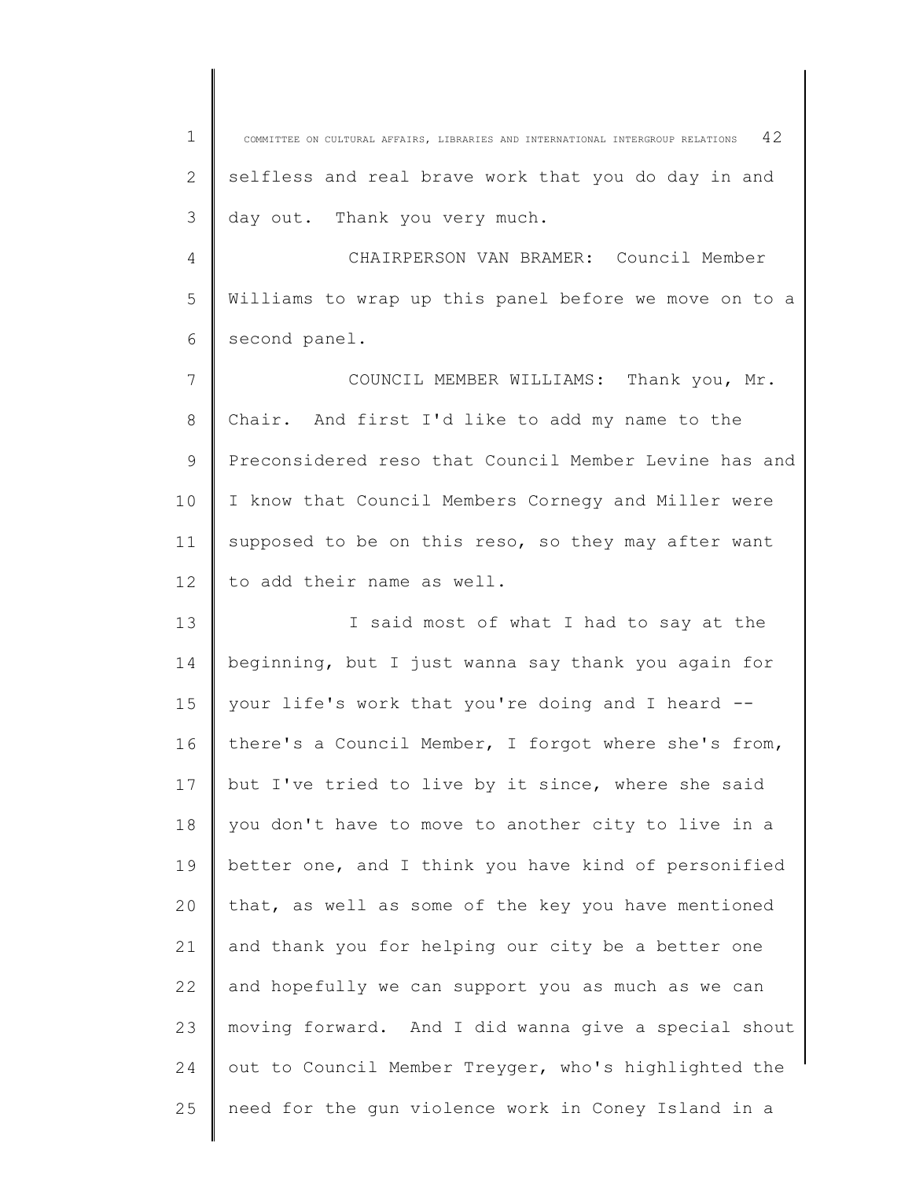selfless and real brave work that you do day in and day out. Thank you very much.

CHAIRPERSON VAN BRAMER: Council Member Williams to wrap up this panel before we move on to a second panel.

COUNCIL MEMBER WILLIAMS: Thank you, Mr. Chair. And first I'd like to add my name to the Preconsidered reso that Council Member Levine has and I know that Council Members Cornegy and Miller were supposed to be on this reso, so they may after want to add their name as well.

I said most of what I had to say at the beginning, but I just wanna say thank you again for your life's work that you're doing and I heard -- there's a Council Member, I forgot where she's from, but I've tried to live by it since, where she said you don't have to move to another city to live in a better one, and I think you have kind of personified that, as well as some of the key you have mentioned and thank you for helping our city be a better one and hopefully we can support you as much as we can moving forward. And I did wanna give a special shout out to Council Member Treyger, who's highlighted the need for the gun violence work in Coney Island in a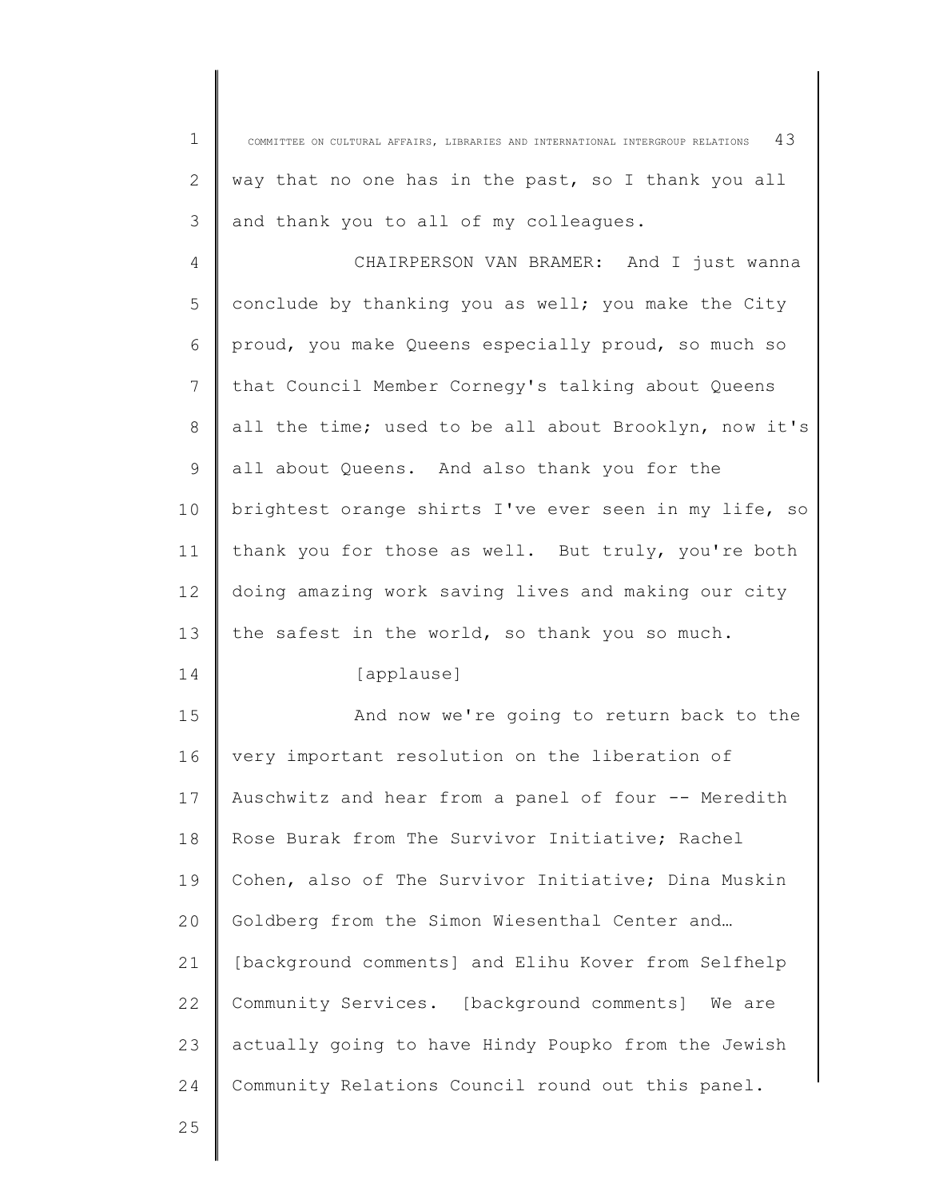way that no one has in the past, so I thank you all and thank you to all of my colleagues.

CHAIRPERSON VAN BRAMER: And I just wanna conclude by thanking you as well; you make the City proud, you make Queens especially proud, so much so that Council Member Cornegy's talking about Queens all the time; used to be all about Brooklyn, now it's all about Queens. And also thank you for the brightest orange shirts I've ever seen in my life, so thank you for those as well. But truly, you're both doing amazing work saving lives and making our city the safest in the world, so thank you so much.

[applause]

And now we're going to return back to the very important resolution on the liberation of Auschwitz and hear from a panel of four -- Meredith Rose Burak from The Survivor Initiative; Rachel Cohen, also of The Survivor Initiative; Dina Muskin Goldberg from the Simon Wiesenthal Center and… [background comments] and Elihu Kover from Selfhelp Community Services. [background comments] We are actually going to have Hindy Poupko from the Jewish Community Relations Council round out this panel.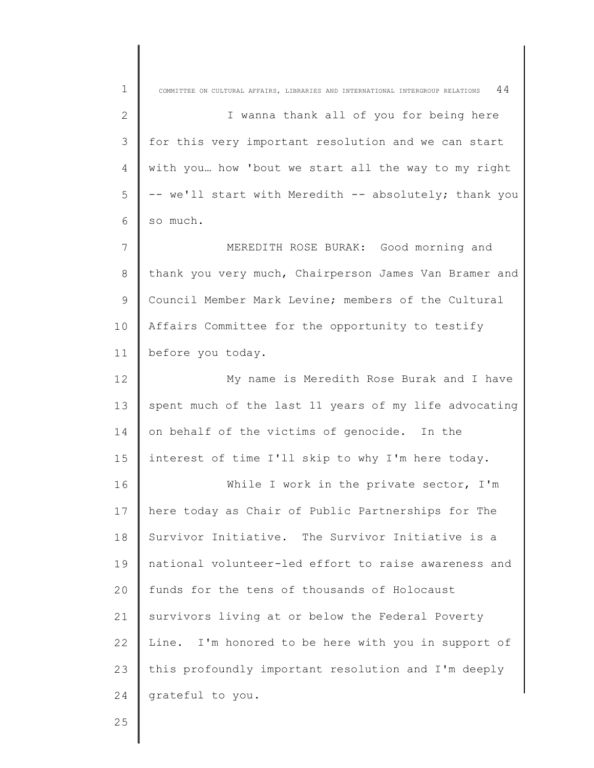I wanna thank all of you for being here for this very important resolution and we can start with you… how 'bout we start all the way to my right -- we'll start with Meredith -- absolutely; thank you so much.

MEREDITH ROSE BURAK: Good morning and thank you very much, Chairperson James Van Bramer and Council Member Mark Levine; members of the Cultural Affairs Committee for the opportunity to testify before you today.

My name is Meredith Rose Burak and I have spent much of the last 11 years of my life advocating on behalf of the victims of genocide. In the interest of time I'll skip to why I'm here today.

While I work in the private sector, I'm here today as Chair of Public Partnerships for The Survivor Initiative. The Survivor Initiative is a national volunteer-led effort to raise awareness and funds for the tens of thousands of Holocaust survivors living at or below the Federal Poverty Line. I'm honored to be here with you in support of this profoundly important resolution and I'm deeply grateful to you.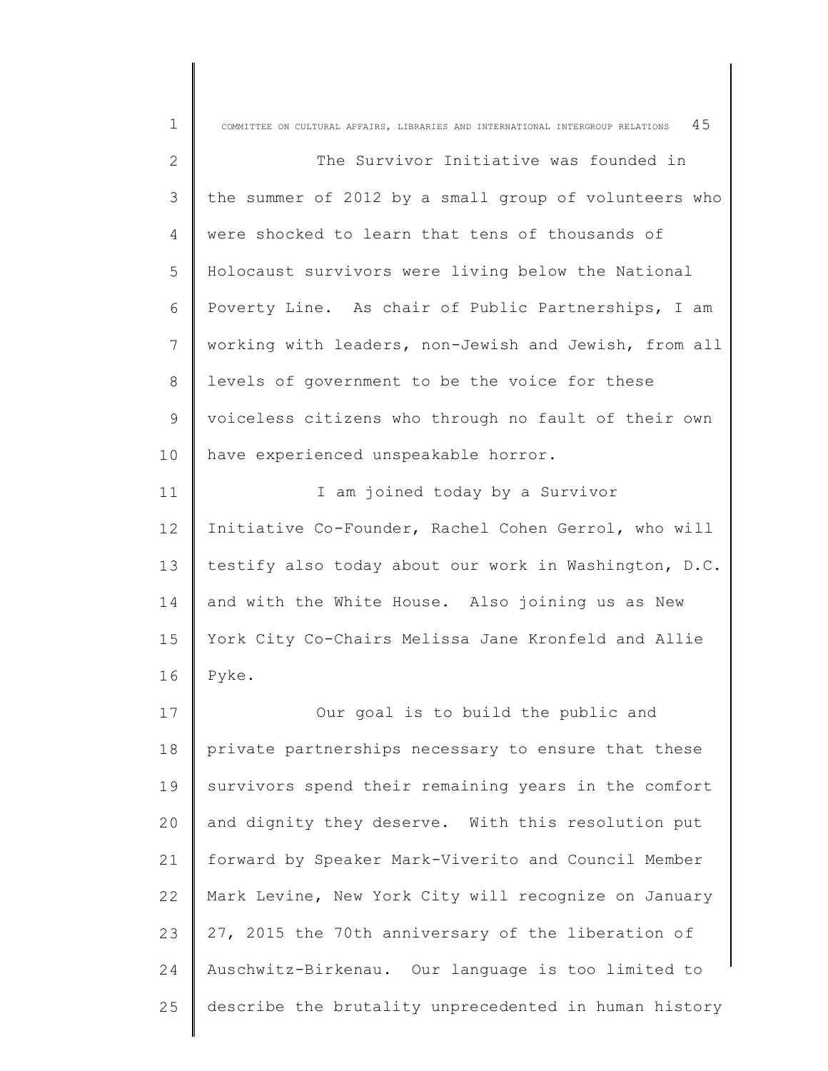The Survivor Initiative was founded in the summer of 2012 by a small group of volunteers who were shocked to learn that tens of thousands of Holocaust survivors were living below the National Poverty Line. As chair of Public Partnerships, I am working with leaders, non-Jewish and Jewish, from all levels of government to be the voice for these voiceless citizens who through no fault of their own have experienced unspeakable horror.

I am joined today by a Survivor Initiative Co-Founder, Rachel Cohen Gerrol, who will testify also today about our work in Washington, D.C. and with the White House. Also joining us as New York City Co-Chairs Melissa Jane Kronfeld and Allie Pyke.

Our goal is to build the public and private partnerships necessary to ensure that these survivors spend their remaining years in the comfort and dignity they deserve. With this resolution put forward by Speaker Mark-Viverito and Council Member Mark Levine, New York City will recognize on January 27, 2015 the 70th anniversary of the liberation of Auschwitz-Birkenau. Our language is too limited to describe the brutality unprecedented in human history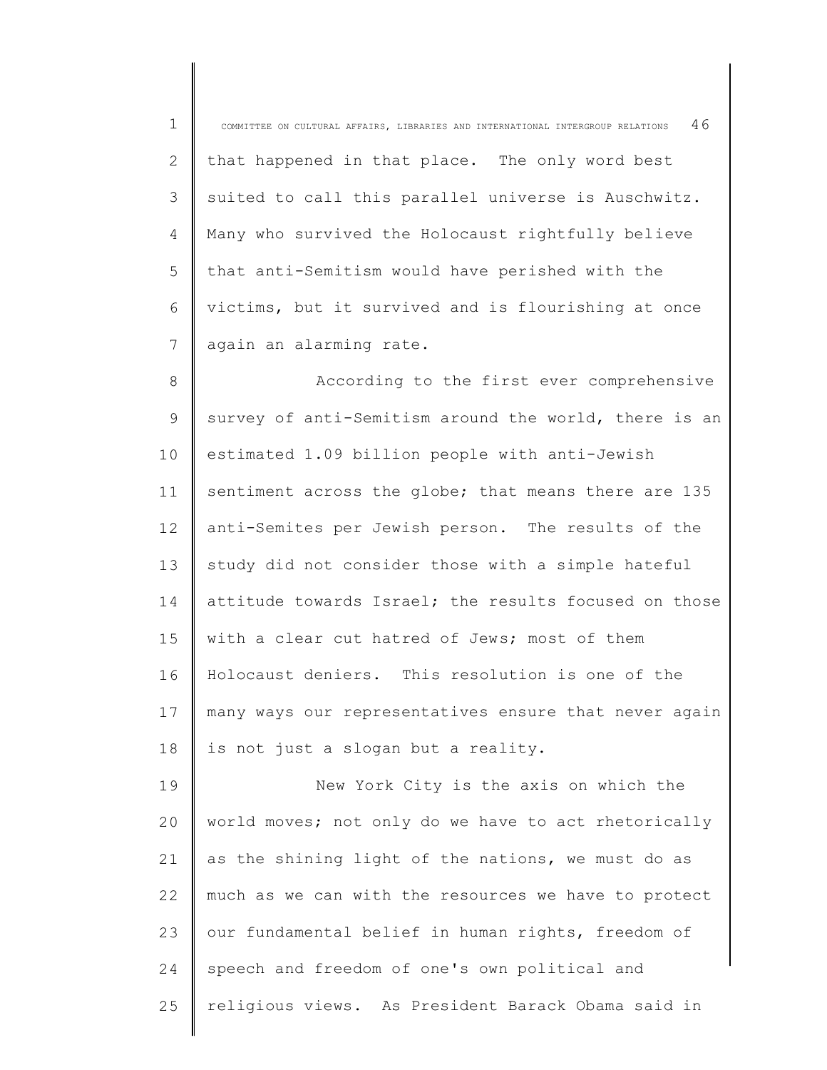that happened in that place. The only word best suited to call this parallel universe is Auschwitz. Many who survived the Holocaust rightfully believe that anti-Semitism would have perished with the victims, but it survived and is flourishing at once again an alarming rate.

According to the first ever comprehensive survey of anti-Semitism around the world, there is an estimated 1.09 billion people with anti-Jewish sentiment across the globe; that means there are 135 anti-Semites per Jewish person. The results of the study did not consider those with a simple hateful attitude towards Israel; the results focused on those with a clear cut hatred of Jews; most of them Holocaust deniers. This resolution is one of the many ways our representatives ensure that never again is not just a slogan but a reality.

New York City is the axis on which the world moves; not only do we have to act rhetorically as the shining light of the nations, we must do as much as we can with the resources we have to protect our fundamental belief in human rights, freedom of speech and freedom of one's own political and religious views. As President Barack Obama said in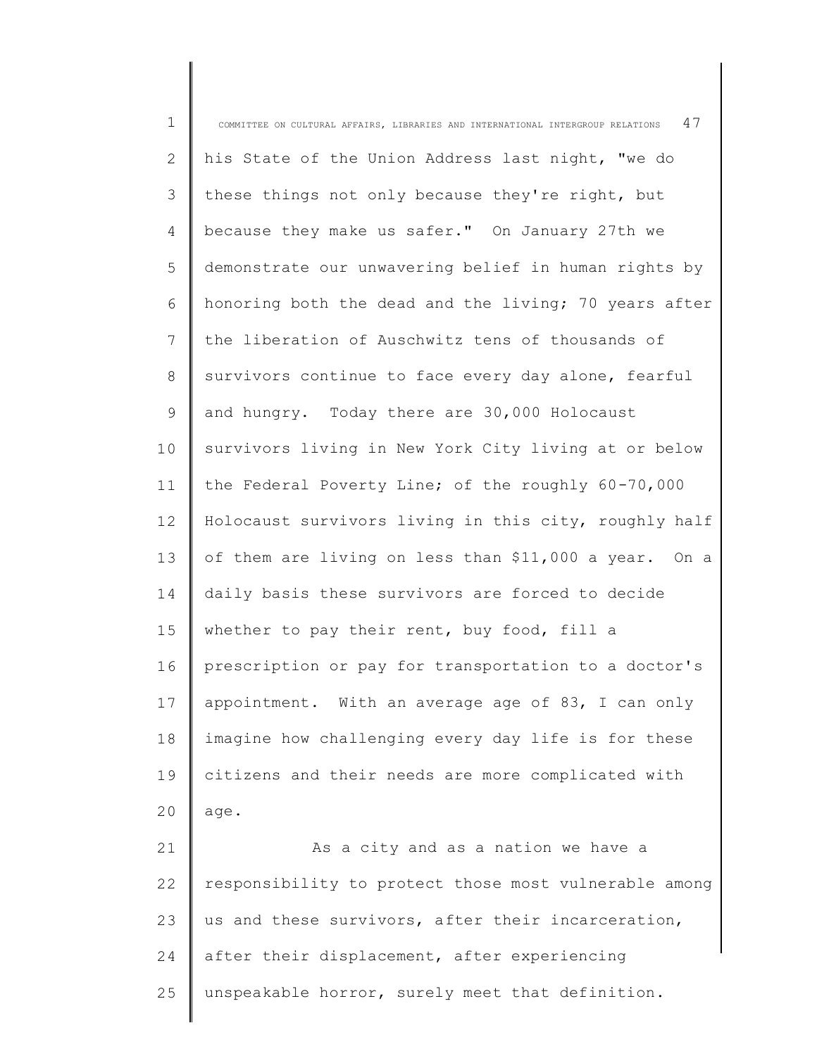his State of the Union Address last night, "we do these things not only because they're right, but because they make us safer." On January 27th we demonstrate our unwavering belief in human rights by honoring both the dead and the living; 70 years after the liberation of Auschwitz tens of thousands of survivors continue to face every day alone, fearful and hungry. Today there are 30,000 Holocaust survivors living in New York City living at or below the Federal Poverty Line; of the roughly 60-70,000 Holocaust survivors living in this city, roughly half of them are living on less than $11,000 a year. On a daily basis these survivors are forced to decide whether to pay their rent, buy food, fill a prescription or pay for transportation to a doctor's appointment. With an average age of 83, I can only imagine how challenging every day life is for these citizens and their needs are more complicated with age.

As a city and as a nation we have a responsibility to protect those most vulnerable among us and these survivors, after their incarceration, after their displacement, after experiencing unspeakable horror, surely meet that definition.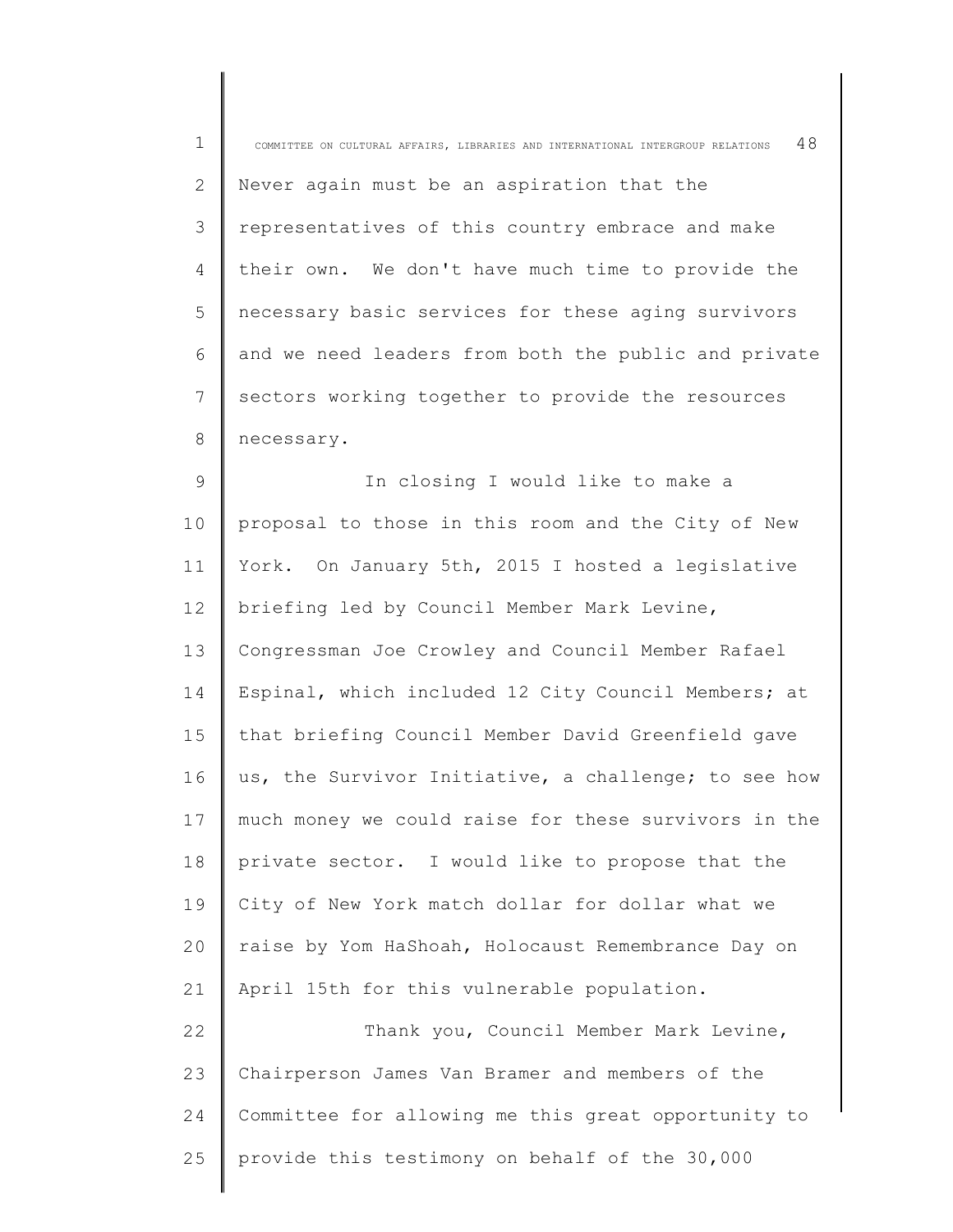Never again must be an aspiration that the representatives of this country embrace and make their own. We don't have much time to provide the necessary basic services for these aging survivors and we need leaders from both the public and private sectors working together to provide the resources necessary.

In closing I would like to make a proposal to those in this room and the City of New York. On January 5th, 2015 I hosted a legislative briefing led by Council Member Mark Levine, Congressman Joe Crowley and Council Member Rafael Espinal, which included 12 City Council Members; at that briefing Council Member David Greenfield gave us, the Survivor Initiative, a challenge; to see how much money we could raise for these survivors in the private sector. I would like to propose that the City of New York match dollar for dollar what we raise by Yom HaShoah, Holocaust Remembrance Day on April 15th for this vulnerable population.

Thank you, Council Member Mark Levine, Chairperson James Van Bramer and members of the Committee for allowing me this great opportunity to provide this testimony on behalf of the 30,000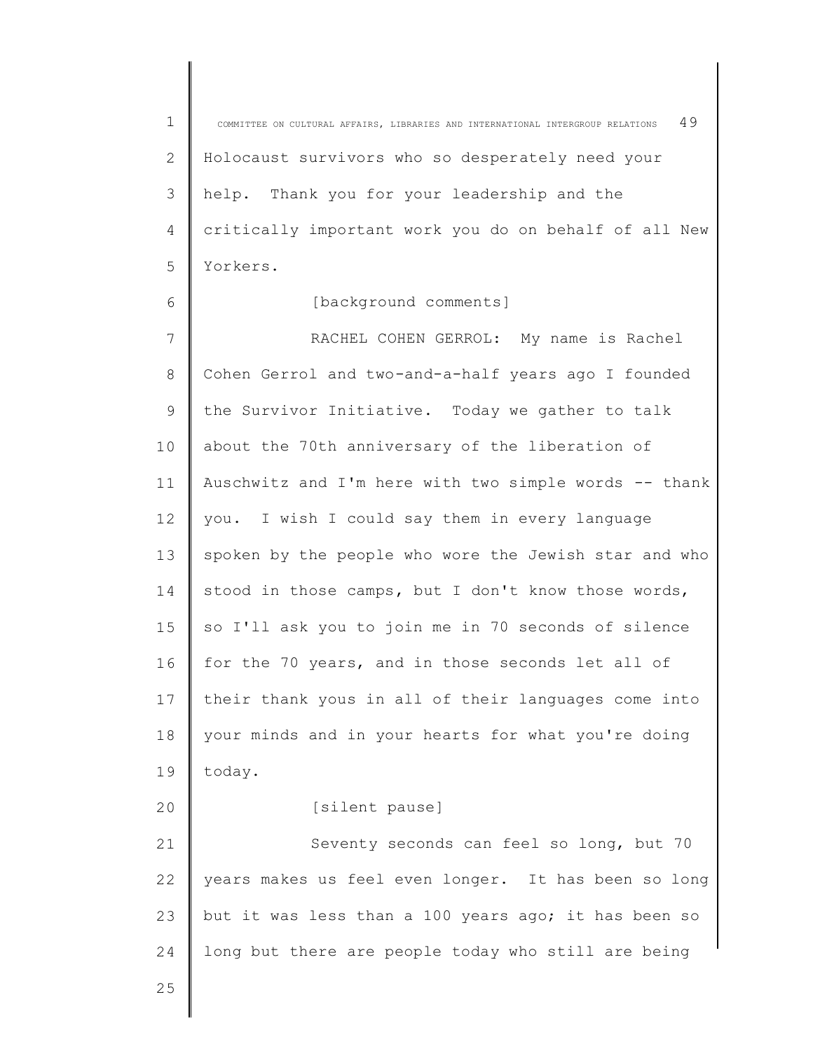Holocaust survivors who so desperately need your help. Thank you for your leadership and the critically important work you do on behalf of all New Yorkers.

[background comments]

RACHEL COHEN GERROL: My name is Rachel Cohen Gerrol and two-and-a-half years ago I founded the Survivor Initiative. Today we gather to talk about the 70th anniversary of the liberation of Auschwitz and I'm here with two simple words -- thank you. I wish I could say them in every language spoken by the people who wore the Jewish star and who stood in those camps, but I don't know those words, so I'll ask you to join me in 70 seconds of silence for the 70 years, and in those seconds let all of their thank yous in all of their languages come into your minds and in your hearts for what you're doing today.

[silent pause]

Seventy seconds can feel so long, but 70 years makes us feel even longer. It has been so long but it was less than a 100 years ago; it has been so long but there are people today who still are being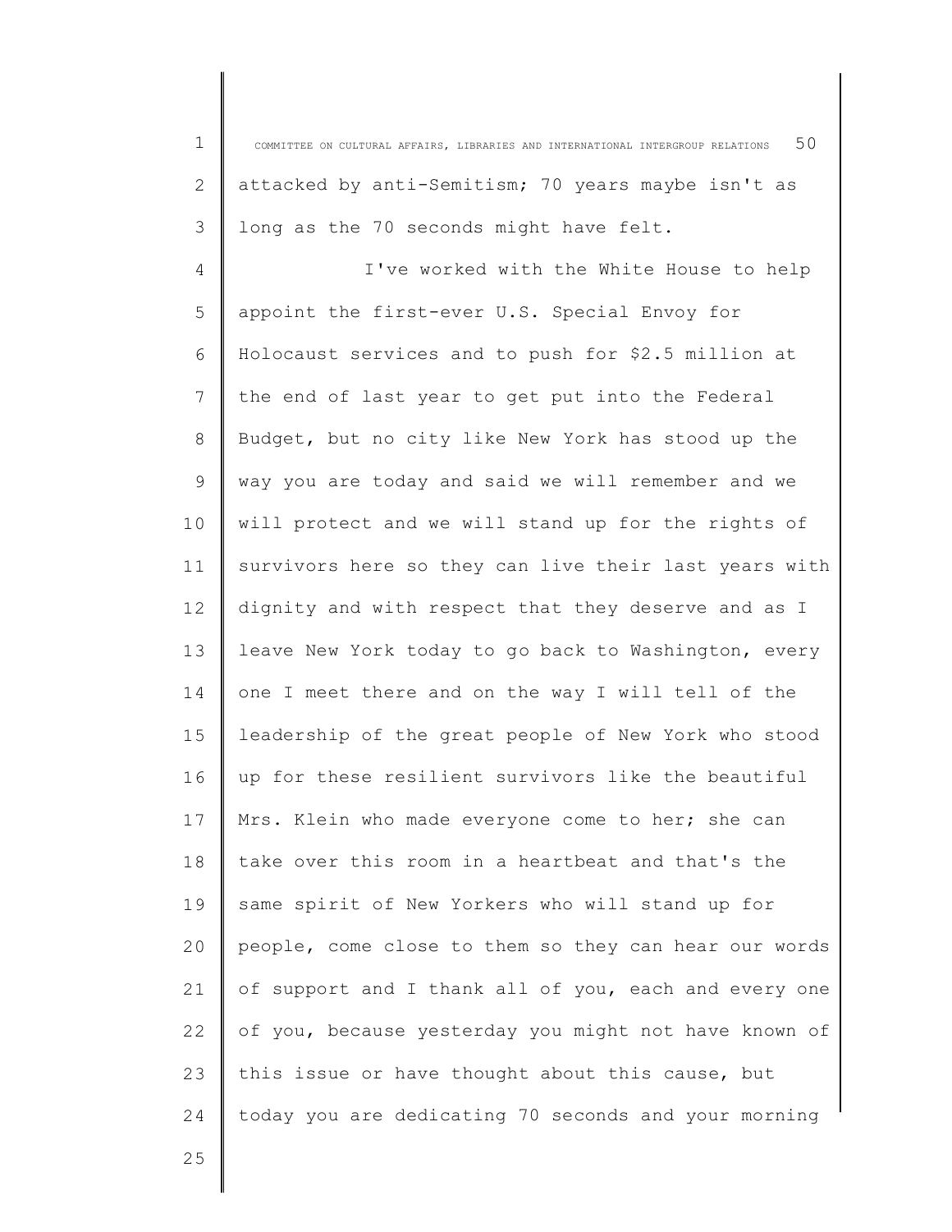attacked by anti-Semitism; 70 years maybe isn't as long as the 70 seconds might have felt.

I've worked with the White House to help appoint the first-ever U.S. Special Envoy for Holocaust services and to push for $2.5 million at the end of last year to get put into the Federal Budget, but no city like New York has stood up the way you are today and said we will remember and we will protect and we will stand up for the rights of survivors here so they can live their last years with dignity and with respect that they deserve and as I leave New York today to go back to Washington, every one I meet there and on the way I will tell of the leadership of the great people of New York who stood up for these resilient survivors like the beautiful Mrs. Klein who made everyone come to her; she can take over this room in a heartbeat and that's the same spirit of New Yorkers who will stand up for people, come close to them so they can hear our words of support and I thank all of you, each and every one of you, because yesterday you might not have known of this issue or have thought about this cause, but today you are dedicating 70 seconds and your morning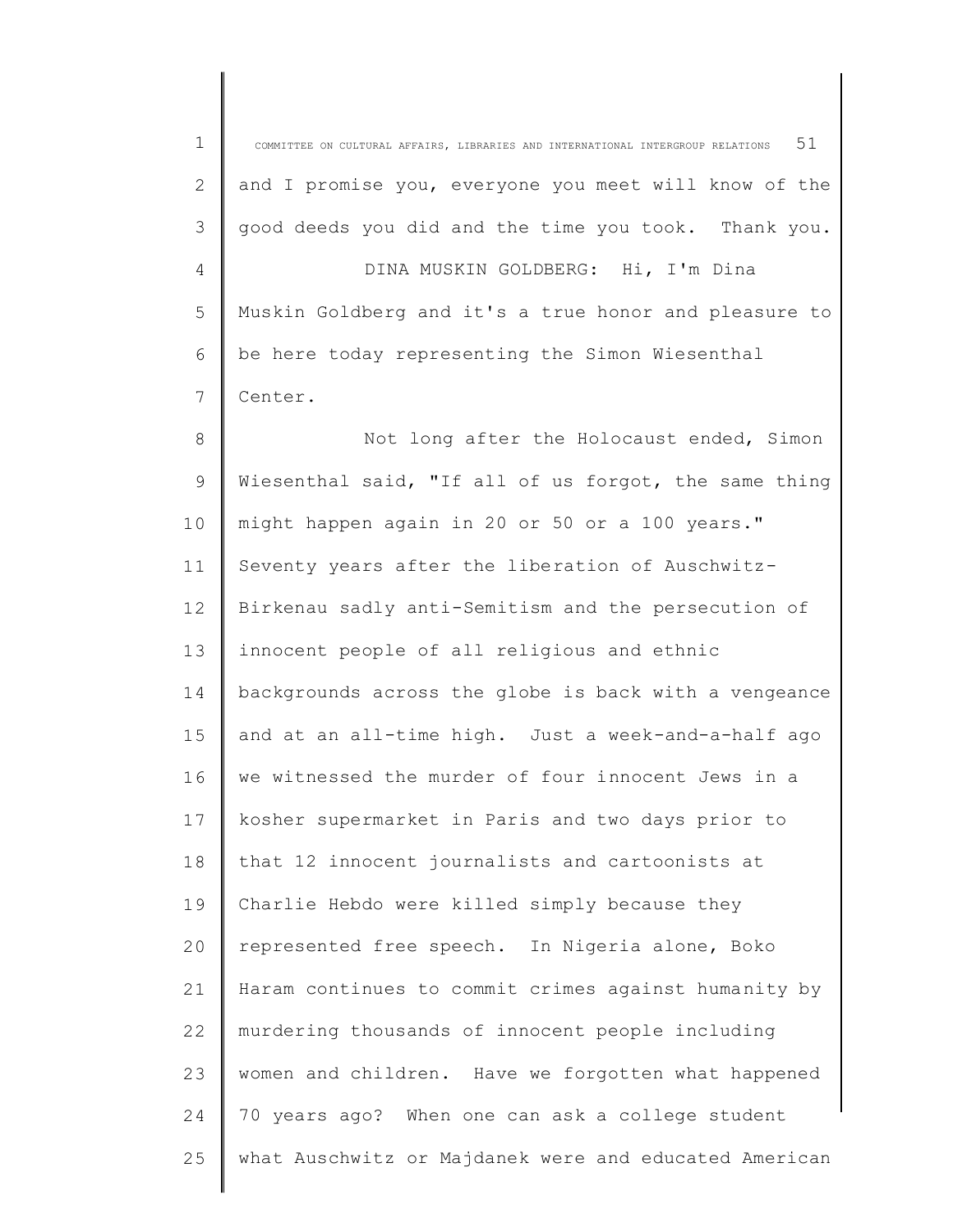and I promise you, everyone you meet will know of the good deeds you did and the time you took. Thank you.

DINA MUSKIN GOLDBERG: Hi, I'm Dina Muskin Goldberg and it's a true honor and pleasure to be here today representing the Simon Wiesenthal Center.

Not long after the Holocaust ended, Simon Wiesenthal said, "If all of us forgot, the same thing might happen again in 20 or 50 or a 100 years." Seventy years after the liberation of Auschwitz-Birkenau sadly anti-Semitism and the persecution of innocent people of all religious and ethnic backgrounds across the globe is back with a vengeance and at an all-time high. Just a week-and-a-half ago we witnessed the murder of four innocent Jews in a kosher supermarket in Paris and two days prior to that 12 innocent journalists and cartoonists at Charlie Hebdo were killed simply because they represented free speech. In Nigeria alone, Boko Haram continues to commit crimes against humanity by murdering thousands of innocent people including women and children. Have we forgotten what happened 70 years ago? When one can ask a college student what Auschwitz or Majdanek were and educated American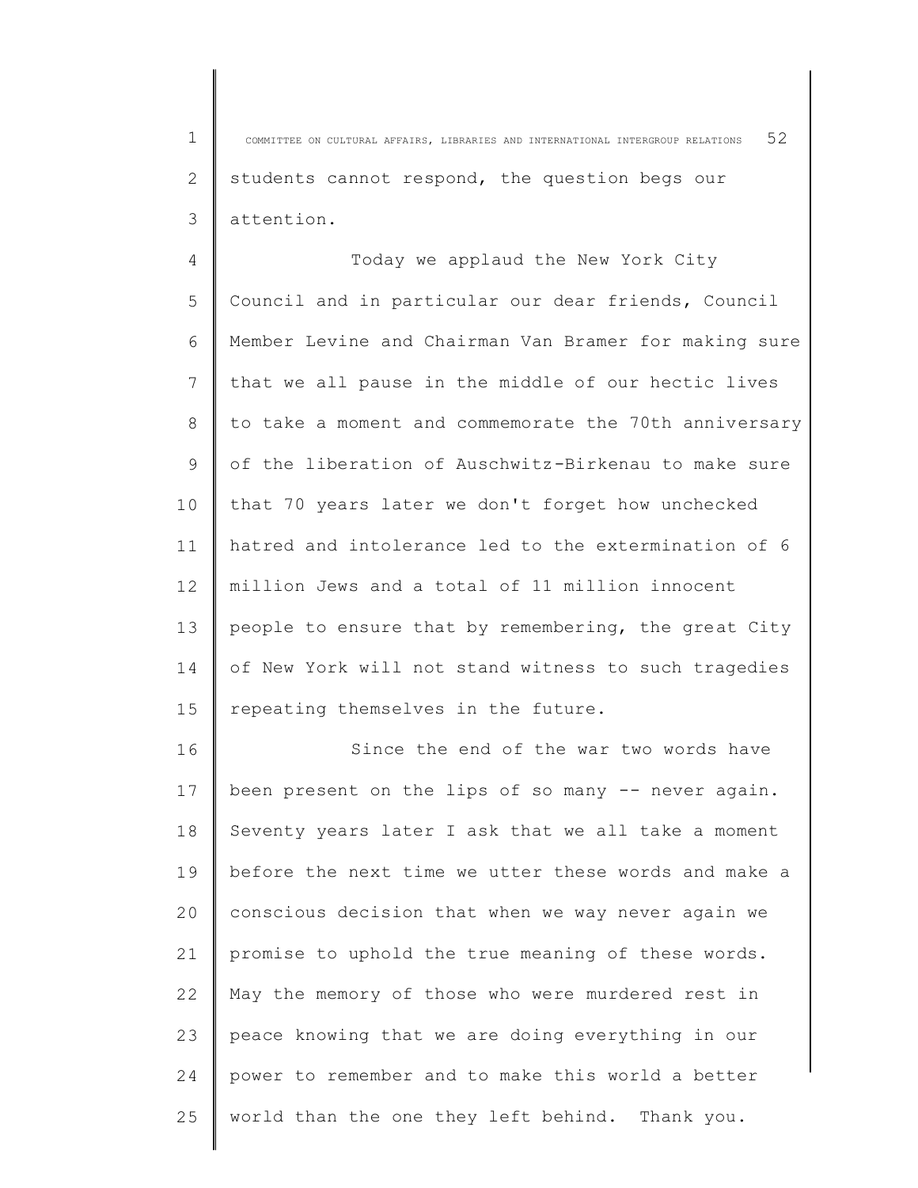students cannot respond, the question begs our attention.

Today we applaud the New York City Council and in particular our dear friends, Council Member Levine and Chairman Van Bramer for making sure that we all pause in the middle of our hectic lives to take a moment and commemorate the 70th anniversary of the liberation of Auschwitz-Birkenau to make sure that 70 years later we don't forget how unchecked hatred and intolerance led to the extermination of 6 million Jews and a total of 11 million innocent people to ensure that by remembering, the great City of New York will not stand witness to such tragedies repeating themselves in the future.

Since the end of the war two words have been present on the lips of so many -- never again. Seventy years later I ask that we all take a moment before the next time we utter these words and make a conscious decision that when we way never again we promise to uphold the true meaning of these words. May the memory of those who were murdered rest in peace knowing that we are doing everything in our power to remember and to make this world a better world than the one they left behind. Thank you.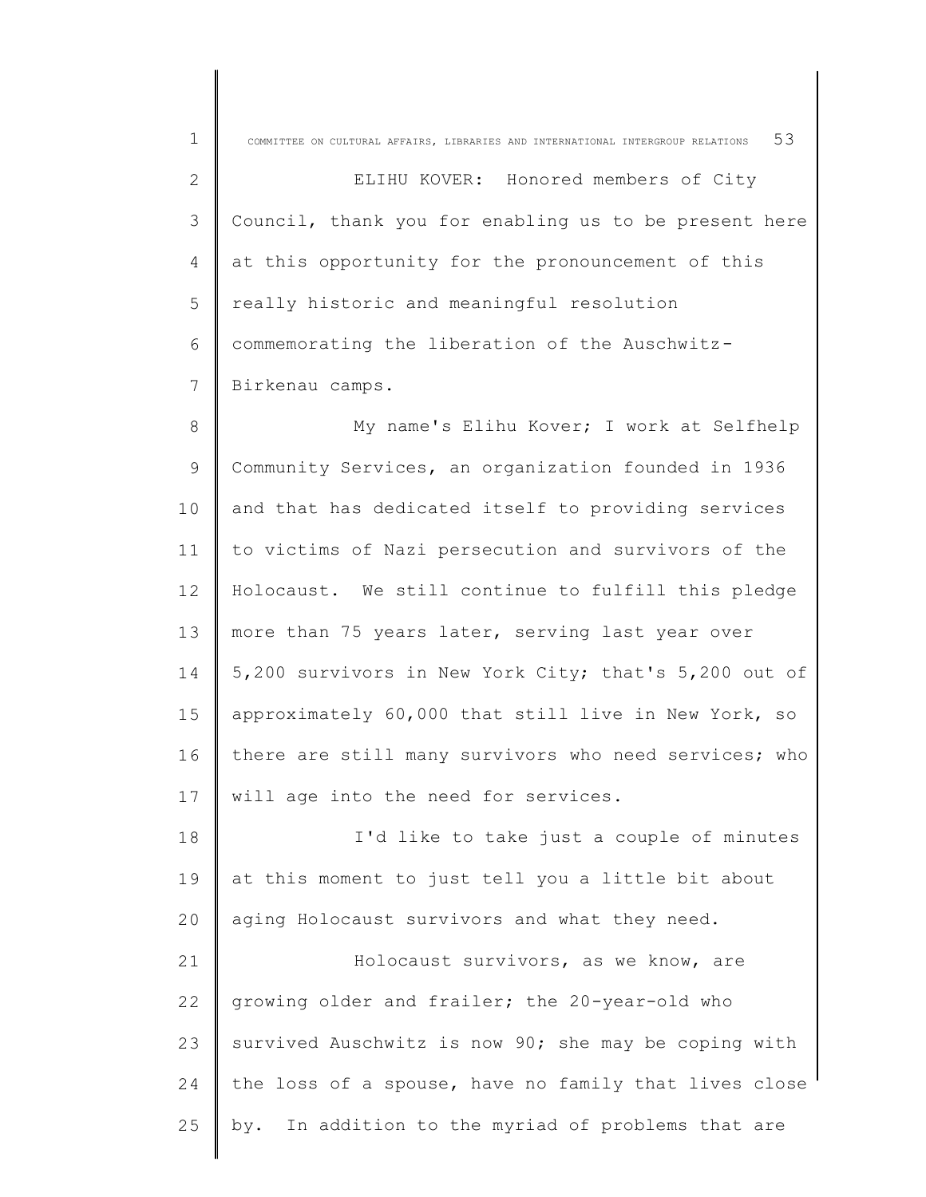ELIHU KOVER: Honored members of City Council, thank you for enabling us to be present here at this opportunity for the pronouncement of this really historic and meaningful resolution commemorating the liberation of the Auschwitz-Birkenau camps.

My name's Elihu Kover; I work at Selfhelp Community Services, an organization founded in 1936 and that has dedicated itself to providing services to victims of Nazi persecution and survivors of the Holocaust. We still continue to fulfill this pledge more than 75 years later, serving last year over 5,200 survivors in New York City; that's 5,200 out of approximately 60,000 that still live in New York, so there are still many survivors who need services; who will age into the need for services.

I'd like to take just a couple of minutes at this moment to just tell you a little bit about aging Holocaust survivors and what they need.

Holocaust survivors, as we know, are growing older and frailer; the 20-year-old who survived Auschwitz is now 90; she may be coping with the loss of a spouse, have no family that lives close by. In addition to the myriad of problems that are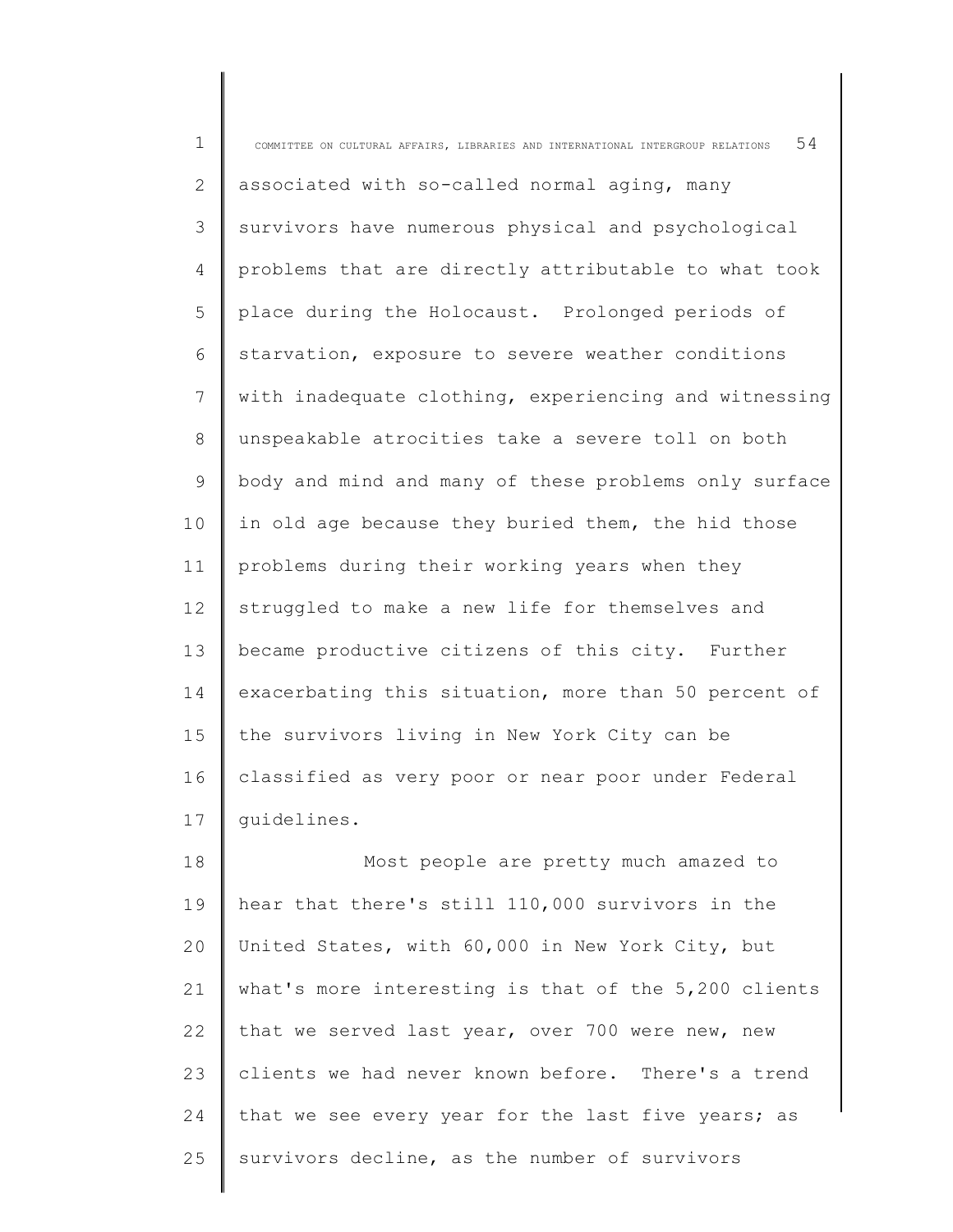associated with so-called normal aging, many survivors have numerous physical and psychological problems that are directly attributable to what took place during the Holocaust. Prolonged periods of starvation, exposure to severe weather conditions with inadequate clothing, experiencing and witnessing unspeakable atrocities take a severe toll on both body and mind and many of these problems only surface in old age because they buried them, the hid those problems during their working years when they struggled to make a new life for themselves and became productive citizens of this city. Further exacerbating this situation, more than 50 percent of the survivors living in New York City can be classified as very poor or near poor under Federal guidelines.

Most people are pretty much amazed to hear that there's still 110,000 survivors in the United States, with 60,000 in New York City, but what's more interesting is that of the 5,200 clients that we served last year, over 700 were new, new clients we had never known before. There's a trend that we see every year for the last five years; as survivors decline, as the number of survivors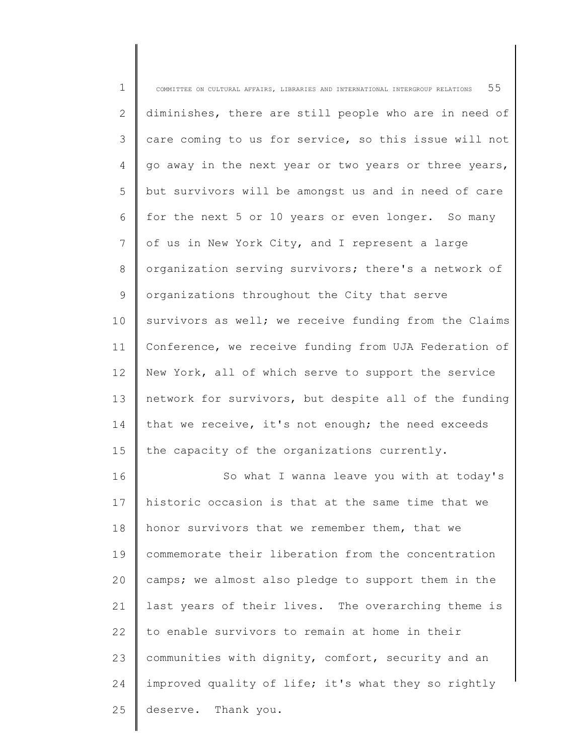diminishes, there are still people who are in need of care coming to us for service, so this issue will not go away in the next year or two years or three years, but survivors will be amongst us and in need of care for the next 5 or 10 years or even longer. So many of us in New York City, and I represent a large organization serving survivors; there's a network of organizations throughout the City that serve survivors as well; we receive funding from the Claims Conference, we receive funding from UJA Federation of New York, all of which serve to support the service network for survivors, but despite all of the funding that we receive, it's not enough; the need exceeds the capacity of the organizations currently.

So what I wanna leave you with at today's historic occasion is that at the same time that we honor survivors that we remember them, that we commemorate their liberation from the concentration camps; we almost also pledge to support them in the last years of their lives. The overarching theme is to enable survivors to remain at home in their communities with dignity, comfort, security and an improved quality of life; it's what they so rightly deserve. Thank you.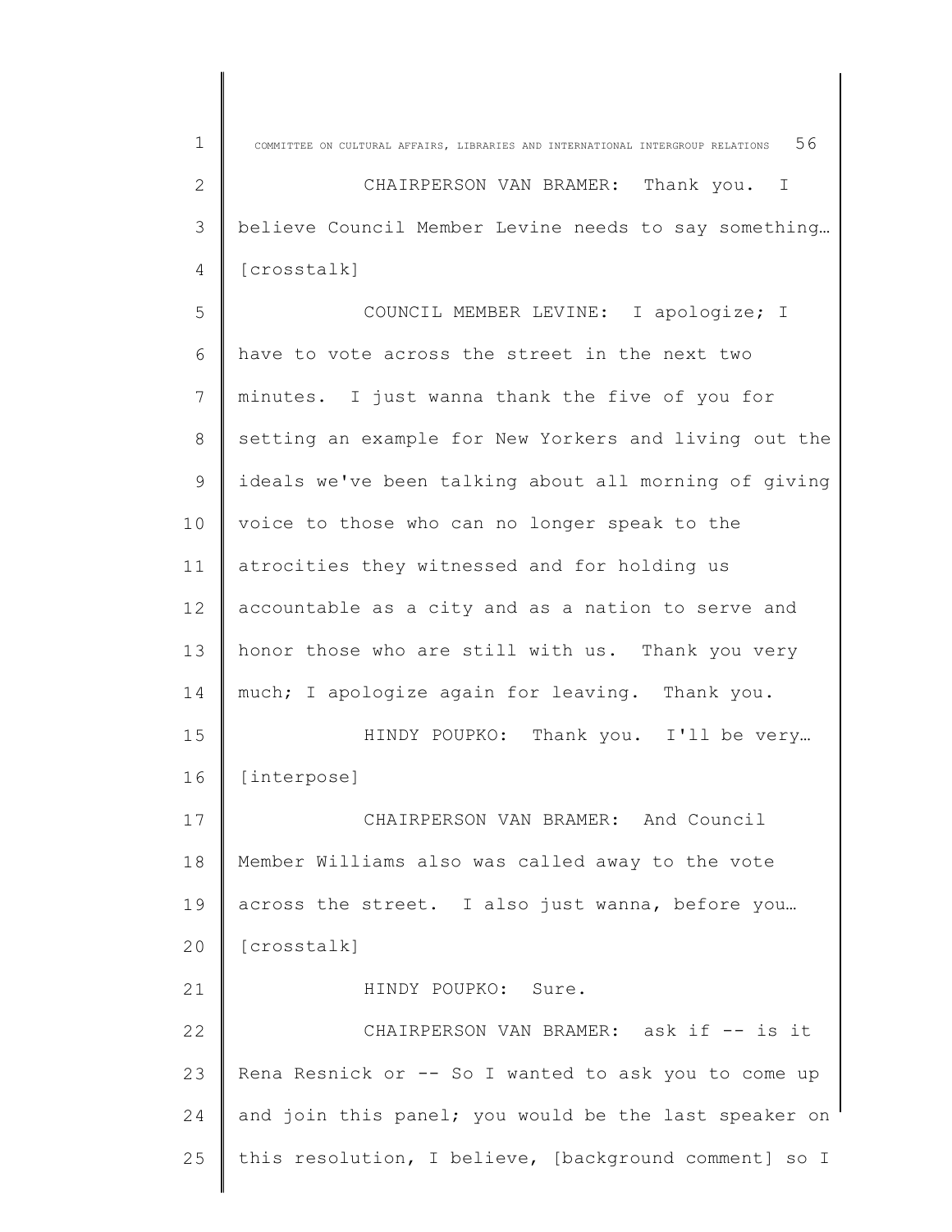CHAIRPERSON VAN BRAMER: Thank you. I believe Council Member Levine needs to say something… [crosstalk]

COUNCIL MEMBER LEVINE: I apologize; I have to vote across the street in the next two minutes. I just wanna thank the five of you for setting an example for New Yorkers and living out the ideals we've been talking about all morning of giving voice to those who can no longer speak to the atrocities they witnessed and for holding us accountable as a city and as a nation to serve and honor those who are still with us. Thank you very much; I apologize again for leaving. Thank you.

HINDY POUPKO: Thank you. I'll be very… [interpose]

CHAIRPERSON VAN BRAMER: And Council Member Williams also was called away to the vote across the street. I also just wanna, before you… [crosstalk]

HINDY POUPKO: Sure.

CHAIRPERSON VAN BRAMER: ask if -- is it Rena Resnick or -- So I wanted to ask you to come up and join this panel; you would be the last speaker on this resolution, I believe, [background comment] so I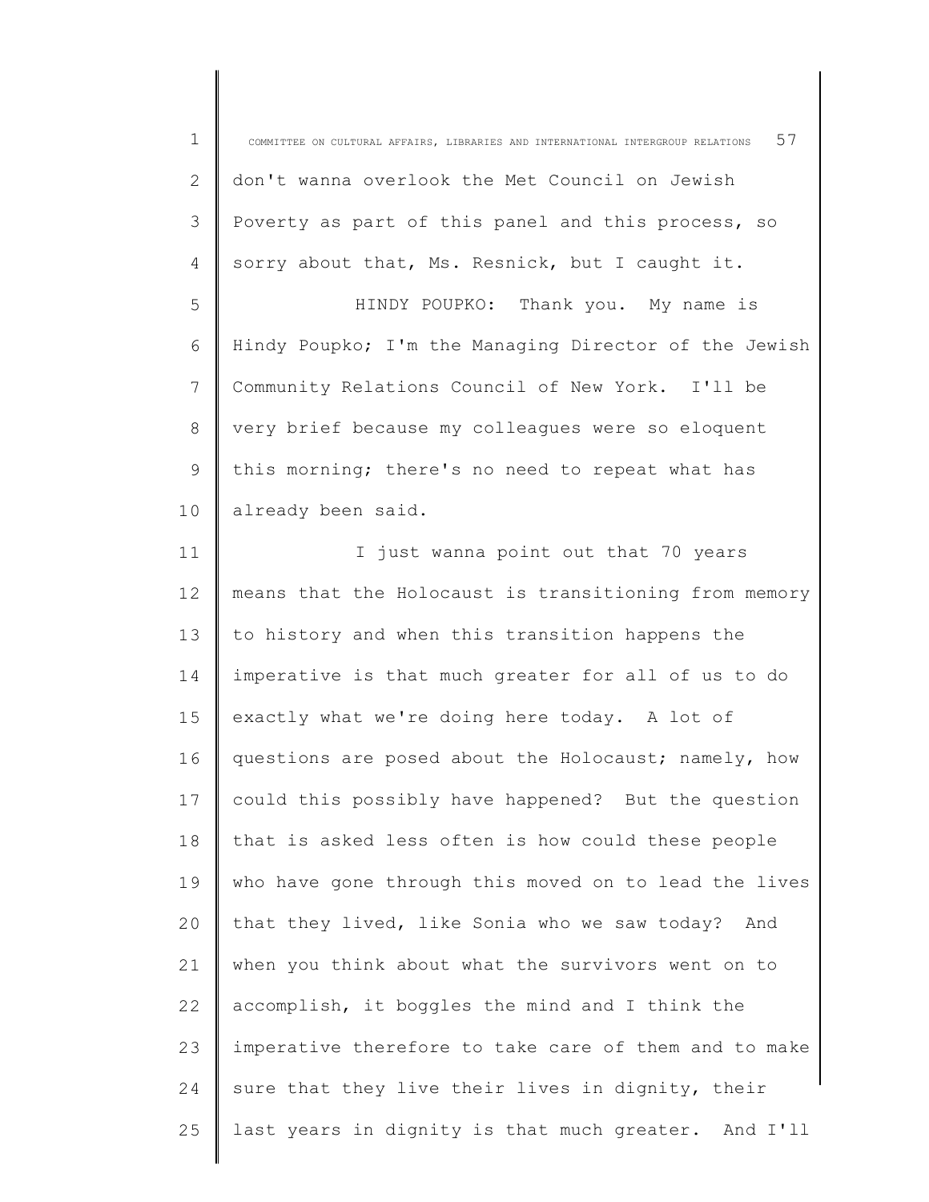don't wanna overlook the Met Council on Jewish Poverty as part of this panel and this process, so sorry about that, Ms. Resnick, but I caught it.

HINDY POUPKO: Thank you. My name is Hindy Poupko; I'm the Managing Director of the Jewish Community Relations Council of New York. I'll be very brief because my colleagues were so eloquent this morning; there's no need to repeat what has already been said.

I just wanna point out that 70 years means that the Holocaust is transitioning from memory to history and when this transition happens the imperative is that much greater for all of us to do exactly what we're doing here today. A lot of questions are posed about the Holocaust; namely, how could this possibly have happened? But the question that is asked less often is how could these people who have gone through this moved on to lead the lives that they lived, like Sonia who we saw today? And when you think about what the survivors went on to accomplish, it boggles the mind and I think the imperative therefore to take care of them and to make sure that they live their lives in dignity, their last years in dignity is that much greater. And I'll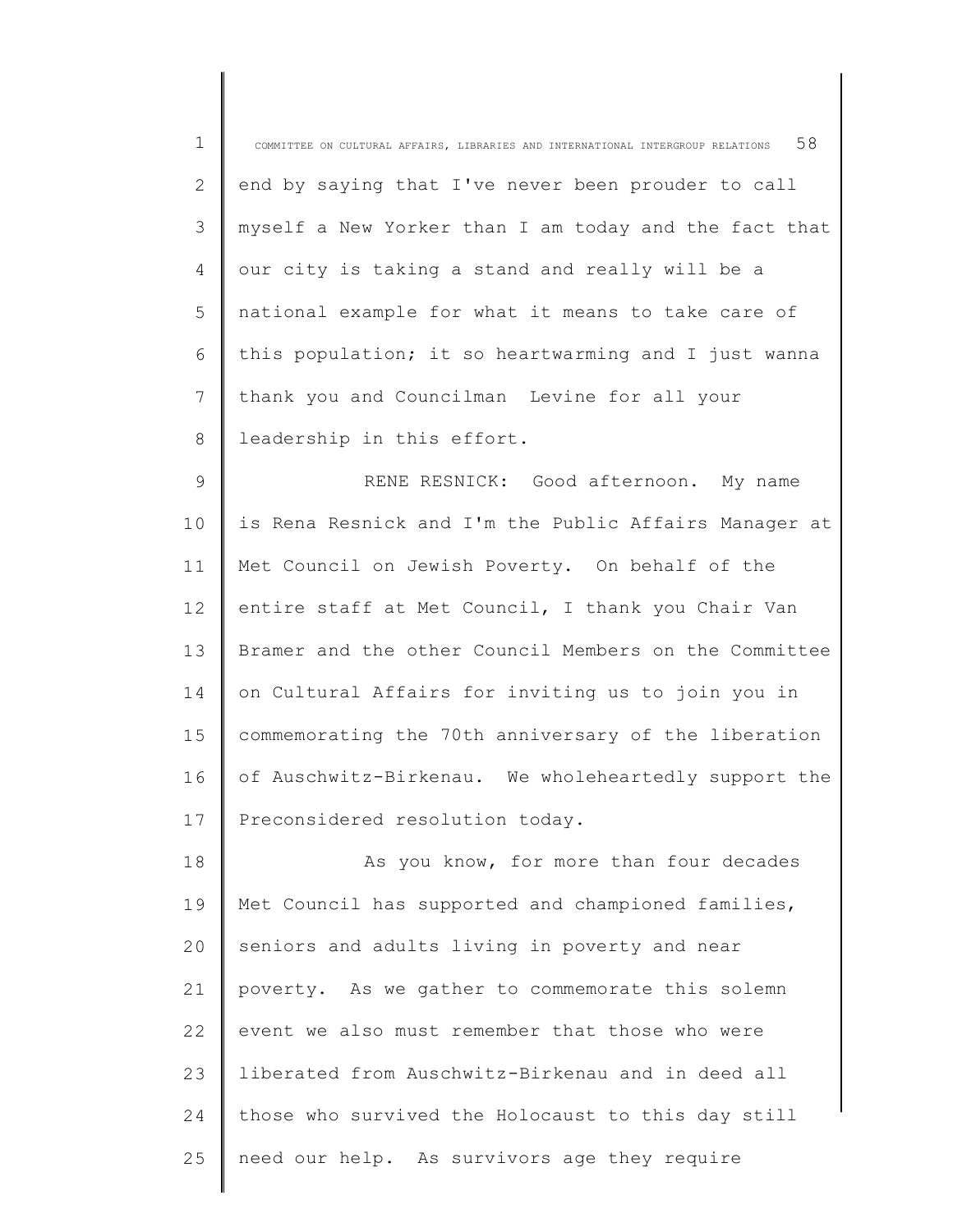end by saying that I've never been prouder to call myself a New Yorker than I am today and the fact that our city is taking a stand and really will be a national example for what it means to take care of this population; it so heartwarming and I just wanna thank you and Councilman Levine for all your leadership in this effort.

RENE RESNICK: Good afternoon. My name is Rena Resnick and I'm the Public Affairs Manager at Met Council on Jewish Poverty. On behalf of the entire staff at Met Council, I thank you Chair Van Bramer and the other Council Members on the Committee on Cultural Affairs for inviting us to join you in commemorating the 70th anniversary of the liberation of Auschwitz-Birkenau. We wholeheartedly support the Preconsidered resolution today.

As you know, for more than four decades Met Council has supported and championed families, seniors and adults living in poverty and near poverty. As we gather to commemorate this solemn event we also must remember that those who were liberated from Auschwitz-Birkenau and in deed all those who survived the Holocaust to this day still need our help. As survivors age they require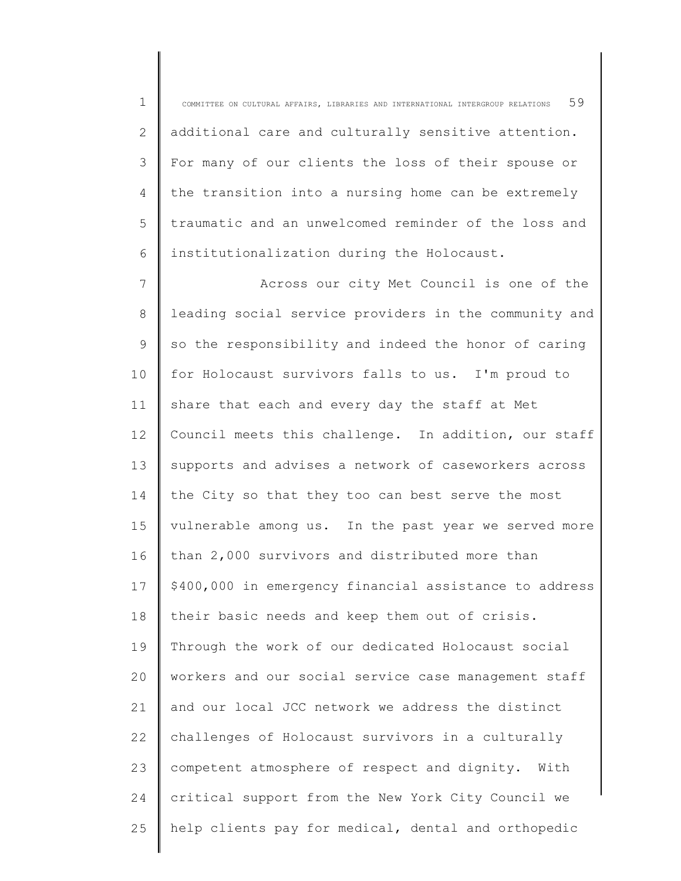additional care and culturally sensitive attention. For many of our clients the loss of their spouse or the transition into a nursing home can be extremely traumatic and an unwelcomed reminder of the loss and institutionalization during the Holocaust.

Across our city Met Council is one of the leading social service providers in the community and so the responsibility and indeed the honor of caring for Holocaust survivors falls to us. I'm proud to share that each and every day the staff at Met Council meets this challenge. In addition, our staff supports and advises a network of caseworkers across the City so that they too can best serve the most vulnerable among us. In the past year we served more than 2,000 survivors and distributed more than $400,000 in emergency financial assistance to address their basic needs and keep them out of crisis. Through the work of our dedicated Holocaust social workers and our social service case management staff and our local JCC network we address the distinct challenges of Holocaust survivors in a culturally competent atmosphere of respect and dignity. With critical support from the New York City Council we help clients pay for medical, dental and orthopedic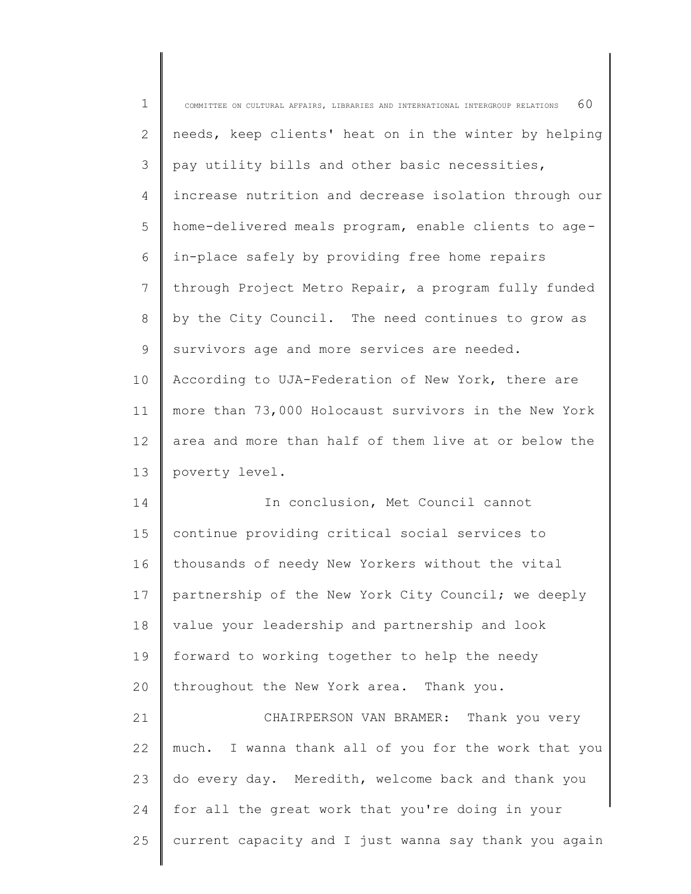needs, keep clients' heat on in the winter by helping pay utility bills and other basic necessities, increase nutrition and decrease isolation through our home-delivered meals program, enable clients to age-in-place safely by providing free home repairs through Project Metro Repair, a program fully funded by the City Council. The need continues to grow as survivors age and more services are needed. According to UJA-Federation of New York, there are more than 73,000 Holocaust survivors in the New York area and more than half of them live at or below the poverty level.

In conclusion, Met Council cannot continue providing critical social services to thousands of needy New Yorkers without the vital partnership of the New York City Council; we deeply value your leadership and partnership and look forward to working together to help the needy throughout the New York area. Thank you.

CHAIRPERSON VAN BRAMER: Thank you very much. I wanna thank all of you for the work that you do every day. Meredith, welcome back and thank you for all the great work that you're doing in your current capacity and I just wanna say thank you again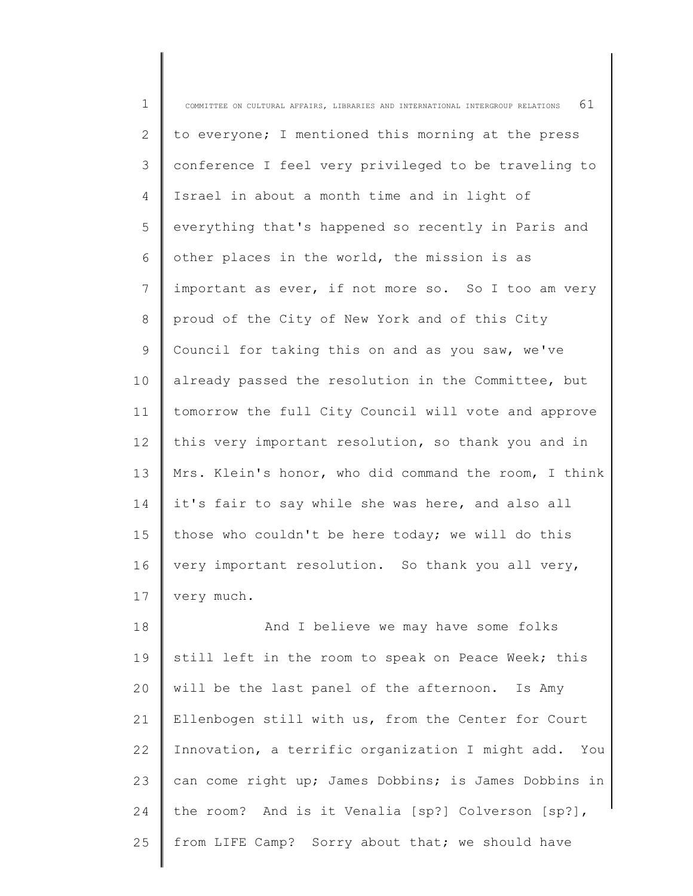to everyone; I mentioned this morning at the press conference I feel very privileged to be traveling to Israel in about a month time and in light of everything that's happened so recently in Paris and other places in the world, the mission is as important as ever, if not more so. So I too am very proud of the City of New York and of this City Council for taking this on and as you saw, we've already passed the resolution in the Committee, but tomorrow the full City Council will vote and approve this very important resolution, so thank you and in Mrs. Klein's honor, who did command the room, I think it's fair to say while she was here, and also all those who couldn't be here today; we will do this very important resolution. So thank you all very, very much.

And I believe we may have some folks still left in the room to speak on Peace Week; this will be the last panel of the afternoon. Is Amy Ellenbogen still with us, from the Center for Court Innovation, a terrific organization I might add. You can come right up; James Dobbins; is James Dobbins in the room? And is it Venalia [sp?] Colverson [sp?], from LIFE Camp? Sorry about that; we should have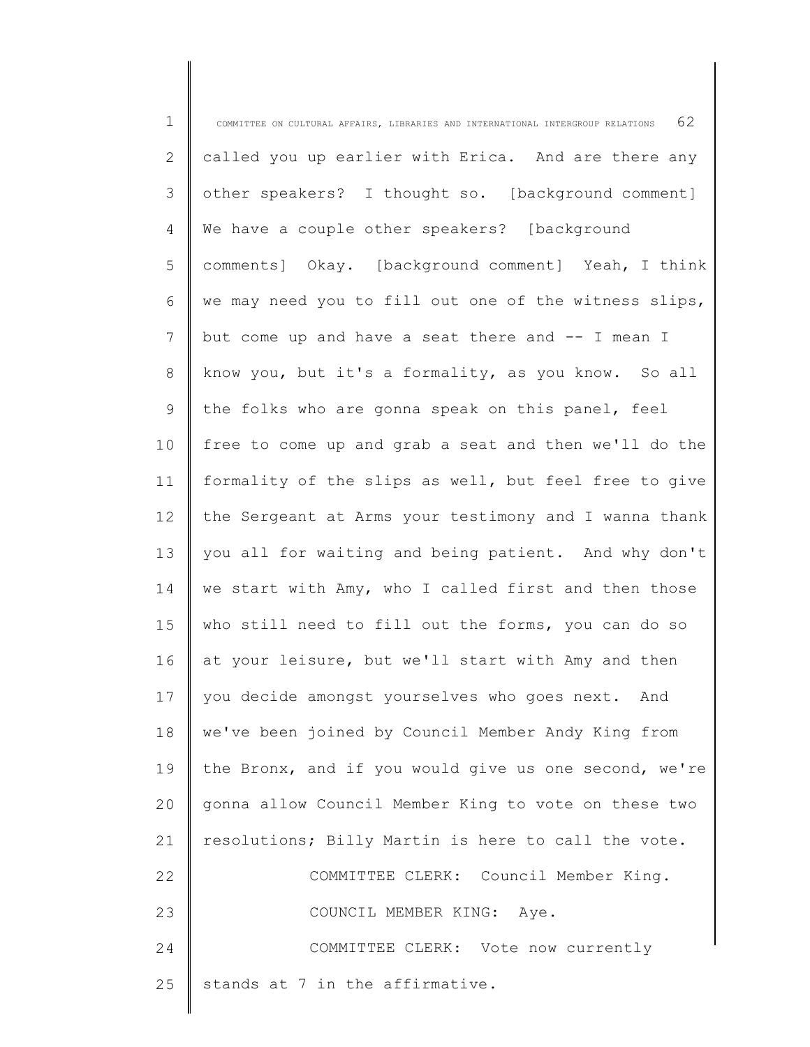called you up earlier with Erica. And are there any other speakers? I thought so. [background comment] We have a couple other speakers? [background comments] Okay. [background comment] Yeah, I think we may need you to fill out one of the witness slips, but come up and have a seat there and -- I mean I know you, but it's a formality, as you know. So all the folks who are gonna speak on this panel, feel free to come up and grab a seat and then we'll do the formality of the slips as well, but feel free to give the Sergeant at Arms your testimony and I wanna thank you all for waiting and being patient. And why don't we start with Amy, who I called first and then those who still need to fill out the forms, you can do so at your leisure, but we'll start with Amy and then you decide amongst yourselves who goes next. And we've been joined by Council Member Andy King from the Bronx, and if you would give us one second, we're gonna allow Council Member King to vote on these two resolutions; Billy Martin is here to call the vote.

COMMITTEE CLERK: Council Member King.

COUNCIL MEMBER KING: Aye.

COMMITTEE CLERK: Vote now currently stands at 7 in the affirmative.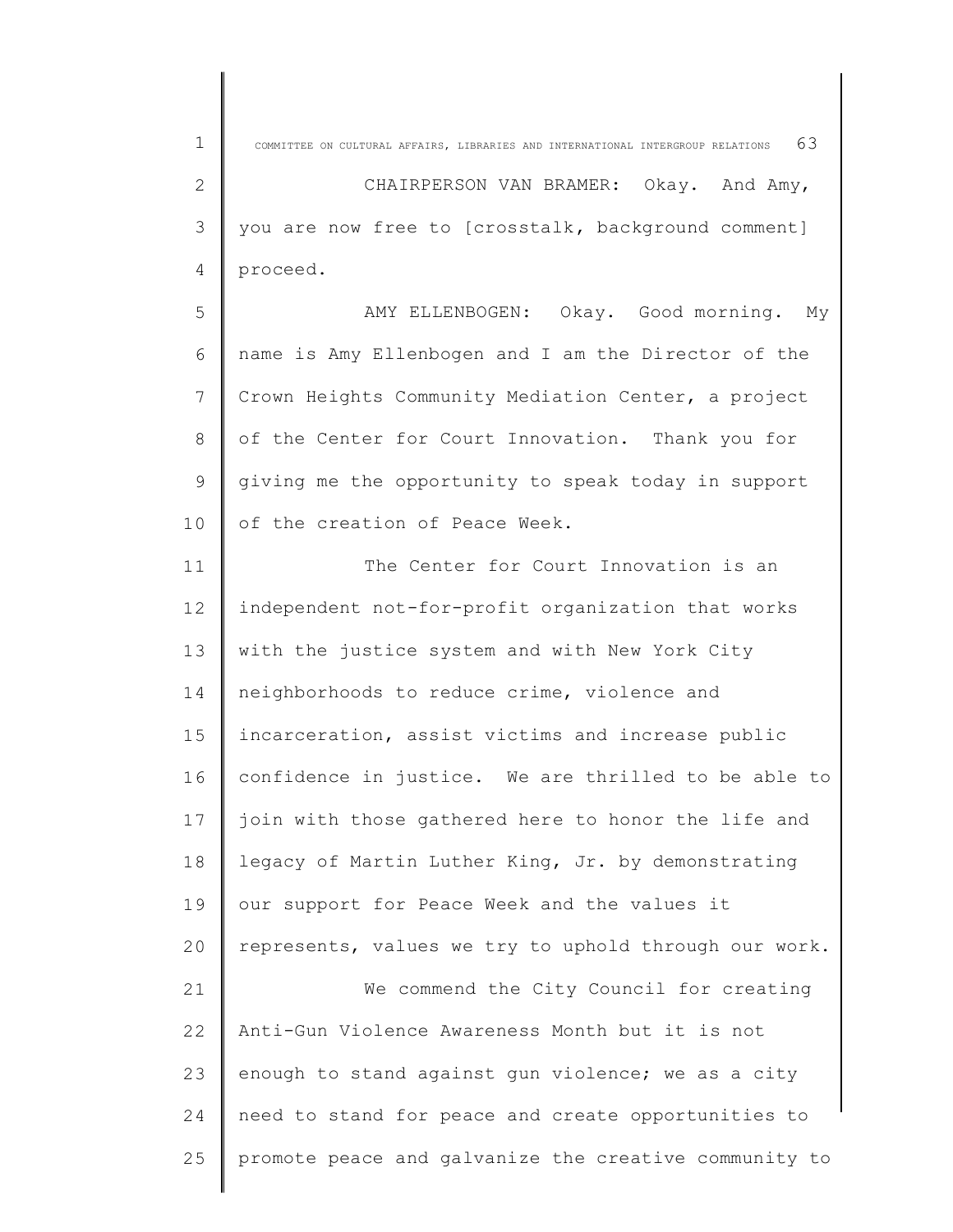CHAIRPERSON VAN BRAMER: Okay. And Amy, you are now free to [crosstalk, background comment] proceed.

AMY ELLENBOGEN: Okay. Good morning. My name is Amy Ellenbogen and I am the Director of the Crown Heights Community Mediation Center, a project of the Center for Court Innovation. Thank you for giving me the opportunity to speak today in support of the creation of Peace Week.

The Center for Court Innovation is an independent not-for-profit organization that works with the justice system and with New York City neighborhoods to reduce crime, violence and incarceration, assist victims and increase public confidence in justice. We are thrilled to be able to join with those gathered here to honor the life and legacy of Martin Luther King, Jr. by demonstrating our support for Peace Week and the values it represents, values we try to uphold through our work.

We commend the City Council for creating Anti-Gun Violence Awareness Month but it is not enough to stand against gun violence; we as a city need to stand for peace and create opportunities to promote peace and galvanize the creative community to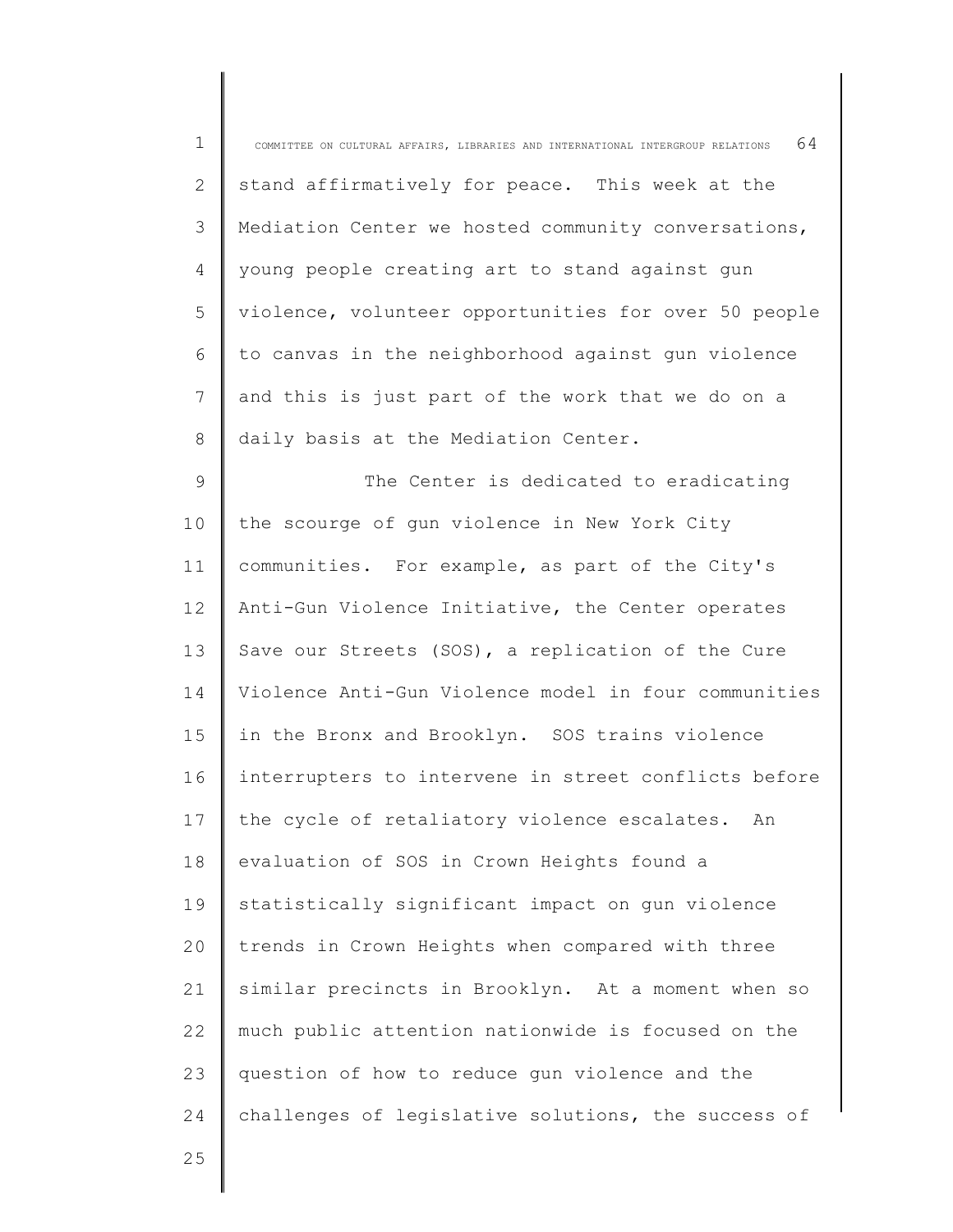stand affirmatively for peace. This week at the Mediation Center we hosted community conversations, young people creating art to stand against gun violence, volunteer opportunities for over 50 people to canvas in the neighborhood against gun violence and this is just part of the work that we do on a daily basis at the Mediation Center.

The Center is dedicated to eradicating the scourge of gun violence in New York City communities. For example, as part of the City's Anti-Gun Violence Initiative, the Center operates Save our Streets (SOS), a replication of the Cure Violence Anti-Gun Violence model in four communities in the Bronx and Brooklyn. SOS trains violence interrupters to intervene in street conflicts before the cycle of retaliatory violence escalates. An evaluation of SOS in Crown Heights found a statistically significant impact on gun violence trends in Crown Heights when compared with three similar precincts in Brooklyn. At a moment when so much public attention nationwide is focused on the question of how to reduce gun violence and the challenges of legislative solutions, the success of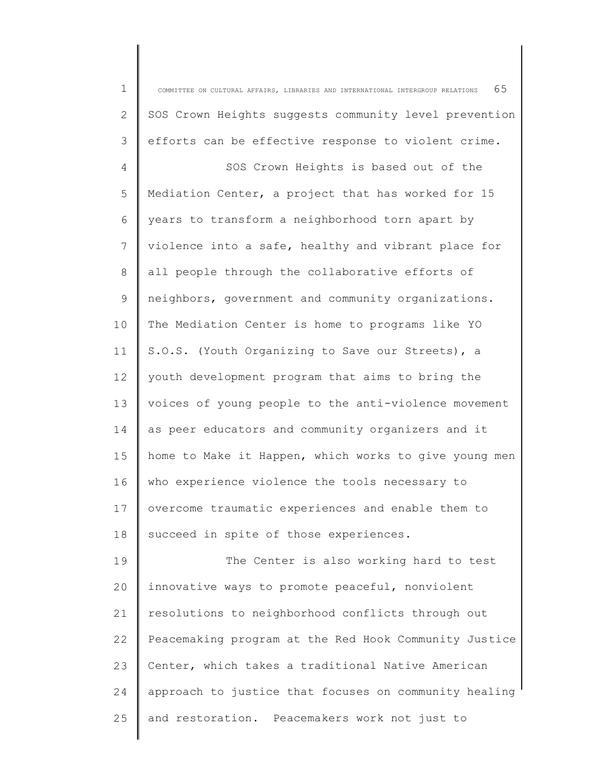SOS Crown Heights suggests community level prevention efforts can be effective response to violent crime.

SOS Crown Heights is based out of the Mediation Center, a project that has worked for 15 years to transform a neighborhood torn apart by violence into a safe, healthy and vibrant place for all people through the collaborative efforts of neighbors, government and community organizations. The Mediation Center is home to programs like YO S.O.S. (Youth Organizing to Save our Streets), a youth development program that aims to bring the voices of young people to the anti-violence movement as peer educators and community organizers and it home to Make it Happen, which works to give young men who experience violence the tools necessary to overcome traumatic experiences and enable them to succeed in spite of those experiences.

The Center is also working hard to test innovative ways to promote peaceful, nonviolent resolutions to neighborhood conflicts through out Peacemaking program at the Red Hook Community Justice Center, which takes a traditional Native American approach to justice that focuses on community healing and restoration. Peacemakers work not just to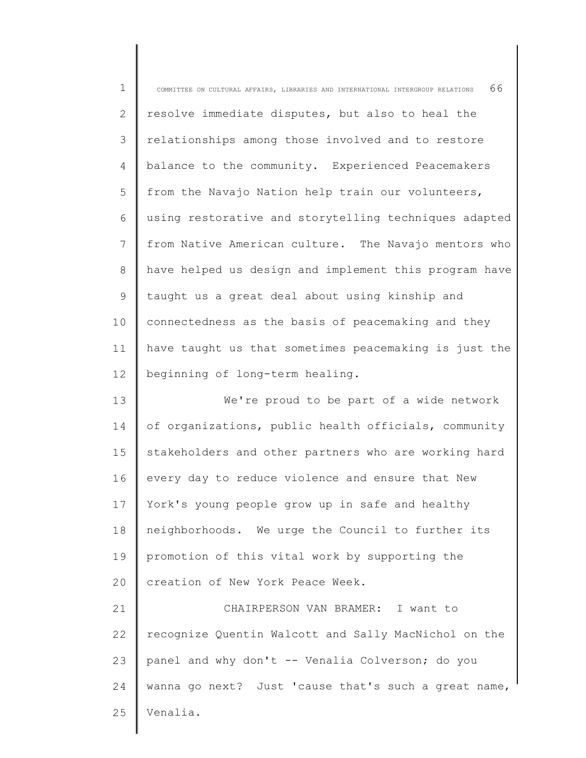resolve immediate disputes, but also to heal the relationships among those involved and to restore balance to the community. Experienced Peacemakers from the Navajo Nation help train our volunteers, using restorative and storytelling techniques adapted from Native American culture. The Navajo mentors who have helped us design and implement this program have taught us a great deal about using kinship and connectedness as the basis of peacemaking and they have taught us that sometimes peacemaking is just the beginning of long-term healing.

We're proud to be part of a wide network of organizations, public health officials, community stakeholders and other partners who are working hard every day to reduce violence and ensure that New York's young people grow up in safe and healthy neighborhoods. We urge the Council to further its promotion of this vital work by supporting the creation of New York Peace Week.

CHAIRPERSON VAN BRAMER: I want to recognize Quentin Walcott and Sally MacNichol on the panel and why don't -- Venalia Colverson; do you wanna go next? Just 'cause that's such a great name, Venalia.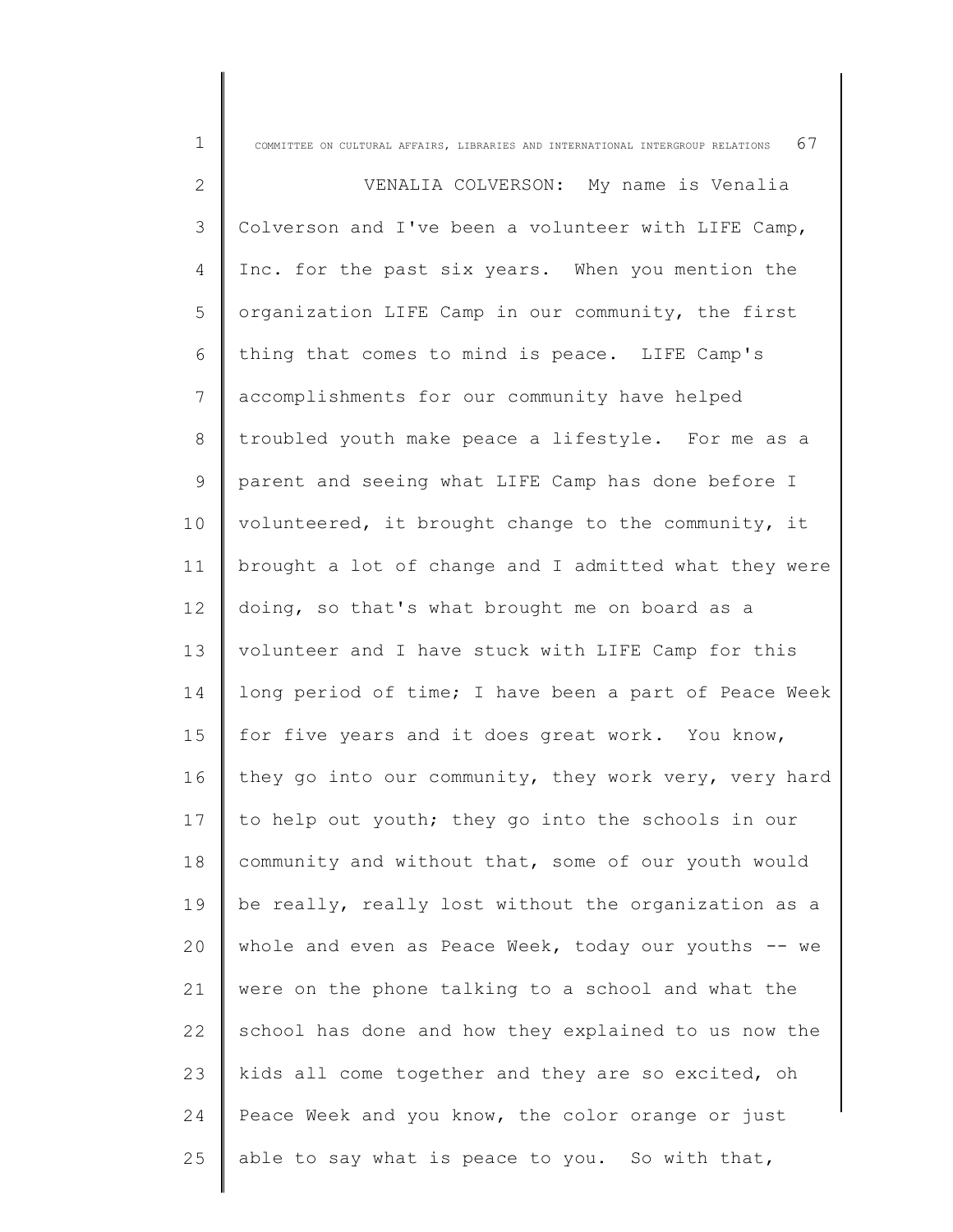VENALIA COLVERSON: My name is Venalia Colverson and I've been a volunteer with LIFE Camp, Inc. for the past six years. When you mention the organization LIFE Camp in our community, the first thing that comes to mind is peace. LIFE Camp's accomplishments for our community have helped troubled youth make peace a lifestyle. For me as a parent and seeing what LIFE Camp has done before I volunteered, it brought change to the community, it brought a lot of change and I admitted what they were doing, so that's what brought me on board as a volunteer and I have stuck with LIFE Camp for this long period of time; I have been a part of Peace Week for five years and it does great work. You know, they go into our community, they work very, very hard to help out youth; they go into the schools in our community and without that, some of our youth would be really, really lost without the organization as a whole and even as Peace Week, today our youths -- we were on the phone talking to a school and what the school has done and how they explained to us now the kids all come together and they are so excited, oh Peace Week and you know, the color orange or just able to say what is peace to you. So with that,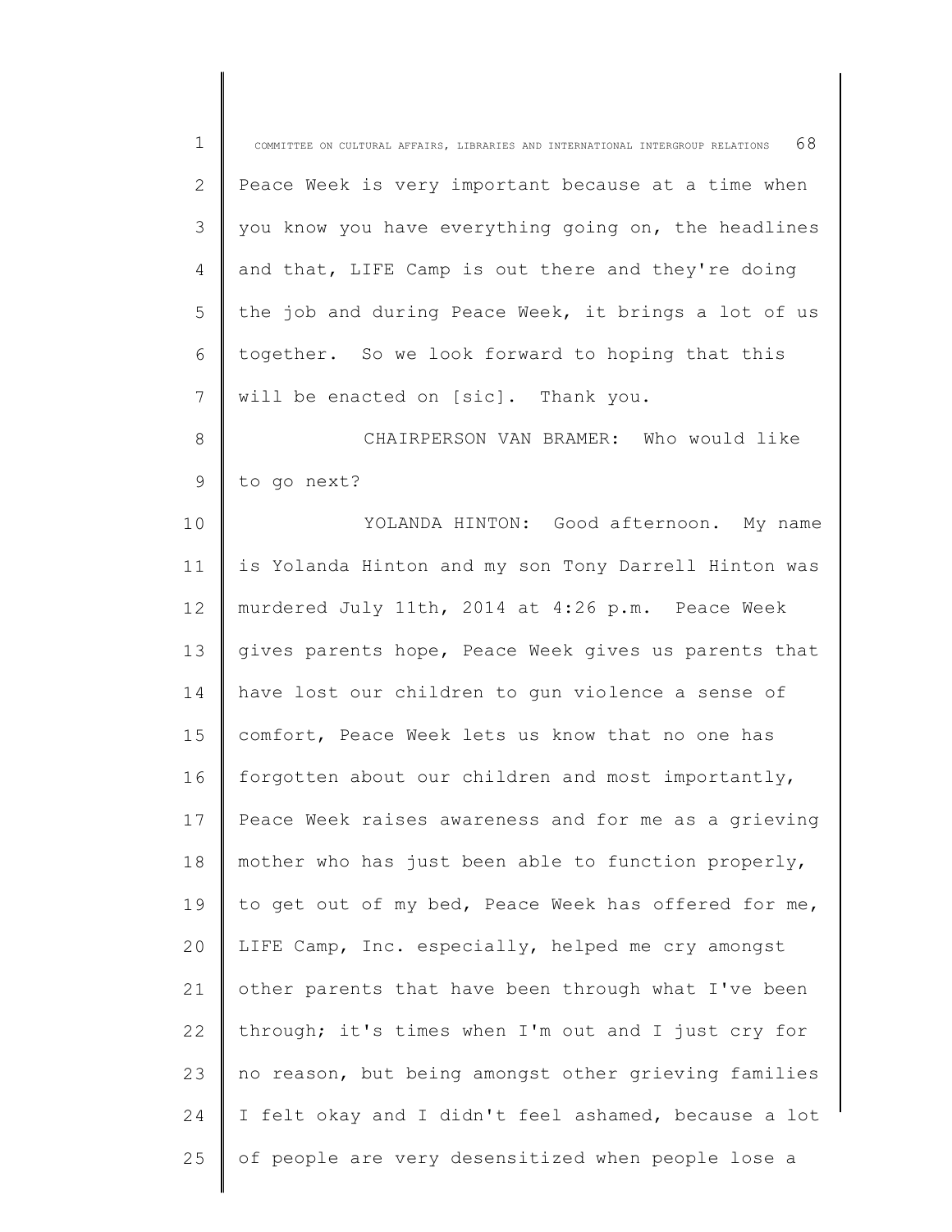Peace Week is very important because at a time when you know you have everything going on, the headlines and that, LIFE Camp is out there and they're doing the job and during Peace Week, it brings a lot of us together. So we look forward to hoping that this will be enacted on [sic]. Thank you.

CHAIRPERSON VAN BRAMER: Who would like to go next?

YOLANDA HINTON: Good afternoon. My name is Yolanda Hinton and my son Tony Darrell Hinton was murdered July 11th, 2014 at 4:26 p.m. Peace Week gives parents hope, Peace Week gives us parents that have lost our children to gun violence a sense of comfort, Peace Week lets us know that no one has forgotten about our children and most importantly, Peace Week raises awareness and for me as a grieving mother who has just been able to function properly, to get out of my bed, Peace Week has offered for me, LIFE Camp, Inc. especially, helped me cry amongst other parents that have been through what I've been through; it's times when I'm out and I just cry for no reason, but being amongst other grieving families I felt okay and I didn't feel ashamed, because a lot of people are very desensitized when people lose a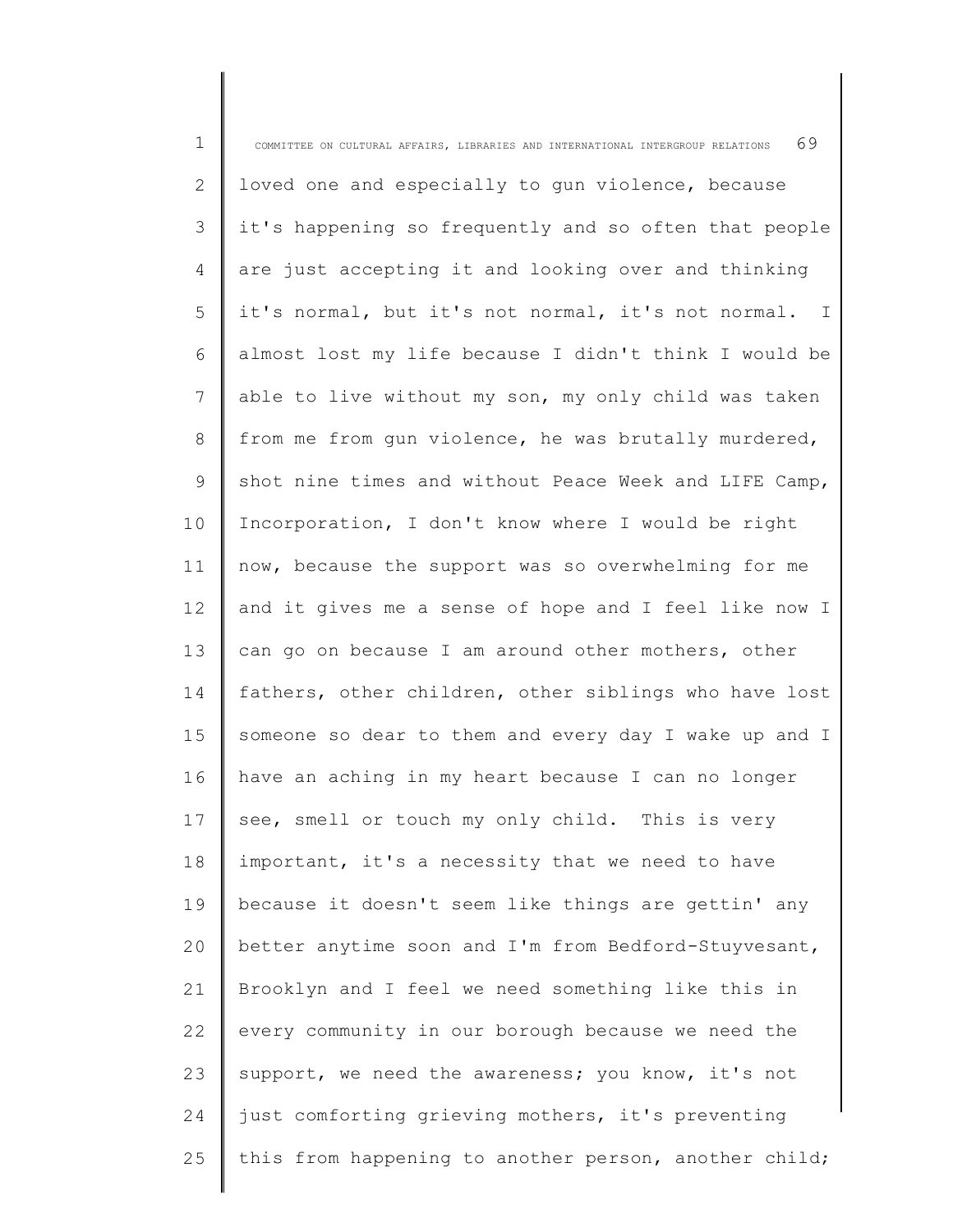loved one and especially to gun violence, because it's happening so frequently and so often that people are just accepting it and looking over and thinking it's normal, but it's not normal, it's not normal. I almost lost my life because I didn't think I would be able to live without my son, my only child was taken from me from gun violence, he was brutally murdered, shot nine times and without Peace Week and LIFE Camp, Incorporation, I don't know where I would be right now, because the support was so overwhelming for me and it gives me a sense of hope and I feel like now I can go on because I am around other mothers, other fathers, other children, other siblings who have lost someone so dear to them and every day I wake up and I have an aching in my heart because I can no longer see, smell or touch my only child. This is very important, it's a necessity that we need to have because it doesn't seem like things are gettin' any better anytime soon and I'm from Bedford-Stuyvesant, Brooklyn and I feel we need something like this in every community in our borough because we need the support, we need the awareness; you know, it's not just comforting grieving mothers, it's preventing this from happening to another person, another child;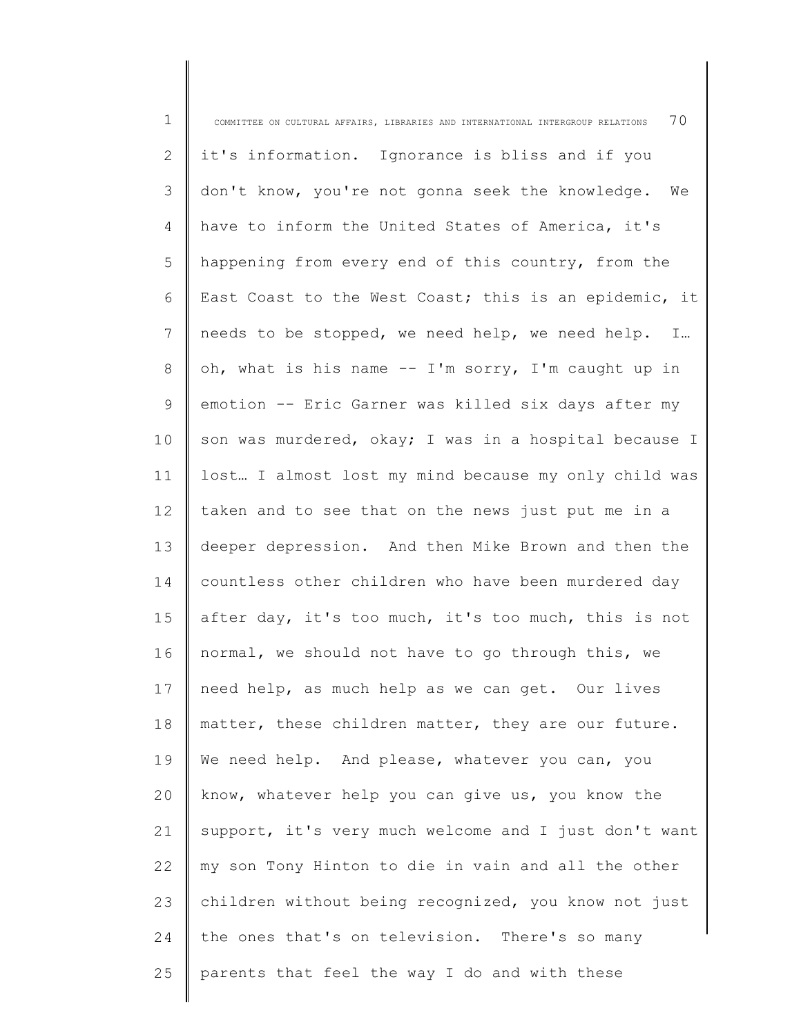it's information. Ignorance is bliss and if you don't know, you're not gonna seek the knowledge. We have to inform the United States of America, it's happening from every end of this country, from the East Coast to the West Coast; this is an epidemic, it needs to be stopped, we need help, we need help. I… oh, what is his name -- I'm sorry, I'm caught up in emotion -- Eric Garner was killed six days after my son was murdered, okay; I was in a hospital because I lost… I almost lost my mind because my only child was taken and to see that on the news just put me in a deeper depression. And then Mike Brown and then the countless other children who have been murdered day after day, it's too much, it's too much, this is not normal, we should not have to go through this, we need help, as much help as we can get. Our lives matter, these children matter, they are our future. We need help. And please, whatever you can, you know, whatever help you can give us, you know the support, it's very much welcome and I just don't want my son Tony Hinton to die in vain and all the other children without being recognized, you know not just the ones that's on television. There's so many parents that feel the way I do and with these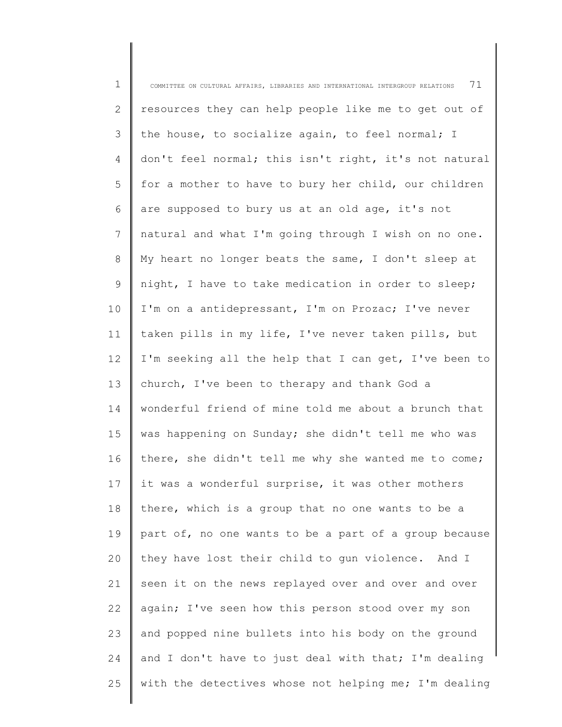resources they can help people like me to get out of the house, to socialize again, to feel normal; I don't feel normal; this isn't right, it's not natural for a mother to have to bury her child, our children are supposed to bury us at an old age, it's not natural and what I'm going through I wish on no one. My heart no longer beats the same, I don't sleep at night, I have to take medication in order to sleep; I'm on a antidepressant, I'm on Prozac; I've never taken pills in my life, I've never taken pills, but I'm seeking all the help that I can get, I've been to church, I've been to therapy and thank God a wonderful friend of mine told me about a brunch that was happening on Sunday; she didn't tell me who was there, she didn't tell me why she wanted me to come; it was a wonderful surprise, it was other mothers there, which is a group that no one wants to be a part of, no one wants to be a part of a group because they have lost their child to gun violence. And I seen it on the news replayed over and over and over again; I've seen how this person stood over my son and popped nine bullets into his body on the ground and I don't have to just deal with that; I'm dealing with the detectives whose not helping me; I'm dealing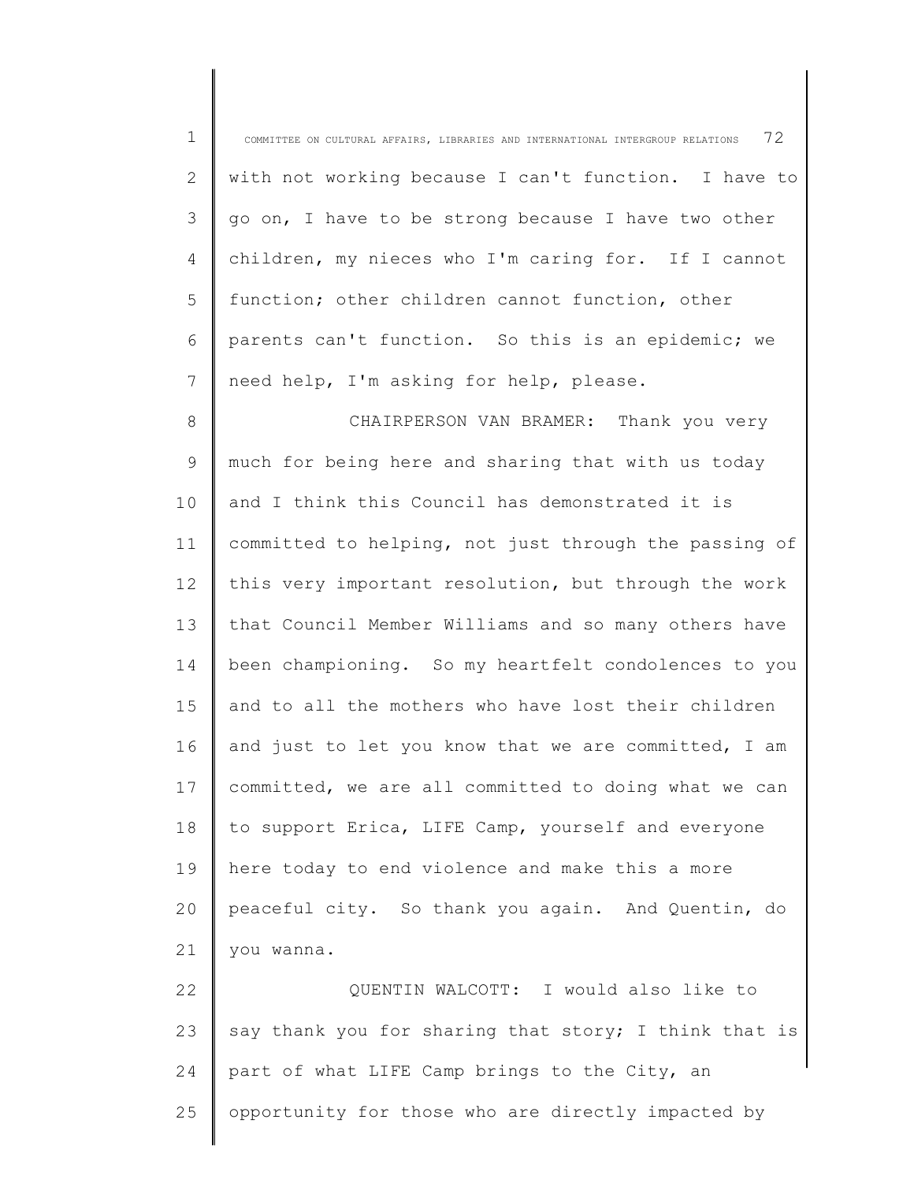with not working because I can't function. I have to go on, I have to be strong because I have two other children, my nieces who I'm caring for. If I cannot function; other children cannot function, other parents can't function. So this is an epidemic; we need help, I'm asking for help, please.

CHAIRPERSON VAN BRAMER: Thank you very much for being here and sharing that with us today and I think this Council has demonstrated it is committed to helping, not just through the passing of this very important resolution, but through the work that Council Member Williams and so many others have been championing. So my heartfelt condolences to you and to all the mothers who have lost their children and just to let you know that we are committed, I am committed, we are all committed to doing what we can to support Erica, LIFE Camp, yourself and everyone here today to end violence and make this a more peaceful city. So thank you again. And Quentin, do you wanna.

QUENTIN WALCOTT: I would also like to say thank you for sharing that story; I think that is part of what LIFE Camp brings to the City, an opportunity for those who are directly impacted by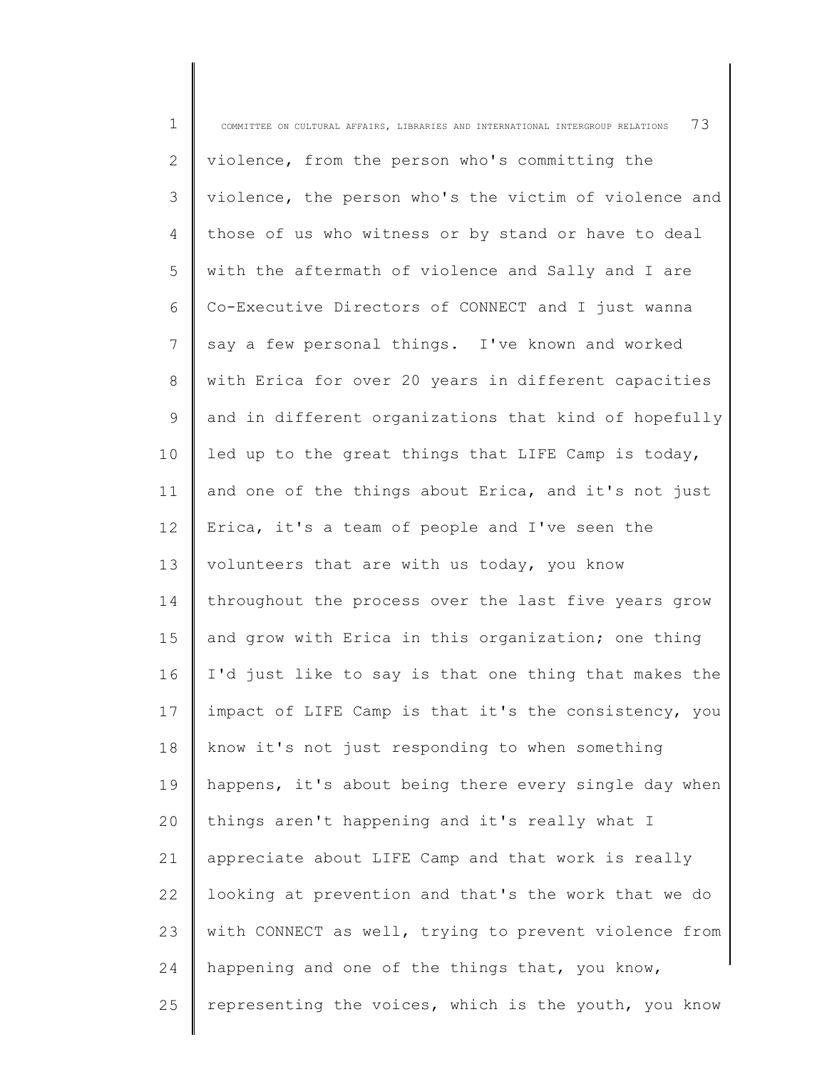violence, from the person who's committing the violence, the person who's the victim of violence and those of us who witness or by stand or have to deal with the aftermath of violence and Sally and I are Co-Executive Directors of CONNECT and I just wanna say a few personal things. I've known and worked with Erica for over 20 years in different capacities and in different organizations that kind of hopefully led up to the great things that LIFE Camp is today, and one of the things about Erica, and it's not just Erica, it's a team of people and I've seen the volunteers that are with us today, you know throughout the process over the last five years grow and grow with Erica in this organization; one thing I'd just like to say is that one thing that makes the impact of LIFE Camp is that it's the consistency, you know it's not just responding to when something happens, it's about being there every single day when things aren't happening and it's really what I appreciate about LIFE Camp and that work is really looking at prevention and that's the work that we do with CONNECT as well, trying to prevent violence from happening and one of the things that, you know, representing the voices, which is the youth, you know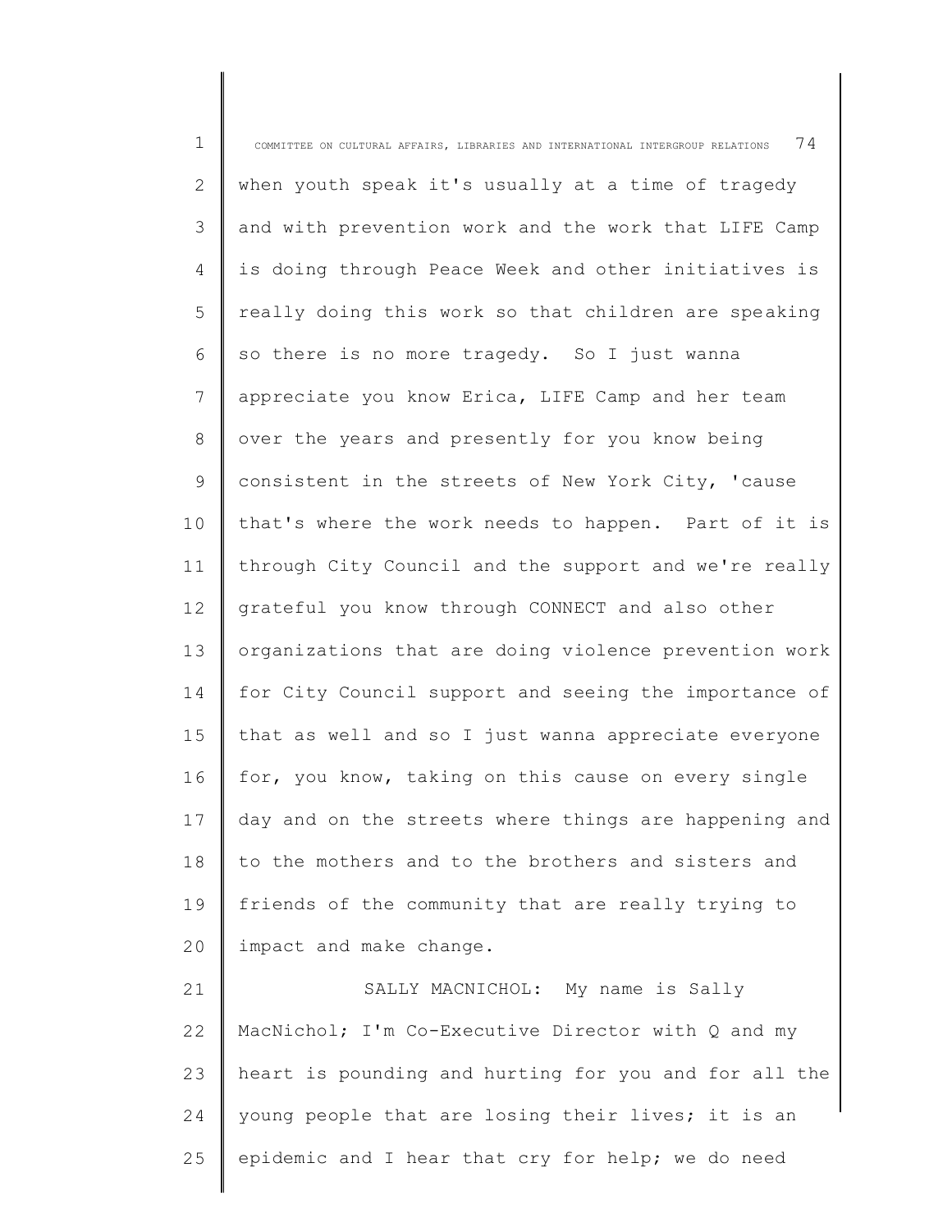when youth speak it's usually at a time of tragedy and with prevention work and the work that LIFE Camp is doing through Peace Week and other initiatives is really doing this work so that children are speaking so there is no more tragedy. So I just wanna appreciate you know Erica, LIFE Camp and her team over the years and presently for you know being consistent in the streets of New York City, 'cause that's where the work needs to happen. Part of it is through City Council and the support and we're really grateful you know through CONNECT and also other organizations that are doing violence prevention work for City Council support and seeing the importance of that as well and so I just wanna appreciate everyone for, you know, taking on this cause on every single day and on the streets where things are happening and to the mothers and to the brothers and sisters and friends of the community that are really trying to impact and make change.

SALLY MACNICHOL: My name is Sally MacNichol; I'm Co-Executive Director with Q and my heart is pounding and hurting for you and for all the young people that are losing their lives; it is an epidemic and I hear that cry for help; we do need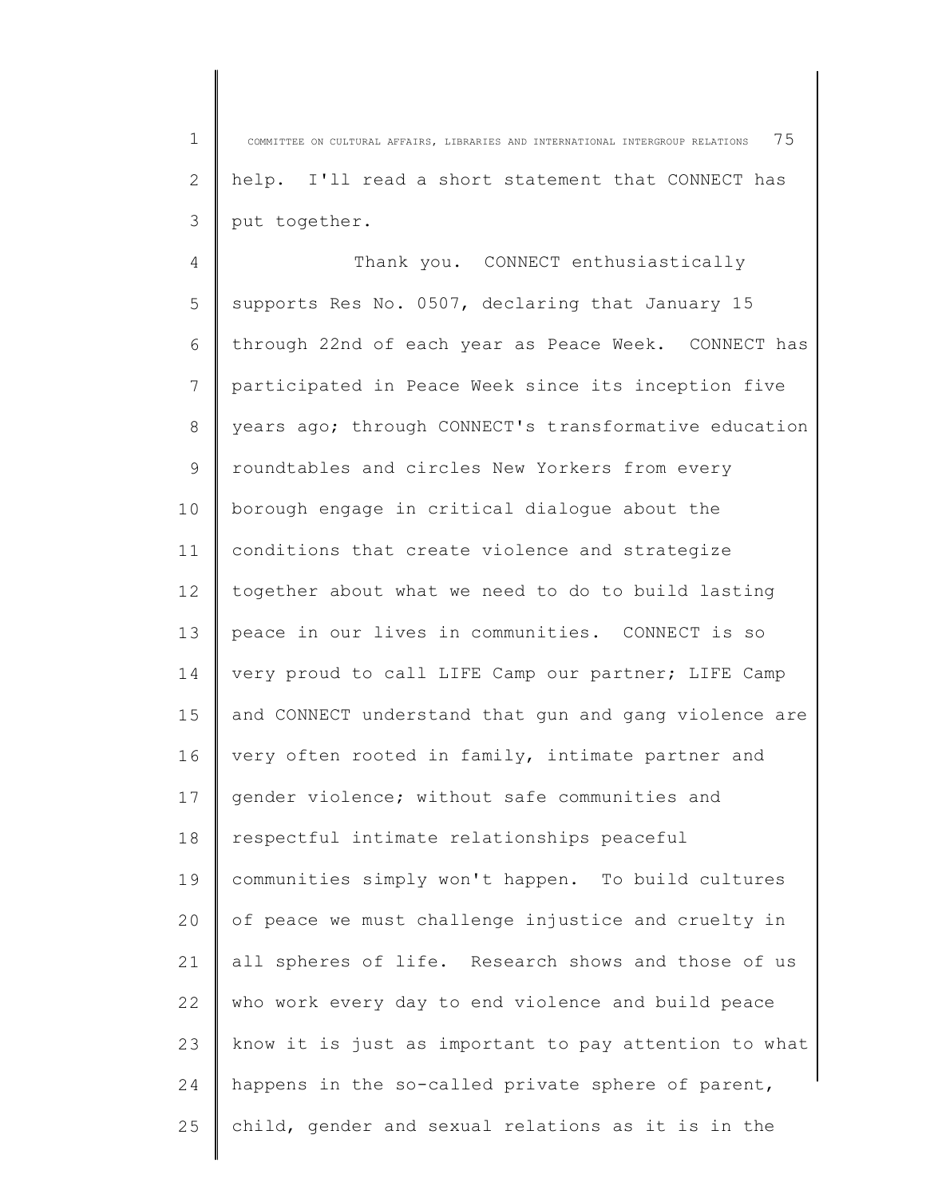help. I'll read a short statement that CONNECT has put together.

Thank you. CONNECT enthusiastically supports Res No. 0507, declaring that January 15 through 22nd of each year as Peace Week. CONNECT has participated in Peace Week since its inception five years ago; through CONNECT's transformative education roundtables and circles New Yorkers from every borough engage in critical dialogue about the conditions that create violence and strategize together about what we need to do to build lasting peace in our lives in communities. CONNECT is so very proud to call LIFE Camp our partner; LIFE Camp and CONNECT understand that gun and gang violence are very often rooted in family, intimate partner and gender violence; without safe communities and respectful intimate relationships peaceful communities simply won't happen. To build cultures of peace we must challenge injustice and cruelty in all spheres of life. Research shows and those of us who work every day to end violence and build peace know it is just as important to pay attention to what happens in the so-called private sphere of parent, child, gender and sexual relations as it is in the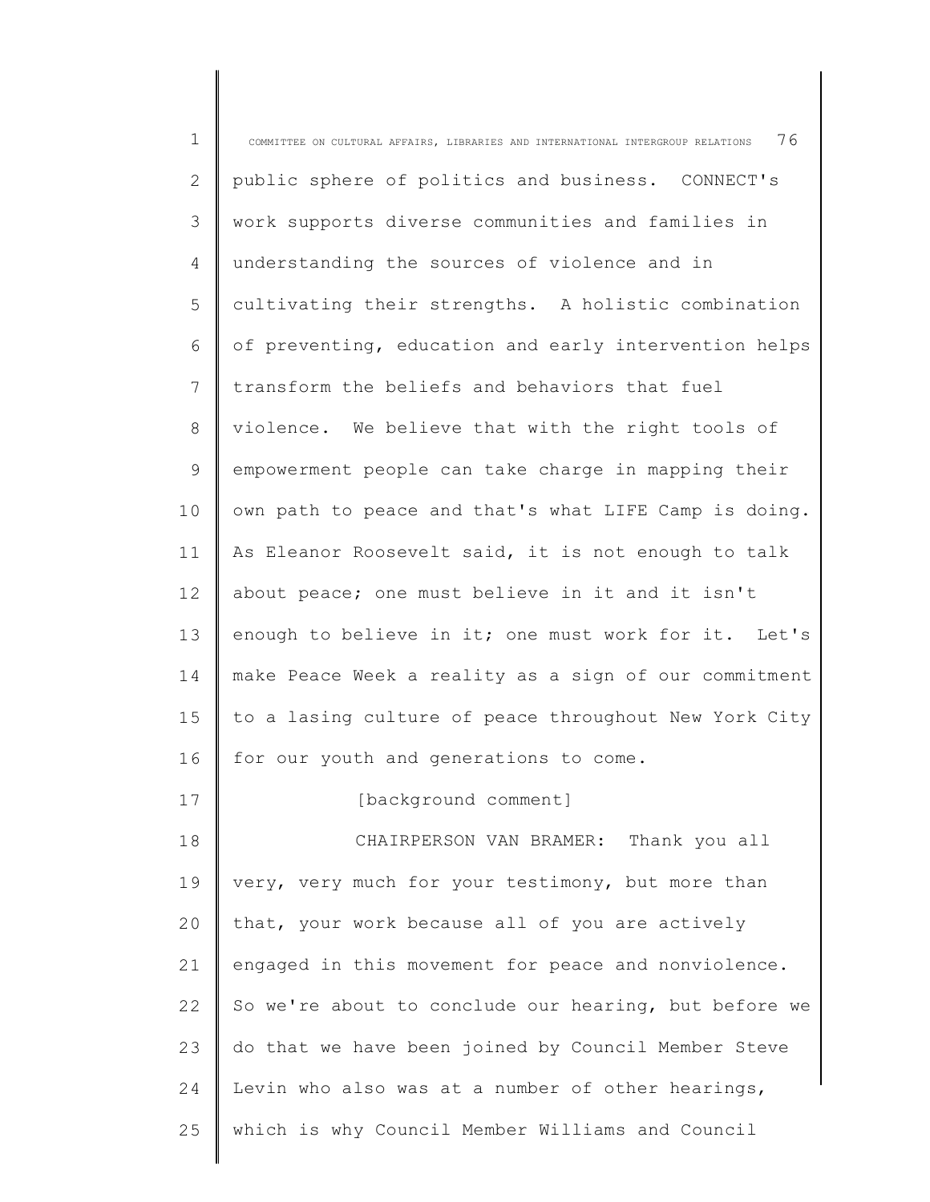public sphere of politics and business. CONNECT's work supports diverse communities and families in understanding the sources of violence and in cultivating their strengths. A holistic combination of preventing, education and early intervention helps transform the beliefs and behaviors that fuel violence. We believe that with the right tools of empowerment people can take charge in mapping their own path to peace and that's what LIFE Camp is doing. As Eleanor Roosevelt said, it is not enough to talk about peace; one must believe in it and it isn't enough to believe in it; one must work for it. Let's make Peace Week a reality as a sign of our commitment to a lasing culture of peace throughout New York City for our youth and generations to come.

[background comment]

CHAIRPERSON VAN BRAMER: Thank you all very, very much for your testimony, but more than that, your work because all of you are actively engaged in this movement for peace and nonviolence. So we're about to conclude our hearing, but before we do that we have been joined by Council Member Steve Levin who also was at a number of other hearings, which is why Council Member Williams and Council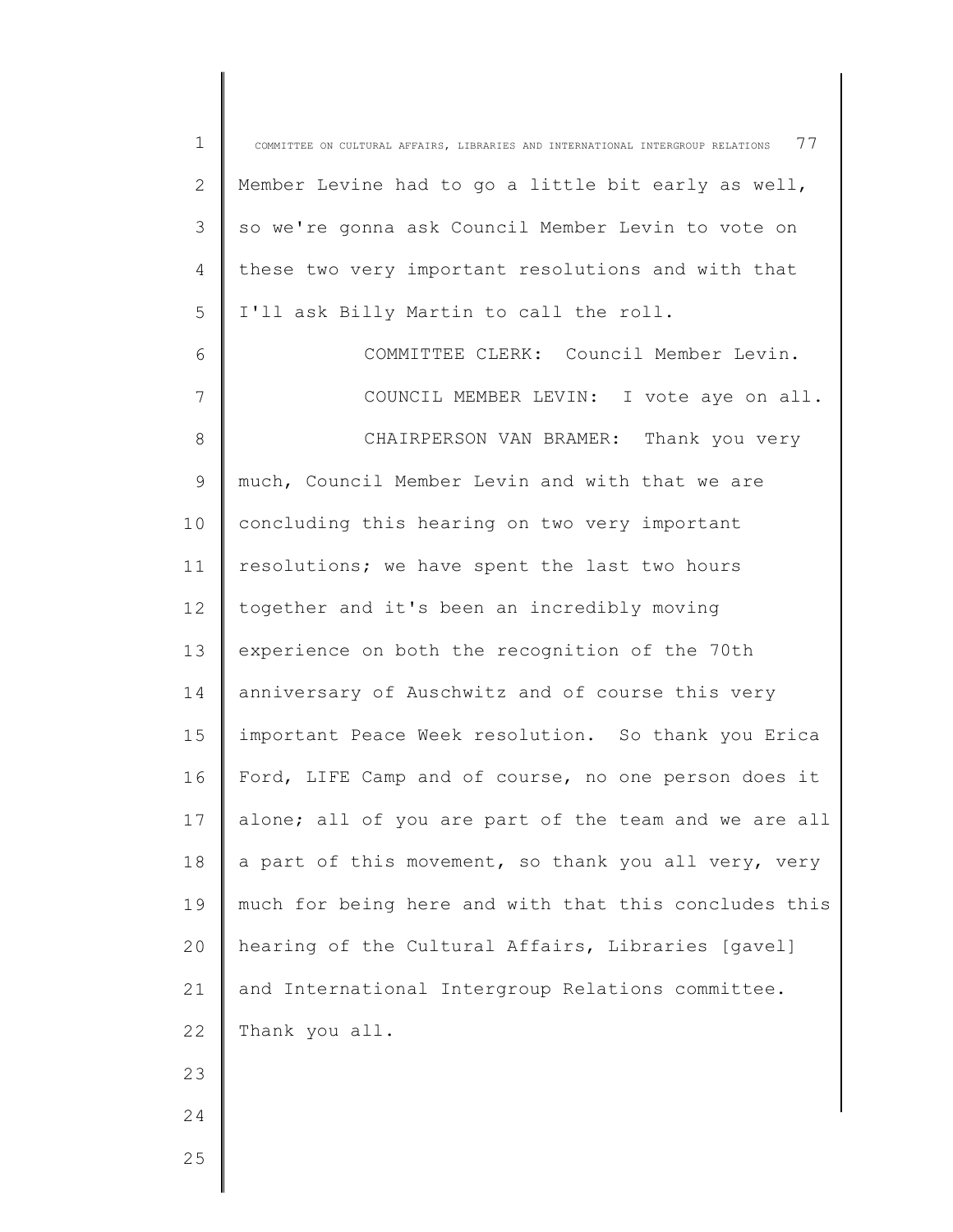Member Levine had to go a little bit early as well, so we're gonna ask Council Member Levin to vote on these two very important resolutions and with that I'll ask Billy Martin to call the roll.

COMMITTEE CLERK: Council Member Levin.

COUNCIL MEMBER LEVIN: I vote aye on all.

CHAIRPERSON VAN BRAMER: Thank you very much, Council Member Levin and with that we are concluding this hearing on two very important resolutions; we have spent the last two hours together and it's been an incredibly moving experience on both the recognition of the 70th anniversary of Auschwitz and of course this very important Peace Week resolution. So thank you Erica Ford, LIFE Camp and of course, no one person does it alone; all of you are part of the team and we are all a part of this movement, so thank you all very, very much for being here and with that this concludes this hearing of the Cultural Affairs, Libraries [gavel] and International Intergroup Relations committee. Thank you all.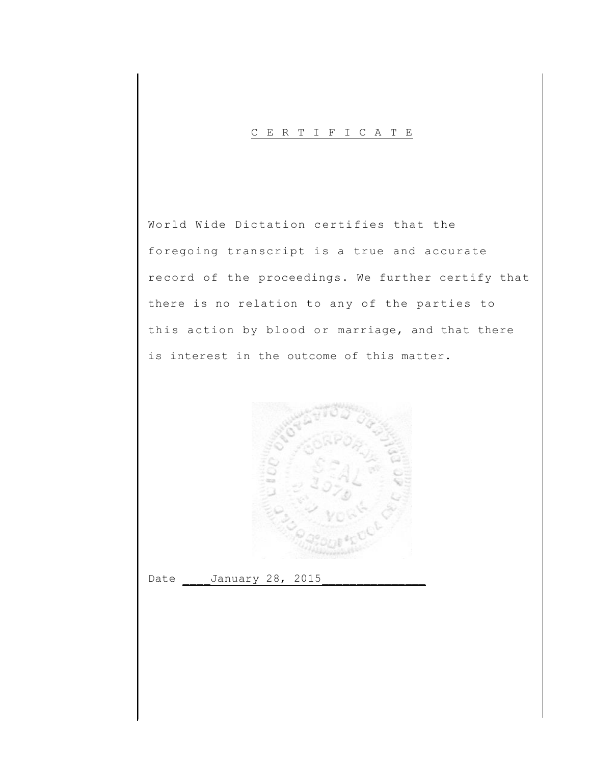C E R T I F I C A T E

World Wide Dictation certifies that the foregoing transcript is a true and accurate record of the proceedings. We further certify that there is no relation to any of the parties to this action by blood or marriage, and that there is interest in the outcome of this matter.

Date ____January 28, 2015______________